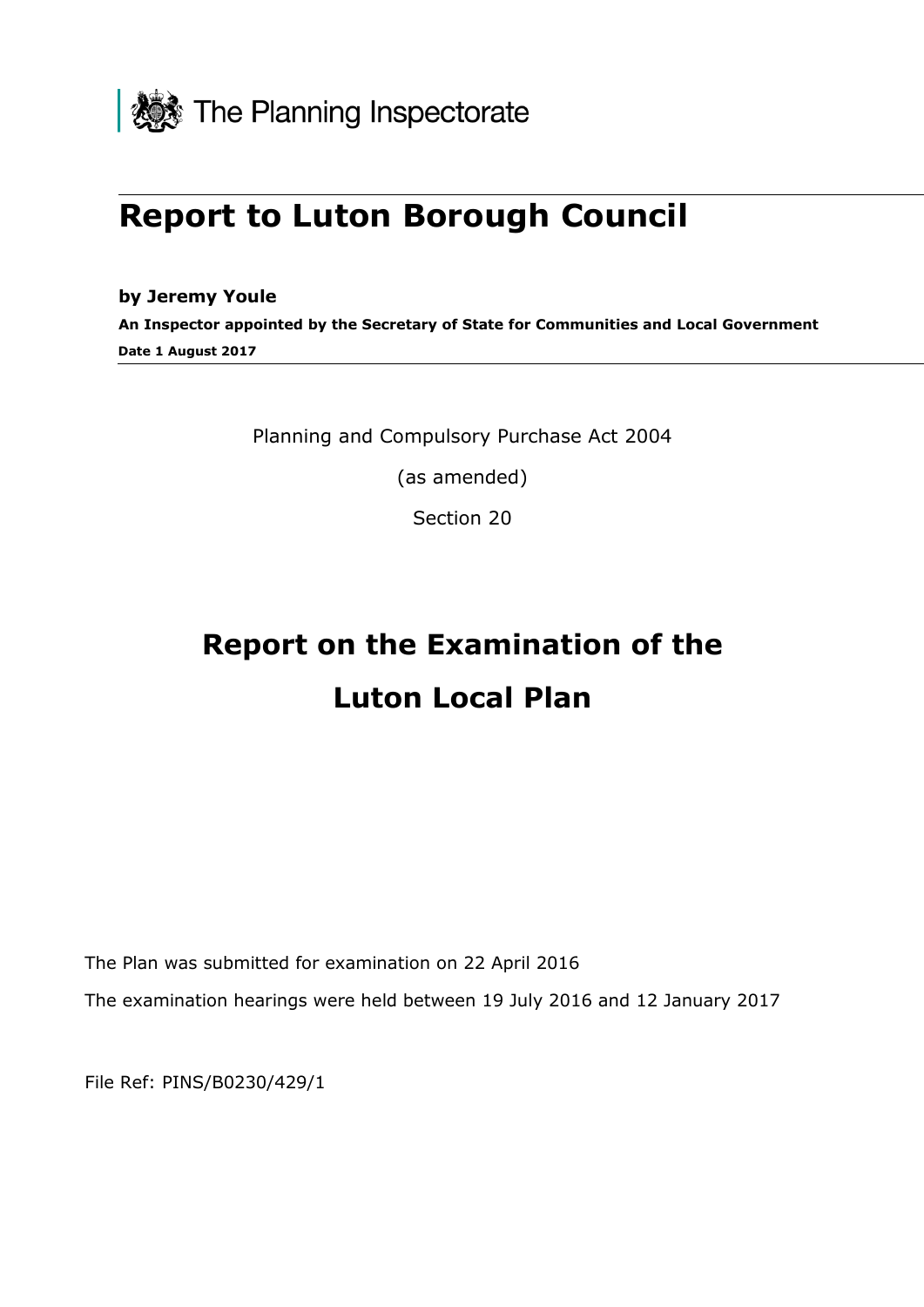The Planning Inspectorate

# Report to Luton Borough Council

**by Jeremy Youle**

**An Inspector appointed by the Secretary of State for Communities and Local Government**

**Date 1 August 2017**

Planning and Compulsory Purchase Act 2004

(as amended)

Section 20

# Report on the Examination of the Luton Local Plan

The Plan was submitted for examination on 22 April 2016

The examination hearings were held between 19 July 2016 and 12 January 2017

File Ref: PINS/B0230/429/1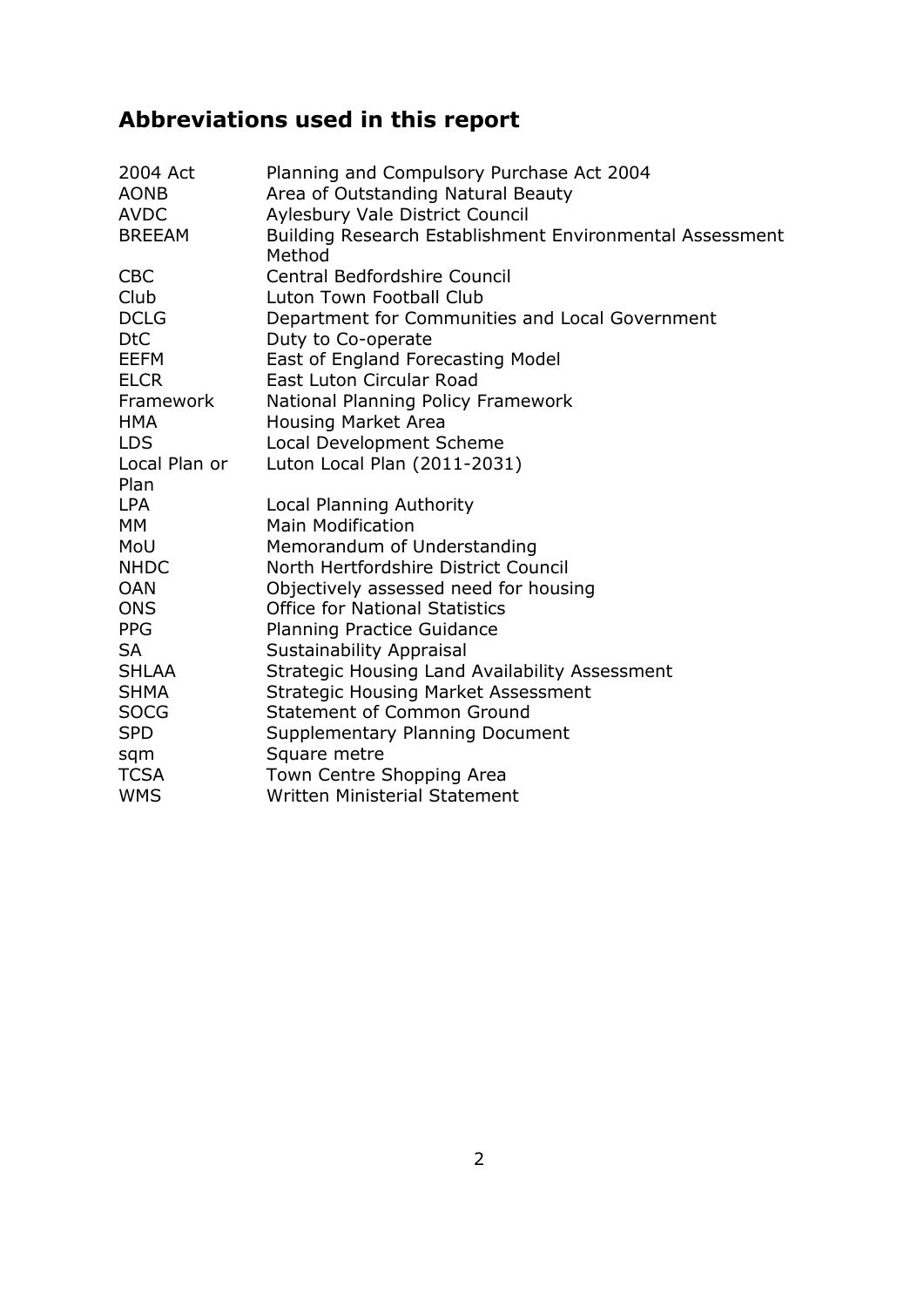## Abbreviations used in this report

| | |
|---|---|
| 2004 Act | Planning and Compulsory Purchase Act 2004 |
| AONB | Area of Outstanding Natural Beauty |
| AVDC | Aylesbury Vale District Council |
| BREEAM | Building Research Establishment Environmental Assessment Method |
| CBC | Central Bedfordshire Council |
| Club | Luton Town Football Club |
| DCLG | Department for Communities and Local Government |
| DtC | Duty to Co-operate |
| EEFM | East of England Forecasting Model |
| ELCR | East Luton Circular Road |
| Framework | National Planning Policy Framework |
| HMA | Housing Market Area |
| LDS | Local Development Scheme |
| Local Plan or Plan | Luton Local Plan (2011-2031) |
| LPA | Local Planning Authority |
| MM | Main Modification |
| MoU | Memorandum of Understanding |
| NHDC | North Hertfordshire District Council |
| OAN | Objectively assessed need for housing |
| ONS | Office for National Statistics |
| PPG | Planning Practice Guidance |
| SA | Sustainability Appraisal |
| SHLAA | Strategic Housing Land Availability Assessment |
| SHMA | Strategic Housing Market Assessment |
| SOCG | Statement of Common Ground |
| SPD | Supplementary Planning Document |
| sqm | Square metre |
| TCSA | Town Centre Shopping Area |
| WMS | Written Ministerial Statement |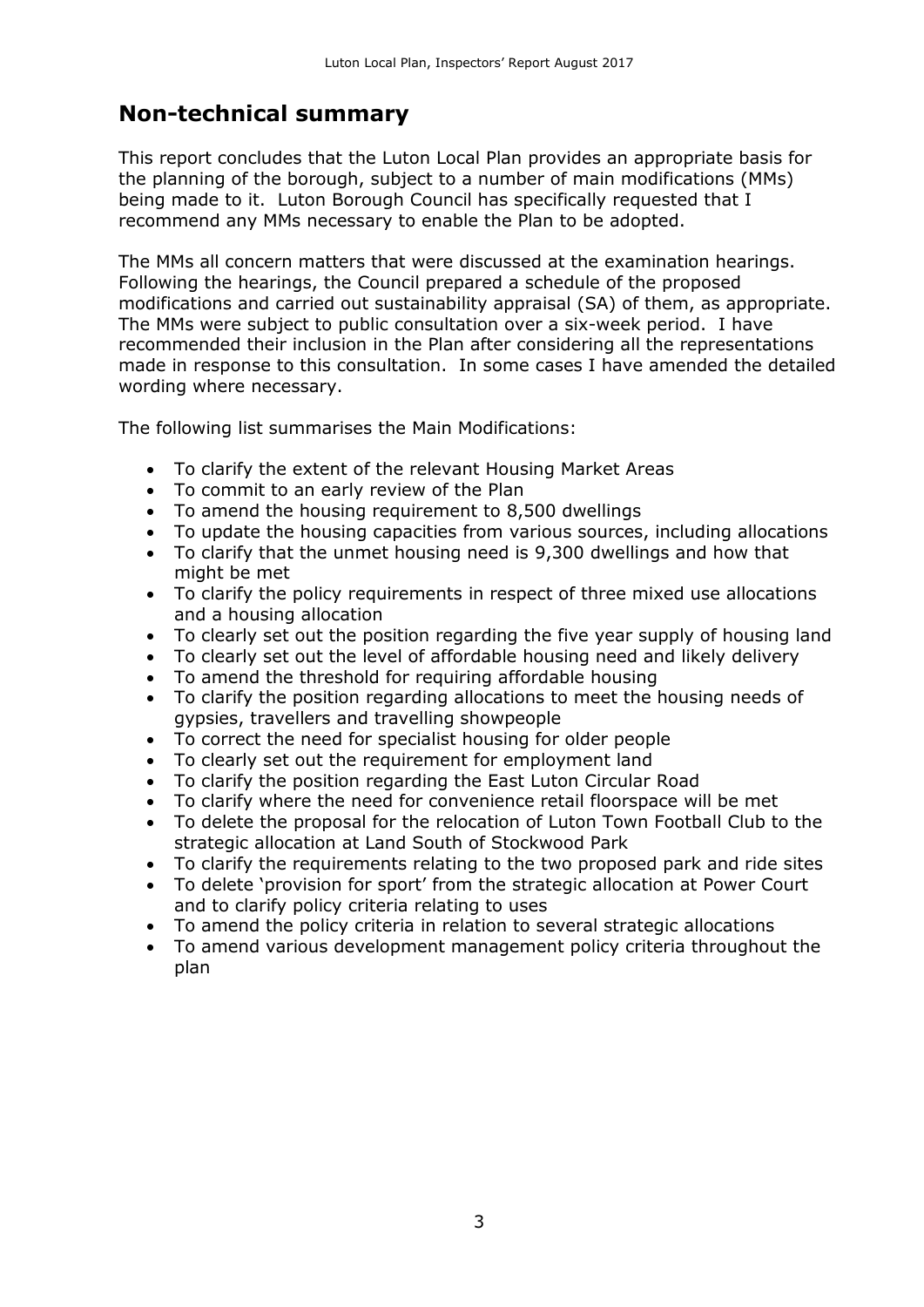## Non-technical summary

This report concludes that the Luton Local Plan provides an appropriate basis for the planning of the borough, subject to a number of main modifications (MMs) being made to it. Luton Borough Council has specifically requested that I recommend any MMs necessary to enable the Plan to be adopted.

The MMs all concern matters that were discussed at the examination hearings. Following the hearings, the Council prepared a schedule of the proposed modifications and carried out sustainability appraisal (SA) of them, as appropriate. The MMs were subject to public consultation over a six-week period. I have recommended their inclusion in the Plan after considering all the representations made in response to this consultation. In some cases I have amended the detailed wording where necessary.

The following list summarises the Main Modifications:

- To clarify the extent of the relevant Housing Market Areas
- To commit to an early review of the Plan
- To amend the housing requirement to 8,500 dwellings
- To update the housing capacities from various sources, including allocations
- To clarify that the unmet housing need is 9,300 dwellings and how that might be met
- To clarify the policy requirements in respect of three mixed use allocations and a housing allocation
- To clearly set out the position regarding the five year supply of housing land
- To clearly set out the level of affordable housing need and likely delivery
- To amend the threshold for requiring affordable housing
- To clarify the position regarding allocations to meet the housing needs of gypsies, travellers and travelling showpeople
- To correct the need for specialist housing for older people
- To clearly set out the requirement for employment land
- To clarify the position regarding the East Luton Circular Road
- To clarify where the need for convenience retail floorspace will be met
- To delete the proposal for the relocation of Luton Town Football Club to the strategic allocation at Land South of Stockwood Park
- To clarify the requirements relating to the two proposed park and ride sites
- To delete 'provision for sport' from the strategic allocation at Power Court and to clarify policy criteria relating to uses
- To amend the policy criteria in relation to several strategic allocations
- To amend various development management policy criteria throughout the plan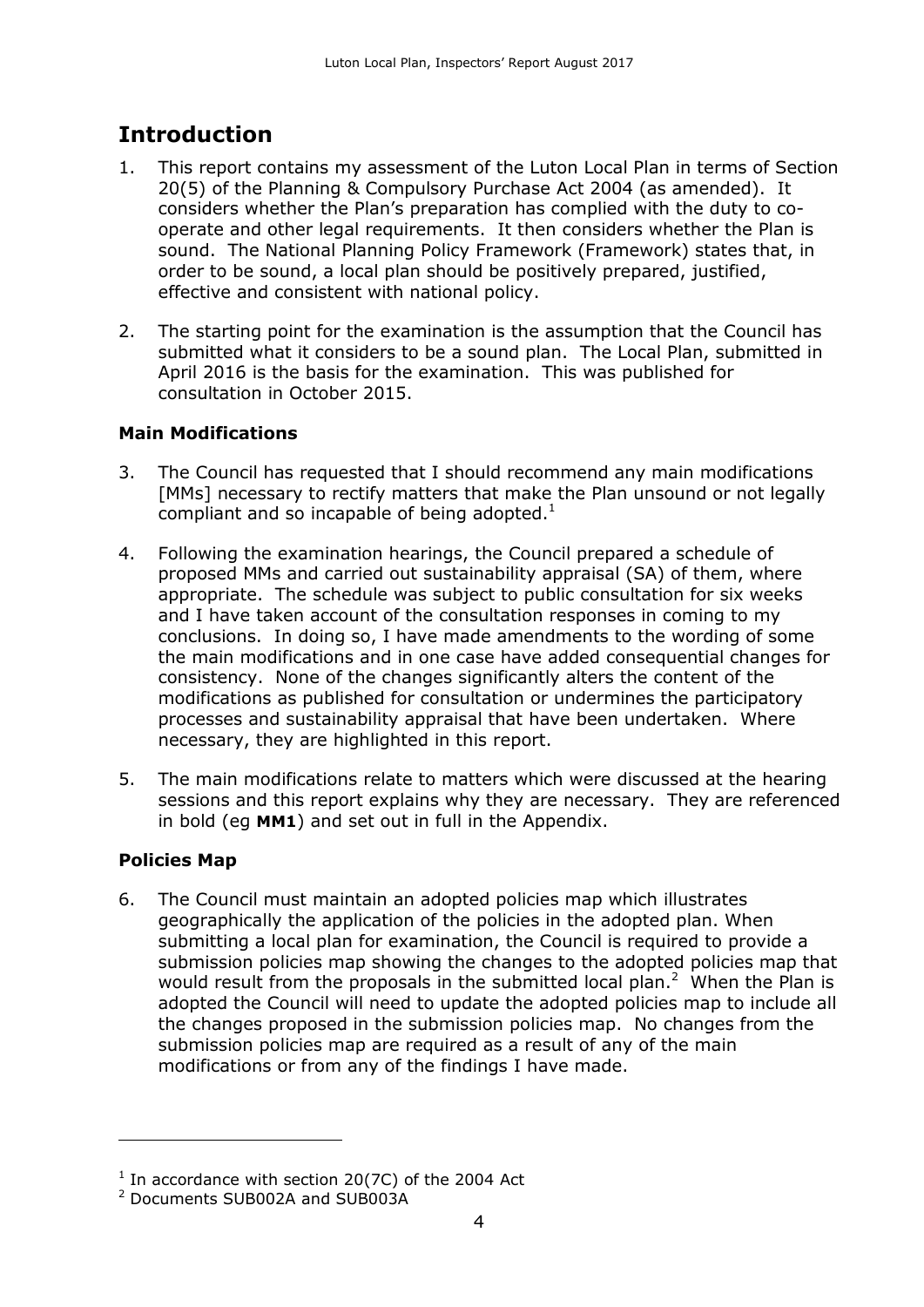## Introduction

1. This report contains my assessment of the Luton Local Plan in terms of Section 20(5) of the Planning & Compulsory Purchase Act 2004 (as amended). It considers whether the Plan's preparation has complied with the duty to co-operate and other legal requirements. It then considers whether the Plan is sound. The National Planning Policy Framework (Framework) states that, in order to be sound, a local plan should be positively prepared, justified, effective and consistent with national policy.

2. The starting point for the examination is the assumption that the Council has submitted what it considers to be a sound plan. The Local Plan, submitted in April 2016 is the basis for the examination. This was published for consultation in October 2015.

### Main Modifications

3. The Council has requested that I should recommend any main modifications [MMs] necessary to rectify matters that make the Plan unsound or not legally compliant and so incapable of being adopted.[1]

4. Following the examination hearings, the Council prepared a schedule of proposed MMs and carried out sustainability appraisal (SA) of them, where appropriate. The schedule was subject to public consultation for six weeks and I have taken account of the consultation responses in coming to my conclusions. In doing so, I have made amendments to the wording of some the main modifications and in one case have added consequential changes for consistency. None of the changes significantly alters the content of the modifications as published for consultation or undermines the participatory processes and sustainability appraisal that have been undertaken. Where necessary, they are highlighted in this report.

5. The main modifications relate to matters which were discussed at the hearing sessions and this report explains why they are necessary. They are referenced in bold (eg **MM1**) and set out in full in the Appendix.

### Policies Map

6. The Council must maintain an adopted policies map which illustrates geographically the application of the policies in the adopted plan. When submitting a local plan for examination, the Council is required to provide a submission policies map showing the changes to the adopted policies map that would result from the proposals in the submitted local plan.[2] When the Plan is adopted the Council will need to update the adopted policies map to include all the changes proposed in the submission policies map. No changes from the submission policies map are required as a result of any of the main modifications or from any of the findings I have made.

---

[1] In accordance with section 20(7C) of the 2004 Act

[2] Documents SUB002A and SUB003A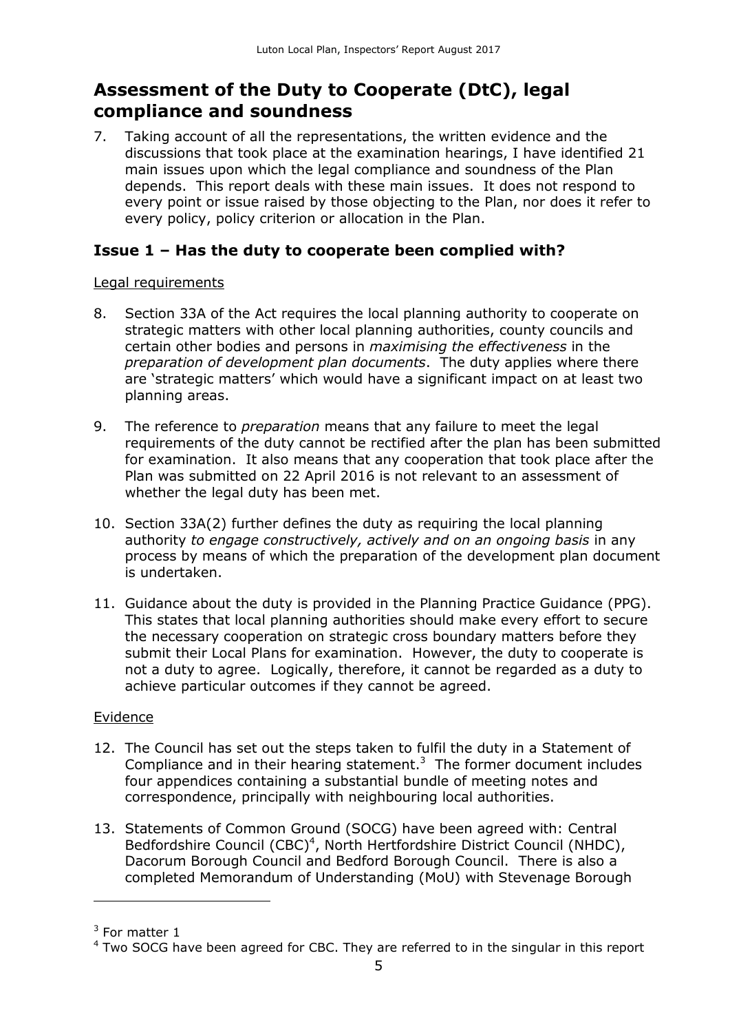## Assessment of the Duty to Cooperate (DtC), legal compliance and soundness

7. Taking account of all the representations, the written evidence and the discussions that took place at the examination hearings, I have identified 21 main issues upon which the legal compliance and soundness of the Plan depends. This report deals with these main issues. It does not respond to every point or issue raised by those objecting to the Plan, nor does it refer to every policy, policy criterion or allocation in the Plan.

### Issue 1 – Has the duty to cooperate been complied with?

Legal requirements

8. Section 33A of the Act requires the local planning authority to cooperate on strategic matters with other local planning authorities, county councils and certain other bodies and persons in *maximising the effectiveness* in the *preparation of development plan documents*. The duty applies where there are 'strategic matters' which would have a significant impact on at least two planning areas.

9. The reference to *preparation* means that any failure to meet the legal requirements of the duty cannot be rectified after the plan has been submitted for examination. It also means that any cooperation that took place after the Plan was submitted on 22 April 2016 is not relevant to an assessment of whether the legal duty has been met.

10. Section 33A(2) further defines the duty as requiring the local planning authority *to engage constructively, actively and on an ongoing basis* in any process by means of which the preparation of the development plan document is undertaken.

11. Guidance about the duty is provided in the Planning Practice Guidance (PPG). This states that local planning authorities should make every effort to secure the necessary cooperation on strategic cross boundary matters before they submit their Local Plans for examination. However, the duty to cooperate is not a duty to agree. Logically, therefore, it cannot be regarded as a duty to achieve particular outcomes if they cannot be agreed.

Evidence

12. The Council has set out the steps taken to fulfil the duty in a Statement of Compliance and in their hearing statement.[3] The former document includes four appendices containing a substantial bundle of meeting notes and correspondence, principally with neighbouring local authorities.

13. Statements of Common Ground (SOCG) have been agreed with: Central Bedfordshire Council (CBC)[4], North Hertfordshire District Council (NHDC), Dacorum Borough Council and Bedford Borough Council. There is also a completed Memorandum of Understanding (MoU) with Stevenage Borough

---

[3] For matter 1

[4] Two SOCG have been agreed for CBC. They are referred to in the singular in this report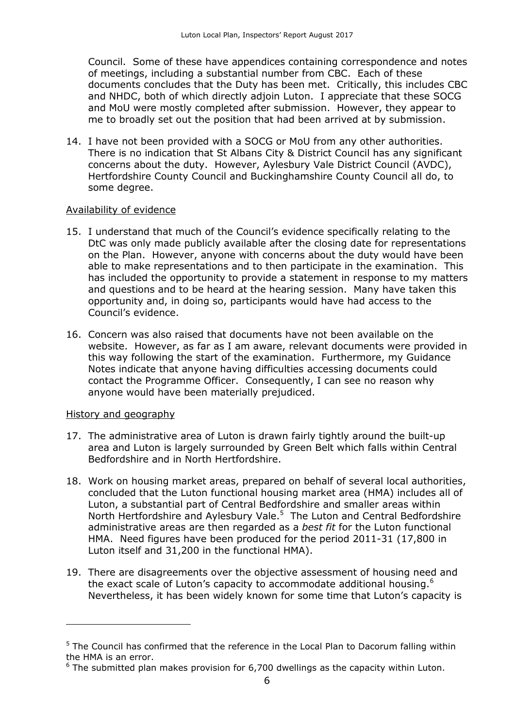Council. Some of these have appendices containing correspondence and notes of meetings, including a substantial number from CBC. Each of these documents concludes that the Duty has been met. Critically, this includes CBC and NHDC, both of which directly adjoin Luton. I appreciate that these SOCG and MoU were mostly completed after submission. However, they appear to me to broadly set out the position that had been arrived at by submission.

14. I have not been provided with a SOCG or MoU from any other authorities. There is no indication that St Albans City & District Council has any significant concerns about the duty. However, Aylesbury Vale District Council (AVDC), Hertfordshire County Council and Buckinghamshire County Council all do, to some degree.

Availability of evidence

15. I understand that much of the Council's evidence specifically relating to the DtC was only made publicly available after the closing date for representations on the Plan. However, anyone with concerns about the duty would have been able to make representations and to then participate in the examination. This has included the opportunity to provide a statement in response to my matters and questions and to be heard at the hearing session. Many have taken this opportunity and, in doing so, participants would have had access to the Council's evidence.

16. Concern was also raised that documents have not been available on the website. However, as far as I am aware, relevant documents were provided in this way following the start of the examination. Furthermore, my Guidance Notes indicate that anyone having difficulties accessing documents could contact the Programme Officer. Consequently, I can see no reason why anyone would have been materially prejudiced.

History and geography

17. The administrative area of Luton is drawn fairly tightly around the built-up area and Luton is largely surrounded by Green Belt which falls within Central Bedfordshire and in North Hertfordshire.

18. Work on housing market areas, prepared on behalf of several local authorities, concluded that the Luton functional housing market area (HMA) includes all of Luton, a substantial part of Central Bedfordshire and smaller areas within North Hertfordshire and Aylesbury Vale.[5] The Luton and Central Bedfordshire administrative areas are then regarded as a *best fit* for the Luton functional HMA. Need figures have been produced for the period 2011-31 (17,800 in Luton itself and 31,200 in the functional HMA).

19. There are disagreements over the objective assessment of housing need and the exact scale of Luton's capacity to accommodate additional housing.[6] Nevertheless, it has been widely known for some time that Luton's capacity is

[5] The Council has confirmed that the reference in the Local Plan to Dacorum falling within the HMA is an error.

[6] The submitted plan makes provision for 6,700 dwellings as the capacity within Luton.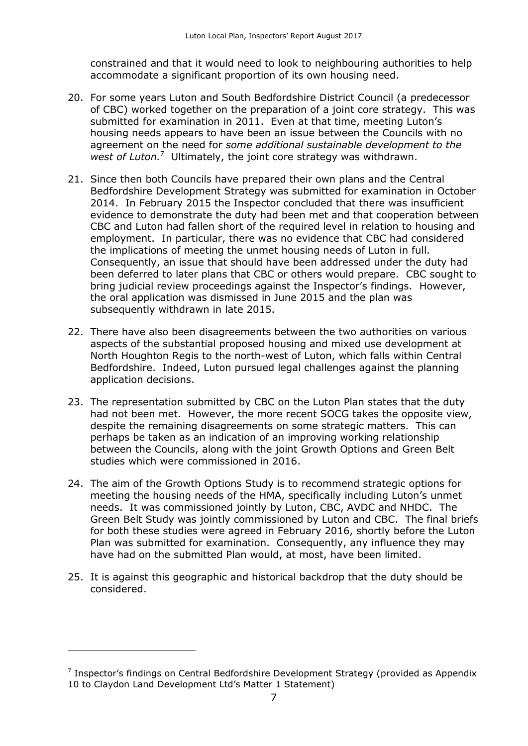constrained and that it would need to look to neighbouring authorities to help accommodate a significant proportion of its own housing need.

20. For some years Luton and South Bedfordshire District Council (a predecessor of CBC) worked together on the preparation of a joint core strategy. This was submitted for examination in 2011. Even at that time, meeting Luton's housing needs appears to have been an issue between the Councils with no agreement on the need for *some additional sustainable development to the west of Luton.*[7] Ultimately, the joint core strategy was withdrawn.

21. Since then both Councils have prepared their own plans and the Central Bedfordshire Development Strategy was submitted for examination in October 2014. In February 2015 the Inspector concluded that there was insufficient evidence to demonstrate the duty had been met and that cooperation between CBC and Luton had fallen short of the required level in relation to housing and employment. In particular, there was no evidence that CBC had considered the implications of meeting the unmet housing needs of Luton in full. Consequently, an issue that should have been addressed under the duty had been deferred to later plans that CBC or others would prepare. CBC sought to bring judicial review proceedings against the Inspector's findings. However, the oral application was dismissed in June 2015 and the plan was subsequently withdrawn in late 2015.

22. There have also been disagreements between the two authorities on various aspects of the substantial proposed housing and mixed use development at North Houghton Regis to the north-west of Luton, which falls within Central Bedfordshire. Indeed, Luton pursued legal challenges against the planning application decisions.

23. The representation submitted by CBC on the Luton Plan states that the duty had not been met. However, the more recent SOCG takes the opposite view, despite the remaining disagreements on some strategic matters. This can perhaps be taken as an indication of an improving working relationship between the Councils, along with the joint Growth Options and Green Belt studies which were commissioned in 2016.

24. The aim of the Growth Options Study is to recommend strategic options for meeting the housing needs of the HMA, specifically including Luton's unmet needs. It was commissioned jointly by Luton, CBC, AVDC and NHDC. The Green Belt Study was jointly commissioned by Luton and CBC. The final briefs for both these studies were agreed in February 2016, shortly before the Luton Plan was submitted for examination. Consequently, any influence they may have had on the submitted Plan would, at most, have been limited.

25. It is against this geographic and historical backdrop that the duty should be considered.

[7] Inspector's findings on Central Bedfordshire Development Strategy (provided as Appendix 10 to Claydon Land Development Ltd's Matter 1 Statement)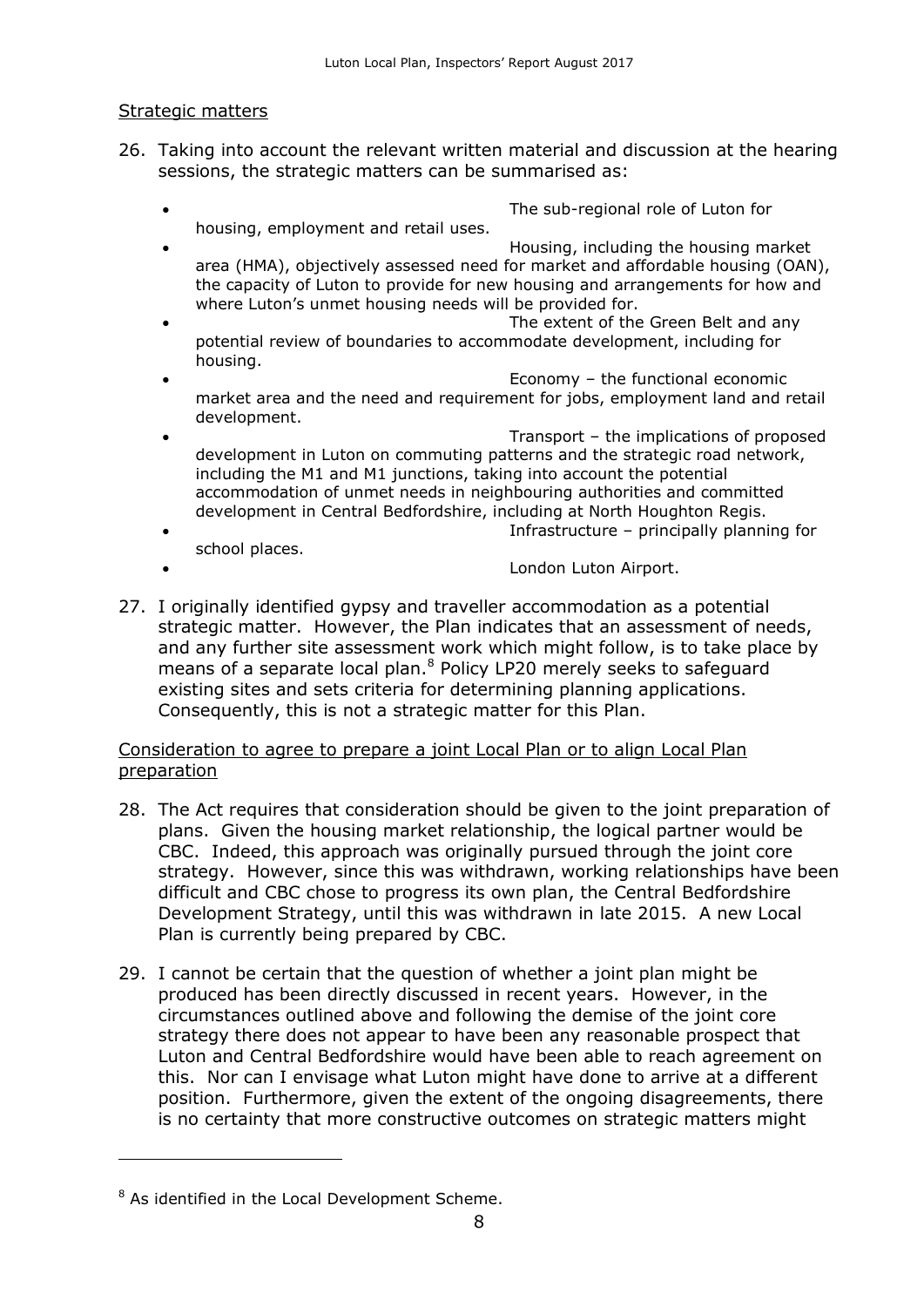## Strategic matters

26. Taking into account the relevant written material and discussion at the hearing sessions, the strategic matters can be summarised as:

    - The sub-regional role of Luton for housing, employment and retail uses.
    - Housing, including the housing market area (HMA), objectively assessed need for market and affordable housing (OAN), the capacity of Luton to provide for new housing and arrangements for how and where Luton's unmet housing needs will be provided for.
    - The extent of the Green Belt and any potential review of boundaries to accommodate development, including for housing.
    - Economy – the functional economic market area and the need and requirement for jobs, employment land and retail development.
    - Transport – the implications of proposed development in Luton on commuting patterns and the strategic road network, including the M1 and M1 junctions, taking into account the potential accommodation of unmet needs in neighbouring authorities and committed development in Central Bedfordshire, including at North Houghton Regis.
    - Infrastructure – principally planning for school places.
    - London Luton Airport.

27. I originally identified gypsy and traveller accommodation as a potential strategic matter. However, the Plan indicates that an assessment of needs, and any further site assessment work which might follow, is to take place by means of a separate local plan.[8] Policy LP20 merely seeks to safeguard existing sites and sets criteria for determining planning applications. Consequently, this is not a strategic matter for this Plan.

## Consideration to agree to prepare a joint Local Plan or to align Local Plan preparation

28. The Act requires that consideration should be given to the joint preparation of plans. Given the housing market relationship, the logical partner would be CBC. Indeed, this approach was originally pursued through the joint core strategy. However, since this was withdrawn, working relationships have been difficult and CBC chose to progress its own plan, the Central Bedfordshire Development Strategy, until this was withdrawn in late 2015. A new Local Plan is currently being prepared by CBC.

29. I cannot be certain that the question of whether a joint plan might be produced has been directly discussed in recent years. However, in the circumstances outlined above and following the demise of the joint core strategy there does not appear to have been any reasonable prospect that Luton and Central Bedfordshire would have been able to reach agreement on this. Nor can I envisage what Luton might have done to arrive at a different position. Furthermore, given the extent of the ongoing disagreements, there is no certainty that more constructive outcomes on strategic matters might

---

[8] As identified in the Local Development Scheme.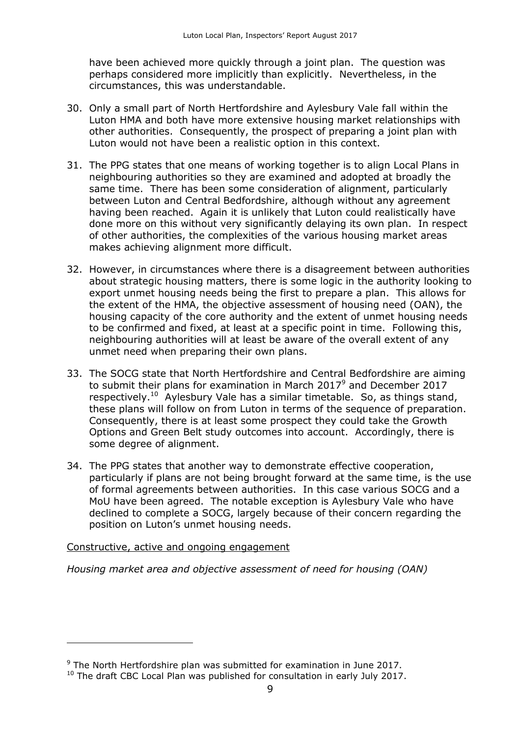have been achieved more quickly through a joint plan. The question was perhaps considered more implicitly than explicitly. Nevertheless, in the circumstances, this was understandable.

30. Only a small part of North Hertfordshire and Aylesbury Vale fall within the Luton HMA and both have more extensive housing market relationships with other authorities. Consequently, the prospect of preparing a joint plan with Luton would not have been a realistic option in this context.

31. The PPG states that one means of working together is to align Local Plans in neighbouring authorities so they are examined and adopted at broadly the same time. There has been some consideration of alignment, particularly between Luton and Central Bedfordshire, although without any agreement having been reached. Again it is unlikely that Luton could realistically have done more on this without very significantly delaying its own plan. In respect of other authorities, the complexities of the various housing market areas makes achieving alignment more difficult.

32. However, in circumstances where there is a disagreement between authorities about strategic housing matters, there is some logic in the authority looking to export unmet housing needs being the first to prepare a plan. This allows for the extent of the HMA, the objective assessment of housing need (OAN), the housing capacity of the core authority and the extent of unmet housing needs to be confirmed and fixed, at least at a specific point in time. Following this, neighbouring authorities will at least be aware of the overall extent of any unmet need when preparing their own plans.

33. The SOCG state that North Hertfordshire and Central Bedfordshire are aiming to submit their plans for examination in March 2017[9] and December 2017 respectively.[10] Aylesbury Vale has a similar timetable. So, as things stand, these plans will follow on from Luton in terms of the sequence of preparation. Consequently, there is at least some prospect they could take the Growth Options and Green Belt study outcomes into account. Accordingly, there is some degree of alignment.

34. The PPG states that another way to demonstrate effective cooperation, particularly if plans are not being brought forward at the same time, is the use of formal agreements between authorities. In this case various SOCG and a MoU have been agreed. The notable exception is Aylesbury Vale who have declined to complete a SOCG, largely because of their concern regarding the position on Luton's unmet housing needs.

<u>Constructive, active and ongoing engagement</u>

*Housing market area and objective assessment of need for housing (OAN)*

---

[9] The North Hertfordshire plan was submitted for examination in June 2017.

[10] The draft CBC Local Plan was published for consultation in early July 2017.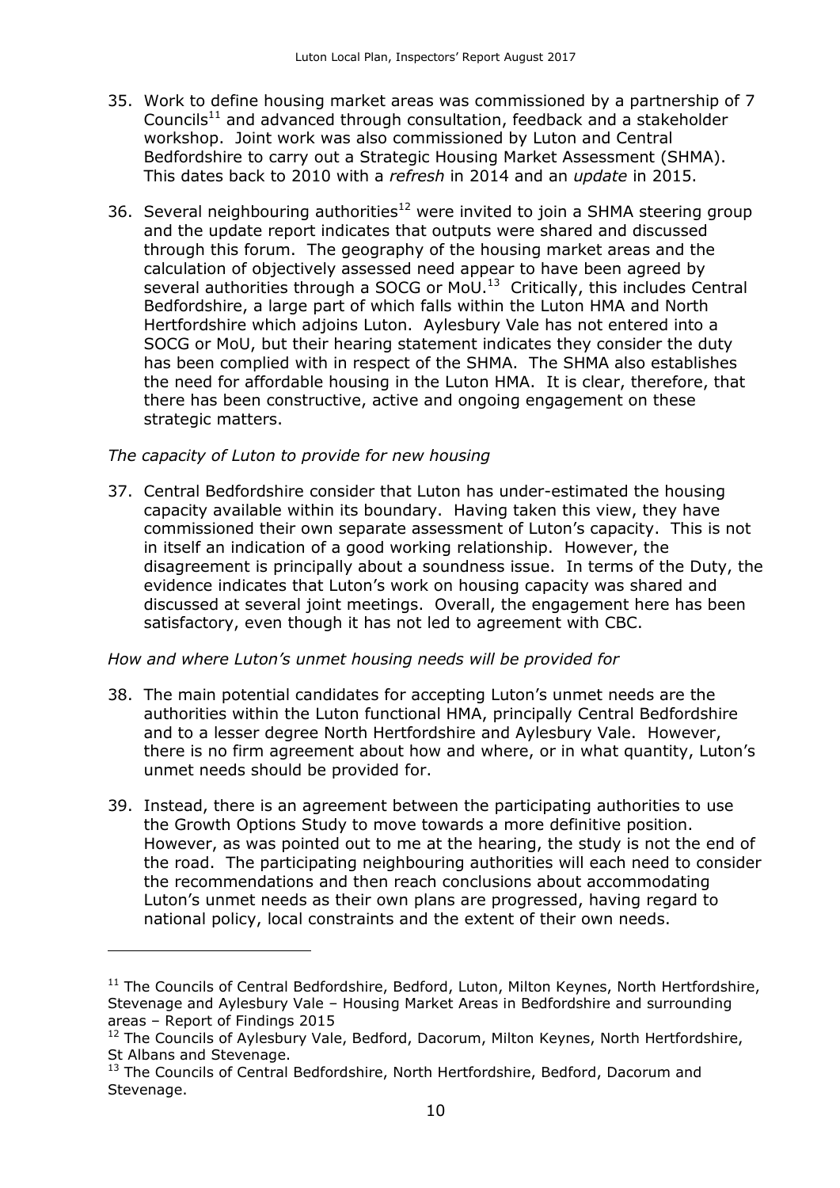35. Work to define housing market areas was commissioned by a partnership of 7 Councils[11] and advanced through consultation, feedback and a stakeholder workshop. Joint work was also commissioned by Luton and Central Bedfordshire to carry out a Strategic Housing Market Assessment (SHMA). This dates back to 2010 with a *refresh* in 2014 and an *update* in 2015.

36. Several neighbouring authorities[12] were invited to join a SHMA steering group and the update report indicates that outputs were shared and discussed through this forum. The geography of the housing market areas and the calculation of objectively assessed need appear to have been agreed by several authorities through a SOCG or MoU.[13] Critically, this includes Central Bedfordshire, a large part of which falls within the Luton HMA and North Hertfordshire which adjoins Luton. Aylesbury Vale has not entered into a SOCG or MoU, but their hearing statement indicates they consider the duty has been complied with in respect of the SHMA. The SHMA also establishes the need for affordable housing in the Luton HMA. It is clear, therefore, that there has been constructive, active and ongoing engagement on these strategic matters.

*The capacity of Luton to provide for new housing*

37. Central Bedfordshire consider that Luton has under-estimated the housing capacity available within its boundary. Having taken this view, they have commissioned their own separate assessment of Luton's capacity. This is not in itself an indication of a good working relationship. However, the disagreement is principally about a soundness issue. In terms of the Duty, the evidence indicates that Luton's work on housing capacity was shared and discussed at several joint meetings. Overall, the engagement here has been satisfactory, even though it has not led to agreement with CBC.

*How and where Luton's unmet housing needs will be provided for*

38. The main potential candidates for accepting Luton's unmet needs are the authorities within the Luton functional HMA, principally Central Bedfordshire and to a lesser degree North Hertfordshire and Aylesbury Vale. However, there is no firm agreement about how and where, or in what quantity, Luton's unmet needs should be provided for.

39. Instead, there is an agreement between the participating authorities to use the Growth Options Study to move towards a more definitive position. However, as was pointed out to me at the hearing, the study is not the end of the road. The participating neighbouring authorities will each need to consider the recommendations and then reach conclusions about accommodating Luton's unmet needs as their own plans are progressed, having regard to national policy, local constraints and the extent of their own needs.

---

[11] The Councils of Central Bedfordshire, Bedford, Luton, Milton Keynes, North Hertfordshire, Stevenage and Aylesbury Vale – Housing Market Areas in Bedfordshire and surrounding areas – Report of Findings 2015

[12] The Councils of Aylesbury Vale, Bedford, Dacorum, Milton Keynes, North Hertfordshire, St Albans and Stevenage.

[13] The Councils of Central Bedfordshire, North Hertfordshire, Bedford, Dacorum and Stevenage.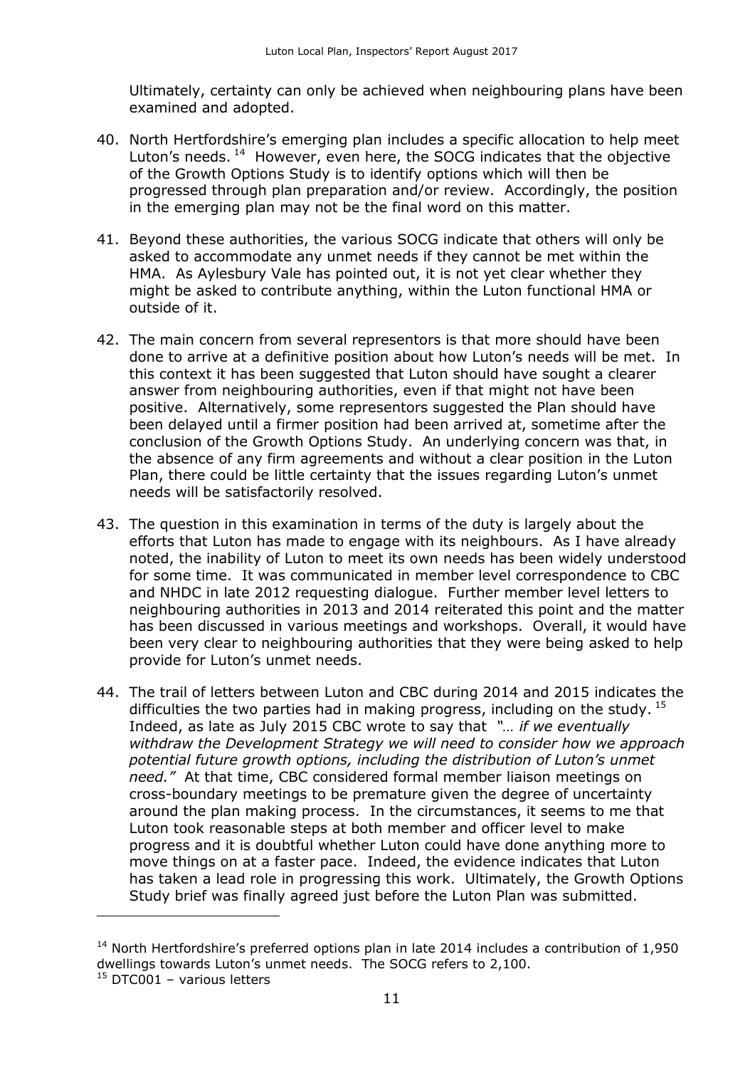Ultimately, certainty can only be achieved when neighbouring plans have been examined and adopted.

40. North Hertfordshire's emerging plan includes a specific allocation to help meet Luton's needs.[14] However, even here, the SOCG indicates that the objective of the Growth Options Study is to identify options which will then be progressed through plan preparation and/or review. Accordingly, the position in the emerging plan may not be the final word on this matter.

41. Beyond these authorities, the various SOCG indicate that others will only be asked to accommodate any unmet needs if they cannot be met within the HMA. As Aylesbury Vale has pointed out, it is not yet clear whether they might be asked to contribute anything, within the Luton functional HMA or outside of it.

42. The main concern from several representors is that more should have been done to arrive at a definitive position about how Luton's needs will be met. In this context it has been suggested that Luton should have sought a clearer answer from neighbouring authorities, even if that might not have been positive. Alternatively, some representors suggested the Plan should have been delayed until a firmer position had been arrived at, sometime after the conclusion of the Growth Options Study. An underlying concern was that, in the absence of any firm agreements and without a clear position in the Luton Plan, there could be little certainty that the issues regarding Luton's unmet needs will be satisfactorily resolved.

43. The question in this examination in terms of the duty is largely about the efforts that Luton has made to engage with its neighbours. As I have already noted, the inability of Luton to meet its own needs has been widely understood for some time. It was communicated in member level correspondence to CBC and NHDC in late 2012 requesting dialogue. Further member level letters to neighbouring authorities in 2013 and 2014 reiterated this point and the matter has been discussed in various meetings and workshops. Overall, it would have been very clear to neighbouring authorities that they were being asked to help provide for Luton's unmet needs.

44. The trail of letters between Luton and CBC during 2014 and 2015 indicates the difficulties the two parties had in making progress, including on the study.[15] Indeed, as late as July 2015 CBC wrote to say that *"… if we eventually withdraw the Development Strategy we will need to consider how we approach potential future growth options, including the distribution of Luton's unmet need."* At that time, CBC considered formal member liaison meetings on cross-boundary meetings to be premature given the degree of uncertainty around the plan making process. In the circumstances, it seems to me that Luton took reasonable steps at both member and officer level to make progress and it is doubtful whether Luton could have done anything more to move things on at a faster pace. Indeed, the evidence indicates that Luton has taken a lead role in progressing this work. Ultimately, the Growth Options Study brief was finally agreed just before the Luton Plan was submitted.

---

[14] North Hertfordshire's preferred options plan in late 2014 includes a contribution of 1,950 dwellings towards Luton's unmet needs. The SOCG refers to 2,100.

[15] DTC001 – various letters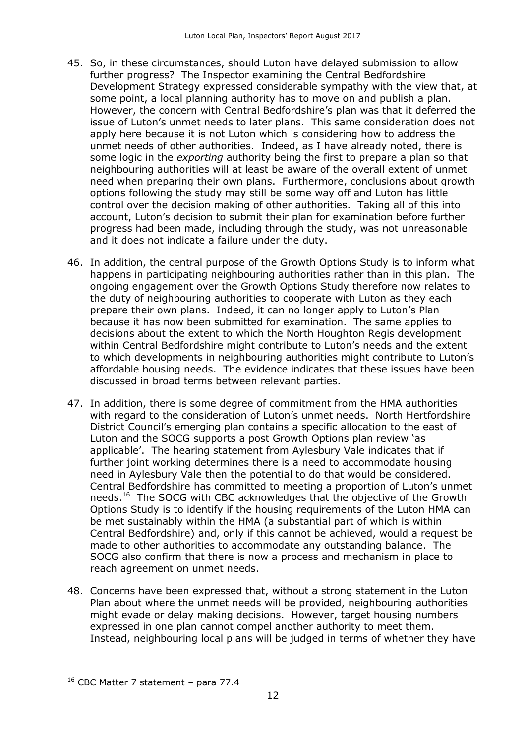45. So, in these circumstances, should Luton have delayed submission to allow further progress? The Inspector examining the Central Bedfordshire Development Strategy expressed considerable sympathy with the view that, at some point, a local planning authority has to move on and publish a plan. However, the concern with Central Bedfordshire's plan was that it deferred the issue of Luton's unmet needs to later plans. This same consideration does not apply here because it is not Luton which is considering how to address the unmet needs of other authorities. Indeed, as I have already noted, there is some logic in the *exporting* authority being the first to prepare a plan so that neighbouring authorities will at least be aware of the overall extent of unmet need when preparing their own plans. Furthermore, conclusions about growth options following the study may still be some way off and Luton has little control over the decision making of other authorities. Taking all of this into account, Luton's decision to submit their plan for examination before further progress had been made, including through the study, was not unreasonable and it does not indicate a failure under the duty.

46. In addition, the central purpose of the Growth Options Study is to inform what happens in participating neighbouring authorities rather than in this plan. The ongoing engagement over the Growth Options Study therefore now relates to the duty of neighbouring authorities to cooperate with Luton as they each prepare their own plans. Indeed, it can no longer apply to Luton's Plan because it has now been submitted for examination. The same applies to decisions about the extent to which the North Houghton Regis development within Central Bedfordshire might contribute to Luton's needs and the extent to which developments in neighbouring authorities might contribute to Luton's affordable housing needs. The evidence indicates that these issues have been discussed in broad terms between relevant parties.

47. In addition, there is some degree of commitment from the HMA authorities with regard to the consideration of Luton's unmet needs. North Hertfordshire District Council's emerging plan contains a specific allocation to the east of Luton and the SOCG supports a post Growth Options plan review 'as applicable'. The hearing statement from Aylesbury Vale indicates that if further joint working determines there is a need to accommodate housing need in Aylesbury Vale then the potential to do that would be considered. Central Bedfordshire has committed to meeting a proportion of Luton's unmet needs.[16] The SOCG with CBC acknowledges that the objective of the Growth Options Study is to identify if the housing requirements of the Luton HMA can be met sustainably within the HMA (a substantial part of which is within Central Bedfordshire) and, only if this cannot be achieved, would a request be made to other authorities to accommodate any outstanding balance. The SOCG also confirm that there is now a process and mechanism in place to reach agreement on unmet needs.

48. Concerns have been expressed that, without a strong statement in the Luton Plan about where the unmet needs will be provided, neighbouring authorities might evade or delay making decisions. However, target housing numbers expressed in one plan cannot compel another authority to meet them. Instead, neighbouring local plans will be judged in terms of whether they have

[16] CBC Matter 7 statement – para 77.4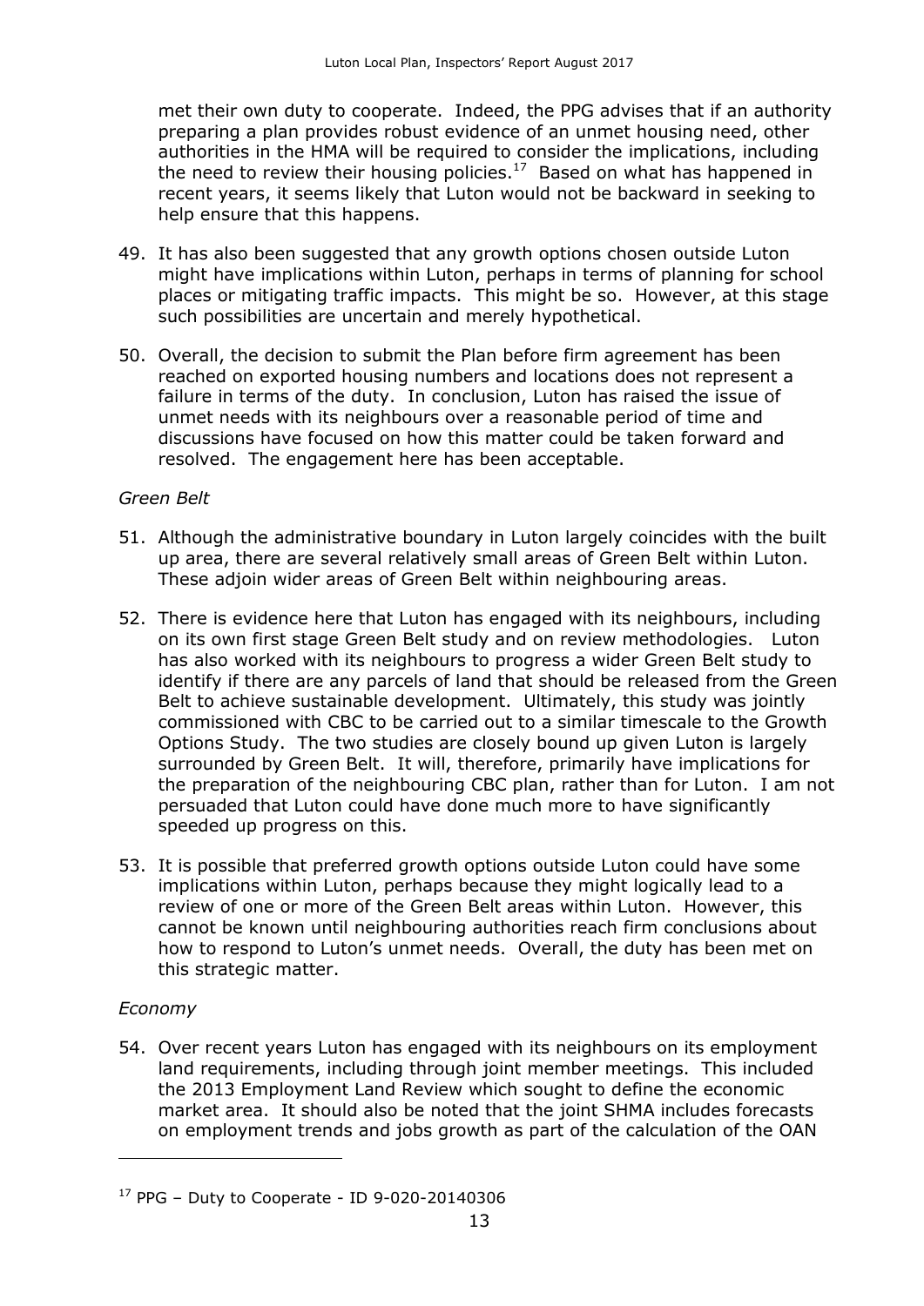met their own duty to cooperate. Indeed, the PPG advises that if an authority preparing a plan provides robust evidence of an unmet housing need, other authorities in the HMA will be required to consider the implications, including the need to review their housing policies.[17] Based on what has happened in recent years, it seems likely that Luton would not be backward in seeking to help ensure that this happens.

49. It has also been suggested that any growth options chosen outside Luton might have implications within Luton, perhaps in terms of planning for school places or mitigating traffic impacts. This might be so. However, at this stage such possibilities are uncertain and merely hypothetical.

50. Overall, the decision to submit the Plan before firm agreement has been reached on exported housing numbers and locations does not represent a failure in terms of the duty. In conclusion, Luton has raised the issue of unmet needs with its neighbours over a reasonable period of time and discussions have focused on how this matter could be taken forward and resolved. The engagement here has been acceptable.

*Green Belt*

51. Although the administrative boundary in Luton largely coincides with the built up area, there are several relatively small areas of Green Belt within Luton. These adjoin wider areas of Green Belt within neighbouring areas.

52. There is evidence here that Luton has engaged with its neighbours, including on its own first stage Green Belt study and on review methodologies. Luton has also worked with its neighbours to progress a wider Green Belt study to identify if there are any parcels of land that should be released from the Green Belt to achieve sustainable development. Ultimately, this study was jointly commissioned with CBC to be carried out to a similar timescale to the Growth Options Study. The two studies are closely bound up given Luton is largely surrounded by Green Belt. It will, therefore, primarily have implications for the preparation of the neighbouring CBC plan, rather than for Luton. I am not persuaded that Luton could have done much more to have significantly speeded up progress on this.

53. It is possible that preferred growth options outside Luton could have some implications within Luton, perhaps because they might logically lead to a review of one or more of the Green Belt areas within Luton. However, this cannot be known until neighbouring authorities reach firm conclusions about how to respond to Luton's unmet needs. Overall, the duty has been met on this strategic matter.

*Economy*

54. Over recent years Luton has engaged with its neighbours on its employment land requirements, including through joint member meetings. This included the 2013 Employment Land Review which sought to define the economic market area. It should also be noted that the joint SHMA includes forecasts on employment trends and jobs growth as part of the calculation of the OAN

---

[17] PPG – Duty to Cooperate - ID 9-020-20140306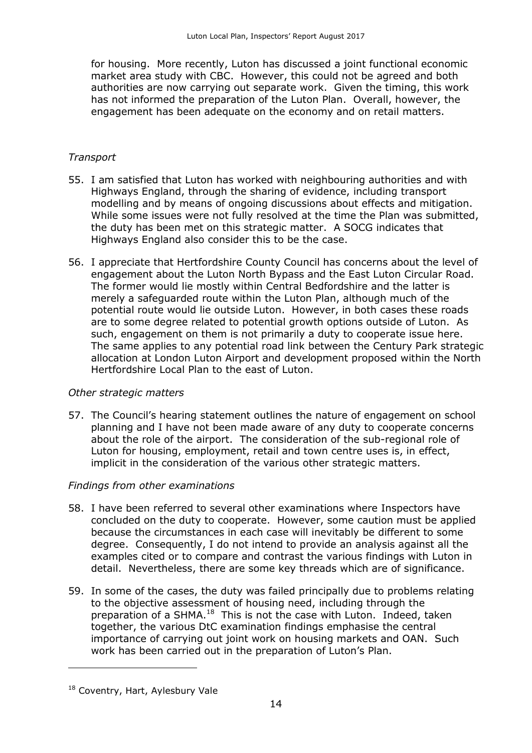for housing. More recently, Luton has discussed a joint functional economic market area study with CBC. However, this could not be agreed and both authorities are now carrying out separate work. Given the timing, this work has not informed the preparation of the Luton Plan. Overall, however, the engagement has been adequate on the economy and on retail matters.

*Transport*

55. I am satisfied that Luton has worked with neighbouring authorities and with Highways England, through the sharing of evidence, including transport modelling and by means of ongoing discussions about effects and mitigation. While some issues were not fully resolved at the time the Plan was submitted, the duty has been met on this strategic matter. A SOCG indicates that Highways England also consider this to be the case.

56. I appreciate that Hertfordshire County Council has concerns about the level of engagement about the Luton North Bypass and the East Luton Circular Road. The former would lie mostly within Central Bedfordshire and the latter is merely a safeguarded route within the Luton Plan, although much of the potential route would lie outside Luton. However, in both cases these roads are to some degree related to potential growth options outside of Luton. As such, engagement on them is not primarily a duty to cooperate issue here. The same applies to any potential road link between the Century Park strategic allocation at London Luton Airport and development proposed within the North Hertfordshire Local Plan to the east of Luton.

*Other strategic matters*

57. The Council's hearing statement outlines the nature of engagement on school planning and I have not been made aware of any duty to cooperate concerns about the role of the airport. The consideration of the sub-regional role of Luton for housing, employment, retail and town centre uses is, in effect, implicit in the consideration of the various other strategic matters.

*Findings from other examinations*

58. I have been referred to several other examinations where Inspectors have concluded on the duty to cooperate. However, some caution must be applied because the circumstances in each case will inevitably be different to some degree. Consequently, I do not intend to provide an analysis against all the examples cited or to compare and contrast the various findings with Luton in detail. Nevertheless, there are some key threads which are of significance.

59. In some of the cases, the duty was failed principally due to problems relating to the objective assessment of housing need, including through the preparation of a SHMA.[18] This is not the case with Luton. Indeed, taken together, the various DtC examination findings emphasise the central importance of carrying out joint work on housing markets and OAN. Such work has been carried out in the preparation of Luton's Plan.

[18] Coventry, Hart, Aylesbury Vale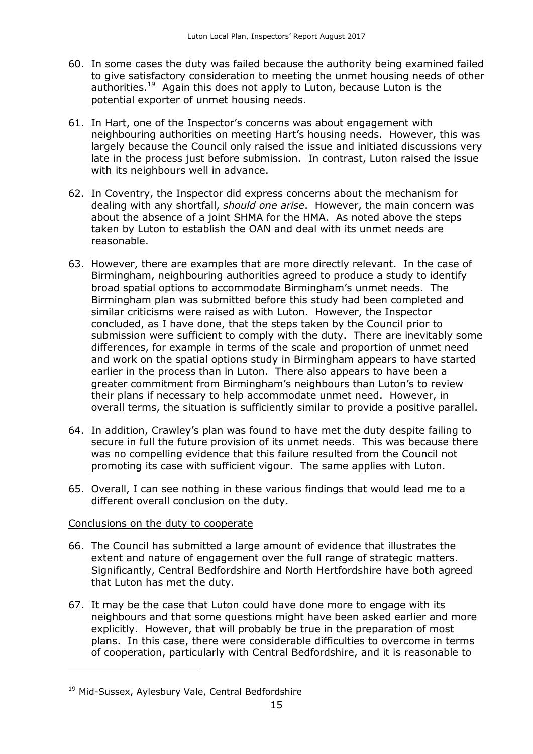60. In some cases the duty was failed because the authority being examined failed to give satisfactory consideration to meeting the unmet housing needs of other authorities.[19] Again this does not apply to Luton, because Luton is the potential exporter of unmet housing needs.

61. In Hart, one of the Inspector's concerns was about engagement with neighbouring authorities on meeting Hart's housing needs. However, this was largely because the Council only raised the issue and initiated discussions very late in the process just before submission. In contrast, Luton raised the issue with its neighbours well in advance.

62. In Coventry, the Inspector did express concerns about the mechanism for dealing with any shortfall, *should one arise*. However, the main concern was about the absence of a joint SHMA for the HMA. As noted above the steps taken by Luton to establish the OAN and deal with its unmet needs are reasonable.

63. However, there are examples that are more directly relevant. In the case of Birmingham, neighbouring authorities agreed to produce a study to identify broad spatial options to accommodate Birmingham's unmet needs. The Birmingham plan was submitted before this study had been completed and similar criticisms were raised as with Luton. However, the Inspector concluded, as I have done, that the steps taken by the Council prior to submission were sufficient to comply with the duty. There are inevitably some differences, for example in terms of the scale and proportion of unmet need and work on the spatial options study in Birmingham appears to have started earlier in the process than in Luton. There also appears to have been a greater commitment from Birmingham's neighbours than Luton's to review their plans if necessary to help accommodate unmet need. However, in overall terms, the situation is sufficiently similar to provide a positive parallel.

64. In addition, Crawley's plan was found to have met the duty despite failing to secure in full the future provision of its unmet needs. This was because there was no compelling evidence that this failure resulted from the Council not promoting its case with sufficient vigour. The same applies with Luton.

65. Overall, I can see nothing in these various findings that would lead me to a different overall conclusion on the duty.

Conclusions on the duty to cooperate

66. The Council has submitted a large amount of evidence that illustrates the extent and nature of engagement over the full range of strategic matters. Significantly, Central Bedfordshire and North Hertfordshire have both agreed that Luton has met the duty.

67. It may be the case that Luton could have done more to engage with its neighbours and that some questions might have been asked earlier and more explicitly. However, that will probably be true in the preparation of most plans. In this case, there were considerable difficulties to overcome in terms of cooperation, particularly with Central Bedfordshire, and it is reasonable to

[19] Mid-Sussex, Aylesbury Vale, Central Bedfordshire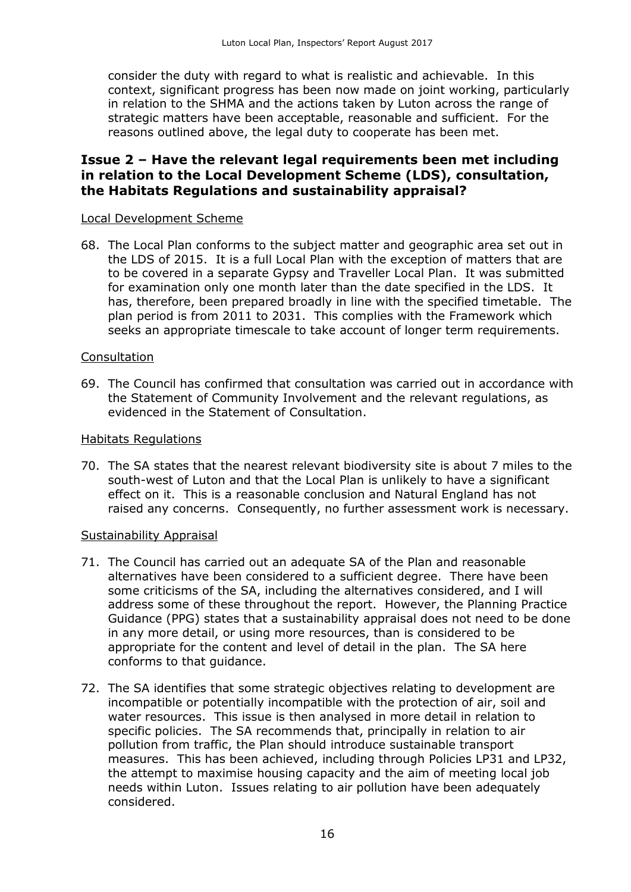consider the duty with regard to what is realistic and achievable. In this context, significant progress has been now made on joint working, particularly in relation to the SHMA and the actions taken by Luton across the range of strategic matters have been acceptable, reasonable and sufficient. For the reasons outlined above, the legal duty to cooperate has been met.

## Issue 2 – Have the relevant legal requirements been met including in relation to the Local Development Scheme (LDS), consultation, the Habitats Regulations and sustainability appraisal?

Local Development Scheme

68. The Local Plan conforms to the subject matter and geographic area set out in the LDS of 2015. It is a full Local Plan with the exception of matters that are to be covered in a separate Gypsy and Traveller Local Plan. It was submitted for examination only one month later than the date specified in the LDS. It has, therefore, been prepared broadly in line with the specified timetable. The plan period is from 2011 to 2031. This complies with the Framework which seeks an appropriate timescale to take account of longer term requirements.

Consultation

69. The Council has confirmed that consultation was carried out in accordance with the Statement of Community Involvement and the relevant regulations, as evidenced in the Statement of Consultation.

Habitats Regulations

70. The SA states that the nearest relevant biodiversity site is about 7 miles to the south-west of Luton and that the Local Plan is unlikely to have a significant effect on it. This is a reasonable conclusion and Natural England has not raised any concerns. Consequently, no further assessment work is necessary.

Sustainability Appraisal

71. The Council has carried out an adequate SA of the Plan and reasonable alternatives have been considered to a sufficient degree. There have been some criticisms of the SA, including the alternatives considered, and I will address some of these throughout the report. However, the Planning Practice Guidance (PPG) states that a sustainability appraisal does not need to be done in any more detail, or using more resources, than is considered to be appropriate for the content and level of detail in the plan. The SA here conforms to that guidance.

72. The SA identifies that some strategic objectives relating to development are incompatible or potentially incompatible with the protection of air, soil and water resources. This issue is then analysed in more detail in relation to specific policies. The SA recommends that, principally in relation to air pollution from traffic, the Plan should introduce sustainable transport measures. This has been achieved, including through Policies LP31 and LP32, the attempt to maximise housing capacity and the aim of meeting local job needs within Luton. Issues relating to air pollution have been adequately considered.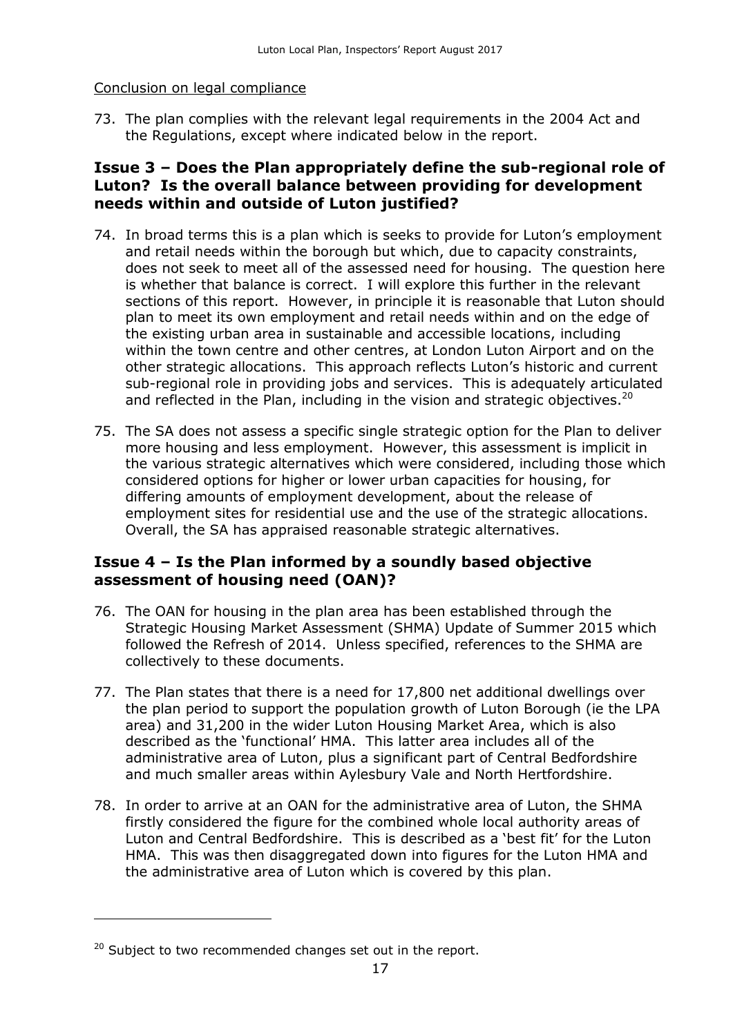Conclusion on legal compliance

73. The plan complies with the relevant legal requirements in the 2004 Act and the Regulations, except where indicated below in the report.

## Issue 3 – Does the Plan appropriately define the sub-regional role of Luton? Is the overall balance between providing for development needs within and outside of Luton justified?

74. In broad terms this is a plan which is seeks to provide for Luton's employment and retail needs within the borough but which, due to capacity constraints, does not seek to meet all of the assessed need for housing. The question here is whether that balance is correct. I will explore this further in the relevant sections of this report. However, in principle it is reasonable that Luton should plan to meet its own employment and retail needs within and on the edge of the existing urban area in sustainable and accessible locations, including within the town centre and other centres, at London Luton Airport and on the other strategic allocations. This approach reflects Luton's historic and current sub-regional role in providing jobs and services. This is adequately articulated and reflected in the Plan, including in the vision and strategic objectives.[20]

75. The SA does not assess a specific single strategic option for the Plan to deliver more housing and less employment. However, this assessment is implicit in the various strategic alternatives which were considered, including those which considered options for higher or lower urban capacities for housing, for differing amounts of employment development, about the release of employment sites for residential use and the use of the strategic allocations. Overall, the SA has appraised reasonable strategic alternatives.

## Issue 4 – Is the Plan informed by a soundly based objective assessment of housing need (OAN)?

76. The OAN for housing in the plan area has been established through the Strategic Housing Market Assessment (SHMA) Update of Summer 2015 which followed the Refresh of 2014. Unless specified, references to the SHMA are collectively to these documents.

77. The Plan states that there is a need for 17,800 net additional dwellings over the plan period to support the population growth of Luton Borough (ie the LPA area) and 31,200 in the wider Luton Housing Market Area, which is also described as the 'functional' HMA. This latter area includes all of the administrative area of Luton, plus a significant part of Central Bedfordshire and much smaller areas within Aylesbury Vale and North Hertfordshire.

78. In order to arrive at an OAN for the administrative area of Luton, the SHMA firstly considered the figure for the combined whole local authority areas of Luton and Central Bedfordshire. This is described as a 'best fit' for the Luton HMA. This was then disaggregated down into figures for the Luton HMA and the administrative area of Luton which is covered by this plan.

---

[20] Subject to two recommended changes set out in the report.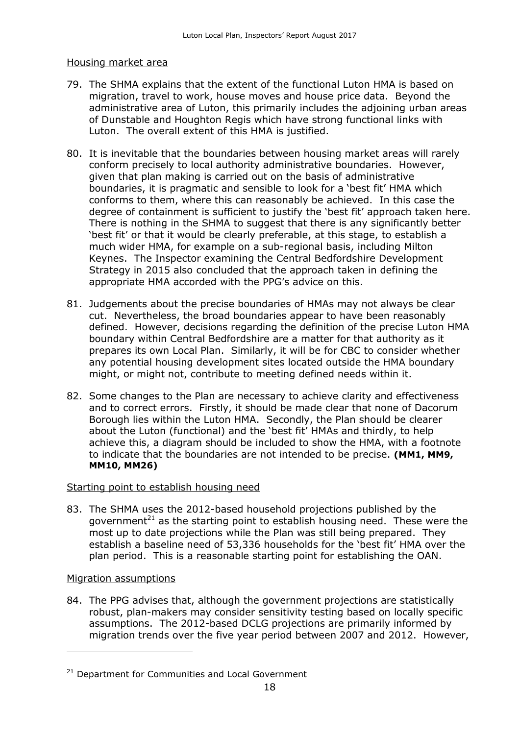Housing market area

79. The SHMA explains that the extent of the functional Luton HMA is based on migration, travel to work, house moves and house price data. Beyond the administrative area of Luton, this primarily includes the adjoining urban areas of Dunstable and Houghton Regis which have strong functional links with Luton. The overall extent of this HMA is justified.

80. It is inevitable that the boundaries between housing market areas will rarely conform precisely to local authority administrative boundaries. However, given that plan making is carried out on the basis of administrative boundaries, it is pragmatic and sensible to look for a 'best fit' HMA which conforms to them, where this can reasonably be achieved. In this case the degree of containment is sufficient to justify the 'best fit' approach taken here. There is nothing in the SHMA to suggest that there is any significantly better 'best fit' or that it would be clearly preferable, at this stage, to establish a much wider HMA, for example on a sub-regional basis, including Milton Keynes. The Inspector examining the Central Bedfordshire Development Strategy in 2015 also concluded that the approach taken in defining the appropriate HMA accorded with the PPG's advice on this.

81. Judgements about the precise boundaries of HMAs may not always be clear cut. Nevertheless, the broad boundaries appear to have been reasonably defined. However, decisions regarding the definition of the precise Luton HMA boundary within Central Bedfordshire are a matter for that authority as it prepares its own Local Plan. Similarly, it will be for CBC to consider whether any potential housing development sites located outside the HMA boundary might, or might not, contribute to meeting defined needs within it.

82. Some changes to the Plan are necessary to achieve clarity and effectiveness and to correct errors. Firstly, it should be made clear that none of Dacorum Borough lies within the Luton HMA. Secondly, the Plan should be clearer about the Luton (functional) and the 'best fit' HMAs and thirdly, to help achieve this, a diagram should be included to show the HMA, with a footnote to indicate that the boundaries are not intended to be precise. **(MM1, MM9, MM10, MM26)**

Starting point to establish housing need

83. The SHMA uses the 2012-based household projections published by the government[21] as the starting point to establish housing need. These were the most up to date projections while the Plan was still being prepared. They establish a baseline need of 53,336 households for the 'best fit' HMA over the plan period. This is a reasonable starting point for establishing the OAN.

Migration assumptions

84. The PPG advises that, although the government projections are statistically robust, plan-makers may consider sensitivity testing based on locally specific assumptions. The 2012-based DCLG projections are primarily informed by migration trends over the five year period between 2007 and 2012. However,

[21] Department for Communities and Local Government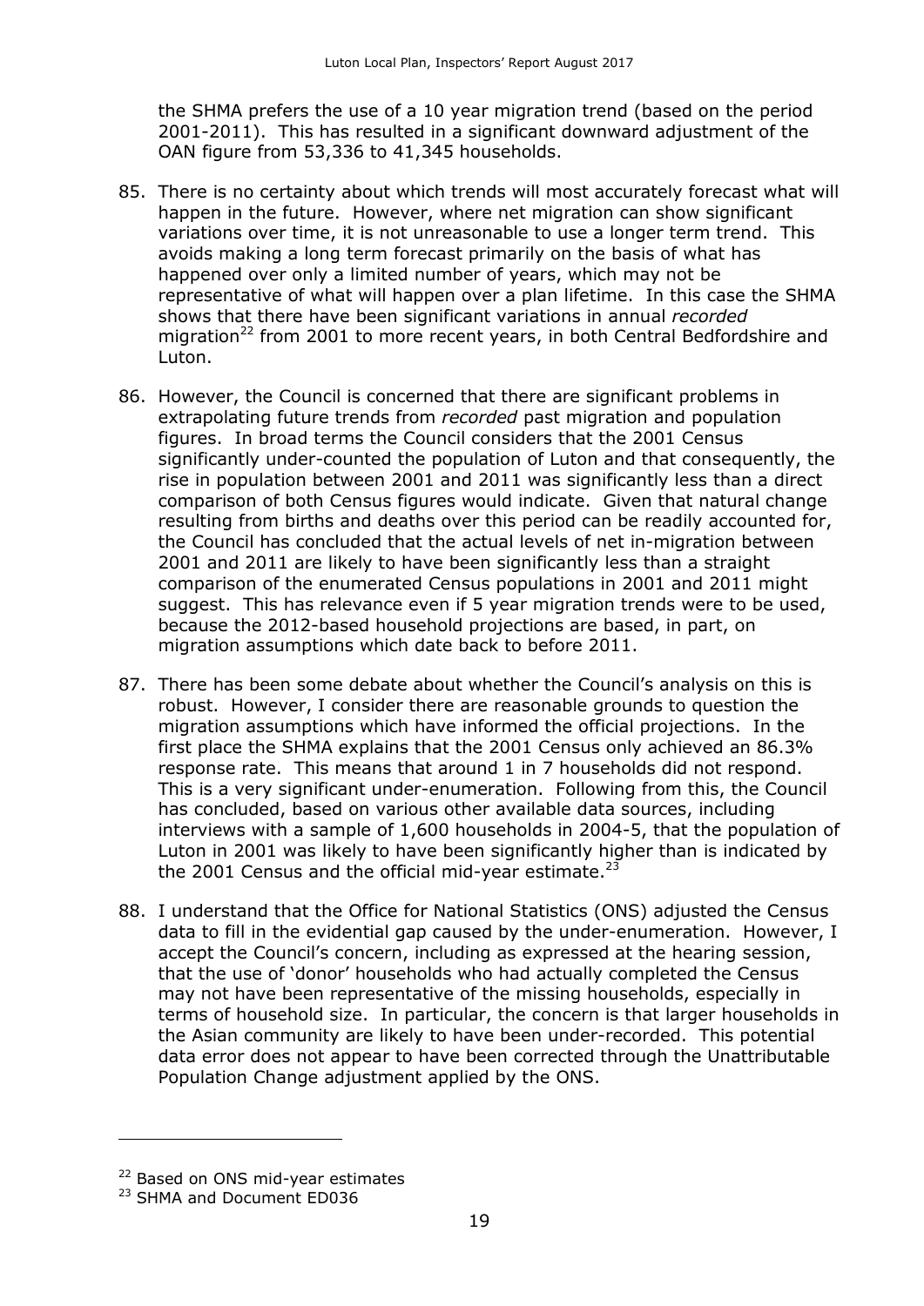the SHMA prefers the use of a 10 year migration trend (based on the period 2001-2011). This has resulted in a significant downward adjustment of the OAN figure from 53,336 to 41,345 households.

85. There is no certainty about which trends will most accurately forecast what will happen in the future. However, where net migration can show significant variations over time, it is not unreasonable to use a longer term trend. This avoids making a long term forecast primarily on the basis of what has happened over only a limited number of years, which may not be representative of what will happen over a plan lifetime. In this case the SHMA shows that there have been significant variations in annual *recorded* migration[22] from 2001 to more recent years, in both Central Bedfordshire and Luton.

86. However, the Council is concerned that there are significant problems in extrapolating future trends from *recorded* past migration and population figures. In broad terms the Council considers that the 2001 Census significantly under-counted the population of Luton and that consequently, the rise in population between 2001 and 2011 was significantly less than a direct comparison of both Census figures would indicate. Given that natural change resulting from births and deaths over this period can be readily accounted for, the Council has concluded that the actual levels of net in-migration between 2001 and 2011 are likely to have been significantly less than a straight comparison of the enumerated Census populations in 2001 and 2011 might suggest. This has relevance even if 5 year migration trends were to be used, because the 2012-based household projections are based, in part, on migration assumptions which date back to before 2011.

87. There has been some debate about whether the Council's analysis on this is robust. However, I consider there are reasonable grounds to question the migration assumptions which have informed the official projections. In the first place the SHMA explains that the 2001 Census only achieved an 86.3% response rate. This means that around 1 in 7 households did not respond. This is a very significant under-enumeration. Following from this, the Council has concluded, based on various other available data sources, including interviews with a sample of 1,600 households in 2004-5, that the population of Luton in 2001 was likely to have been significantly higher than is indicated by the 2001 Census and the official mid-year estimate.[23]

88. I understand that the Office for National Statistics (ONS) adjusted the Census data to fill in the evidential gap caused by the under-enumeration. However, I accept the Council's concern, including as expressed at the hearing session, that the use of 'donor' households who had actually completed the Census may not have been representative of the missing households, especially in terms of household size. In particular, the concern is that larger households in the Asian community are likely to have been under-recorded. This potential data error does not appear to have been corrected through the Unattributable Population Change adjustment applied by the ONS.

---

[22] Based on ONS mid-year estimates

[23] SHMA and Document ED036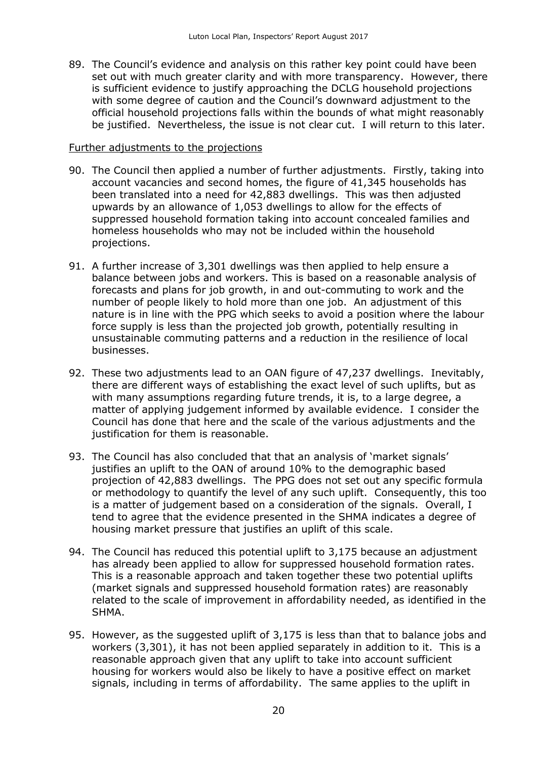89. The Council's evidence and analysis on this rather key point could have been set out with much greater clarity and with more transparency. However, there is sufficient evidence to justify approaching the DCLG household projections with some degree of caution and the Council's downward adjustment to the official household projections falls within the bounds of what might reasonably be justified. Nevertheless, the issue is not clear cut. I will return to this later.

Further adjustments to the projections

90. The Council then applied a number of further adjustments. Firstly, taking into account vacancies and second homes, the figure of 41,345 households has been translated into a need for 42,883 dwellings. This was then adjusted upwards by an allowance of 1,053 dwellings to allow for the effects of suppressed household formation taking into account concealed families and homeless households who may not be included within the household projections.

91. A further increase of 3,301 dwellings was then applied to help ensure a balance between jobs and workers. This is based on a reasonable analysis of forecasts and plans for job growth, in and out-commuting to work and the number of people likely to hold more than one job. An adjustment of this nature is in line with the PPG which seeks to avoid a position where the labour force supply is less than the projected job growth, potentially resulting in unsustainable commuting patterns and a reduction in the resilience of local businesses.

92. These two adjustments lead to an OAN figure of 47,237 dwellings. Inevitably, there are different ways of establishing the exact level of such uplifts, but as with many assumptions regarding future trends, it is, to a large degree, a matter of applying judgement informed by available evidence. I consider the Council has done that here and the scale of the various adjustments and the justification for them is reasonable.

93. The Council has also concluded that that an analysis of 'market signals' justifies an uplift to the OAN of around 10% to the demographic based projection of 42,883 dwellings. The PPG does not set out any specific formula or methodology to quantify the level of any such uplift. Consequently, this too is a matter of judgement based on a consideration of the signals. Overall, I tend to agree that the evidence presented in the SHMA indicates a degree of housing market pressure that justifies an uplift of this scale.

94. The Council has reduced this potential uplift to 3,175 because an adjustment has already been applied to allow for suppressed household formation rates. This is a reasonable approach and taken together these two potential uplifts (market signals and suppressed household formation rates) are reasonably related to the scale of improvement in affordability needed, as identified in the SHMA.

95. However, as the suggested uplift of 3,175 is less than that to balance jobs and workers (3,301), it has not been applied separately in addition to it. This is a reasonable approach given that any uplift to take into account sufficient housing for workers would also be likely to have a positive effect on market signals, including in terms of affordability. The same applies to the uplift in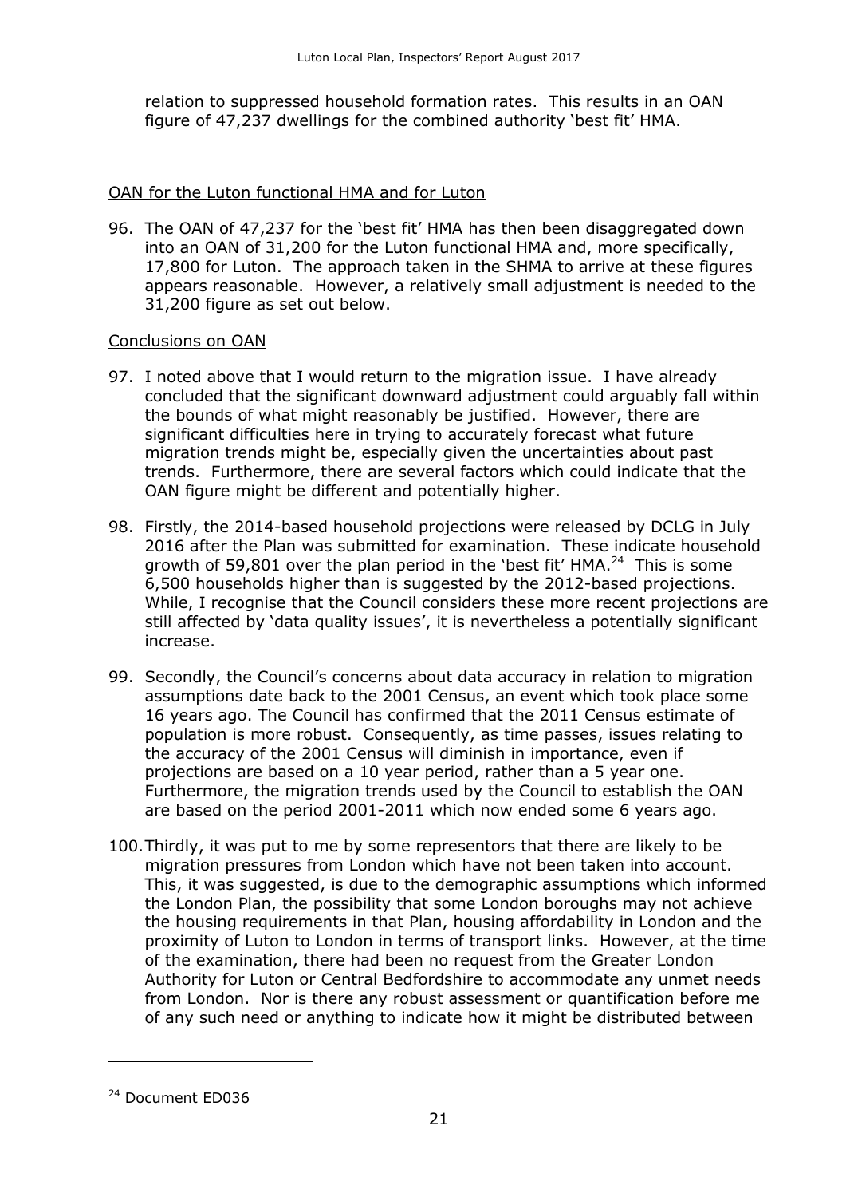relation to suppressed household formation rates. This results in an OAN figure of 47,237 dwellings for the combined authority 'best fit' HMA.

<u>OAN for the Luton functional HMA and for Luton</u>

96. The OAN of 47,237 for the 'best fit' HMA has then been disaggregated down into an OAN of 31,200 for the Luton functional HMA and, more specifically, 17,800 for Luton. The approach taken in the SHMA to arrive at these figures appears reasonable. However, a relatively small adjustment is needed to the 31,200 figure as set out below.

<u>Conclusions on OAN</u>

97. I noted above that I would return to the migration issue. I have already concluded that the significant downward adjustment could arguably fall within the bounds of what might reasonably be justified. However, there are significant difficulties here in trying to accurately forecast what future migration trends might be, especially given the uncertainties about past trends. Furthermore, there are several factors which could indicate that the OAN figure might be different and potentially higher.

98. Firstly, the 2014-based household projections were released by DCLG in July 2016 after the Plan was submitted for examination. These indicate household growth of 59,801 over the plan period in the 'best fit' HMA.[24] This is some 6,500 households higher than is suggested by the 2012-based projections. While, I recognise that the Council considers these more recent projections are still affected by 'data quality issues', it is nevertheless a potentially significant increase.

99. Secondly, the Council's concerns about data accuracy in relation to migration assumptions date back to the 2001 Census, an event which took place some 16 years ago. The Council has confirmed that the 2011 Census estimate of population is more robust. Consequently, as time passes, issues relating to the accuracy of the 2001 Census will diminish in importance, even if projections are based on a 10 year period, rather than a 5 year one. Furthermore, the migration trends used by the Council to establish the OAN are based on the period 2001-2011 which now ended some 6 years ago.

100. Thirdly, it was put to me by some representors that there are likely to be migration pressures from London which have not been taken into account. This, it was suggested, is due to the demographic assumptions which informed the London Plan, the possibility that some London boroughs may not achieve the housing requirements in that Plan, housing affordability in London and the proximity of Luton to London in terms of transport links. However, at the time of the examination, there had been no request from the Greater London Authority for Luton or Central Bedfordshire to accommodate any unmet needs from London. Nor is there any robust assessment or quantification before me of any such need or anything to indicate how it might be distributed between

---

[24] Document ED036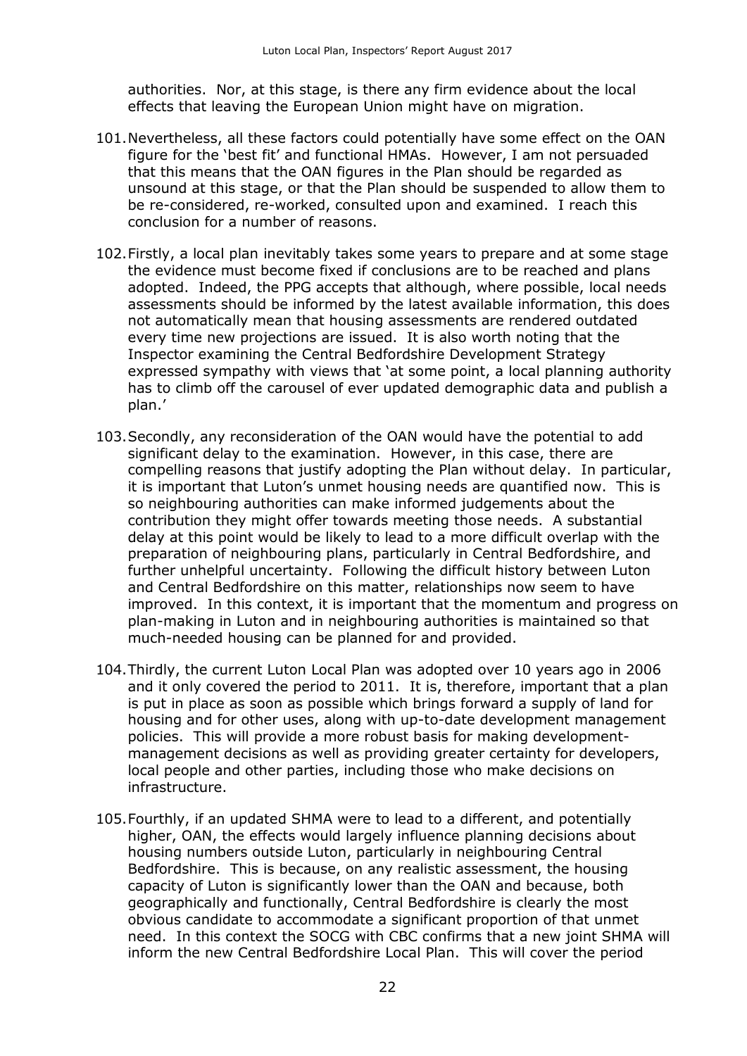authorities. Nor, at this stage, is there any firm evidence about the local effects that leaving the European Union might have on migration.

101. Nevertheless, all these factors could potentially have some effect on the OAN figure for the 'best fit' and functional HMAs. However, I am not persuaded that this means that the OAN figures in the Plan should be regarded as unsound at this stage, or that the Plan should be suspended to allow them to be re-considered, re-worked, consulted upon and examined. I reach this conclusion for a number of reasons.

102. Firstly, a local plan inevitably takes some years to prepare and at some stage the evidence must become fixed if conclusions are to be reached and plans adopted. Indeed, the PPG accepts that although, where possible, local needs assessments should be informed by the latest available information, this does not automatically mean that housing assessments are rendered outdated every time new projections are issued. It is also worth noting that the Inspector examining the Central Bedfordshire Development Strategy expressed sympathy with views that 'at some point, a local planning authority has to climb off the carousel of ever updated demographic data and publish a plan.'

103. Secondly, any reconsideration of the OAN would have the potential to add significant delay to the examination. However, in this case, there are compelling reasons that justify adopting the Plan without delay. In particular, it is important that Luton's unmet housing needs are quantified now. This is so neighbouring authorities can make informed judgements about the contribution they might offer towards meeting those needs. A substantial delay at this point would be likely to lead to a more difficult overlap with the preparation of neighbouring plans, particularly in Central Bedfordshire, and further unhelpful uncertainty. Following the difficult history between Luton and Central Bedfordshire on this matter, relationships now seem to have improved. In this context, it is important that the momentum and progress on plan-making in Luton and in neighbouring authorities is maintained so that much-needed housing can be planned for and provided.

104. Thirdly, the current Luton Local Plan was adopted over 10 years ago in 2006 and it only covered the period to 2011. It is, therefore, important that a plan is put in place as soon as possible which brings forward a supply of land for housing and for other uses, along with up-to-date development management policies. This will provide a more robust basis for making development-management decisions as well as providing greater certainty for developers, local people and other parties, including those who make decisions on infrastructure.

105. Fourthly, if an updated SHMA were to lead to a different, and potentially higher, OAN, the effects would largely influence planning decisions about housing numbers outside Luton, particularly in neighbouring Central Bedfordshire. This is because, on any realistic assessment, the housing capacity of Luton is significantly lower than the OAN and because, both geographically and functionally, Central Bedfordshire is clearly the most obvious candidate to accommodate a significant proportion of that unmet need. In this context the SOCG with CBC confirms that a new joint SHMA will inform the new Central Bedfordshire Local Plan. This will cover the period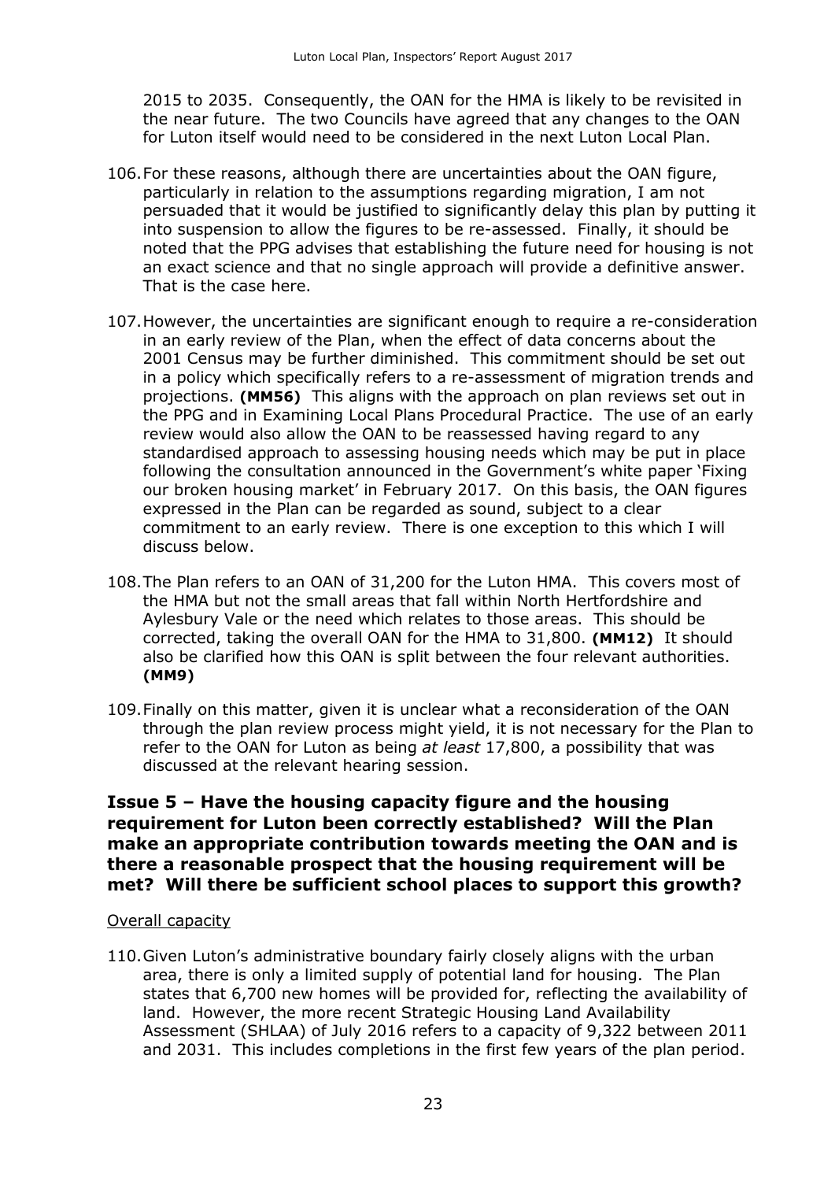2015 to 2035. Consequently, the OAN for the HMA is likely to be revisited in the near future. The two Councils have agreed that any changes to the OAN for Luton itself would need to be considered in the next Luton Local Plan.

106. For these reasons, although there are uncertainties about the OAN figure, particularly in relation to the assumptions regarding migration, I am not persuaded that it would be justified to significantly delay this plan by putting it into suspension to allow the figures to be re-assessed. Finally, it should be noted that the PPG advises that establishing the future need for housing is not an exact science and that no single approach will provide a definitive answer. That is the case here.

107. However, the uncertainties are significant enough to require a re-consideration in an early review of the Plan, when the effect of data concerns about the 2001 Census may be further diminished. This commitment should be set out in a policy which specifically refers to a re-assessment of migration trends and projections. **(MM56)** This aligns with the approach on plan reviews set out in the PPG and in Examining Local Plans Procedural Practice. The use of an early review would also allow the OAN to be reassessed having regard to any standardised approach to assessing housing needs which may be put in place following the consultation announced in the Government's white paper 'Fixing our broken housing market' in February 2017. On this basis, the OAN figures expressed in the Plan can be regarded as sound, subject to a clear commitment to an early review. There is one exception to this which I will discuss below.

108. The Plan refers to an OAN of 31,200 for the Luton HMA. This covers most of the HMA but not the small areas that fall within North Hertfordshire and Aylesbury Vale or the need which relates to those areas. This should be corrected, taking the overall OAN for the HMA to 31,800. **(MM12)** It should also be clarified how this OAN is split between the four relevant authorities. **(MM9)**

109. Finally on this matter, given it is unclear what a reconsideration of the OAN through the plan review process might yield, it is not necessary for the Plan to refer to the OAN for Luton as being *at least* 17,800, a possibility that was discussed at the relevant hearing session.

## Issue 5 – Have the housing capacity figure and the housing requirement for Luton been correctly established? Will the Plan make an appropriate contribution towards meeting the OAN and is there a reasonable prospect that the housing requirement will be met? Will there be sufficient school places to support this growth?

Overall capacity

110. Given Luton's administrative boundary fairly closely aligns with the urban area, there is only a limited supply of potential land for housing. The Plan states that 6,700 new homes will be provided for, reflecting the availability of land. However, the more recent Strategic Housing Land Availability Assessment (SHLAA) of July 2016 refers to a capacity of 9,322 between 2011 and 2031. This includes completions in the first few years of the plan period.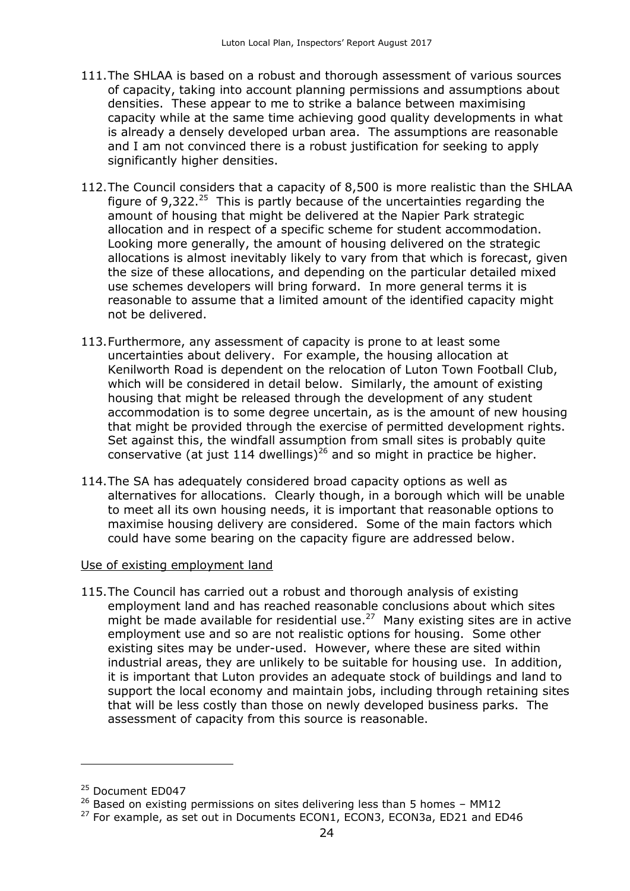111. The SHLAA is based on a robust and thorough assessment of various sources of capacity, taking into account planning permissions and assumptions about densities. These appear to me to strike a balance between maximising capacity while at the same time achieving good quality developments in what is already a densely developed urban area. The assumptions are reasonable and I am not convinced there is a robust justification for seeking to apply significantly higher densities.

112. The Council considers that a capacity of 8,500 is more realistic than the SHLAA figure of 9,322.[25] This is partly because of the uncertainties regarding the amount of housing that might be delivered at the Napier Park strategic allocation and in respect of a specific scheme for student accommodation. Looking more generally, the amount of housing delivered on the strategic allocations is almost inevitably likely to vary from that which is forecast, given the size of these allocations, and depending on the particular detailed mixed use schemes developers will bring forward. In more general terms it is reasonable to assume that a limited amount of the identified capacity might not be delivered.

113. Furthermore, any assessment of capacity is prone to at least some uncertainties about delivery. For example, the housing allocation at Kenilworth Road is dependent on the relocation of Luton Town Football Club, which will be considered in detail below. Similarly, the amount of existing housing that might be released through the development of any student accommodation is to some degree uncertain, as is the amount of new housing that might be provided through the exercise of permitted development rights. Set against this, the windfall assumption from small sites is probably quite conservative (at just 114 dwellings)[26] and so might in practice be higher.

114. The SA has adequately considered broad capacity options as well as alternatives for allocations. Clearly though, in a borough which will be unable to meet all its own housing needs, it is important that reasonable options to maximise housing delivery are considered. Some of the main factors which could have some bearing on the capacity figure are addressed below.

Use of existing employment land

115. The Council has carried out a robust and thorough analysis of existing employment land and has reached reasonable conclusions about which sites might be made available for residential use.[27] Many existing sites are in active employment use and so are not realistic options for housing. Some other existing sites may be under-used. However, where these are sited within industrial areas, they are unlikely to be suitable for housing use. In addition, it is important that Luton provides an adequate stock of buildings and land to support the local economy and maintain jobs, including through retaining sites that will be less costly than those on newly developed business parks. The assessment of capacity from this source is reasonable.

---

[25] Document ED047

[26] Based on existing permissions on sites delivering less than 5 homes – MM12

[27] For example, as set out in Documents ECON1, ECON3, ECON3a, ED21 and ED46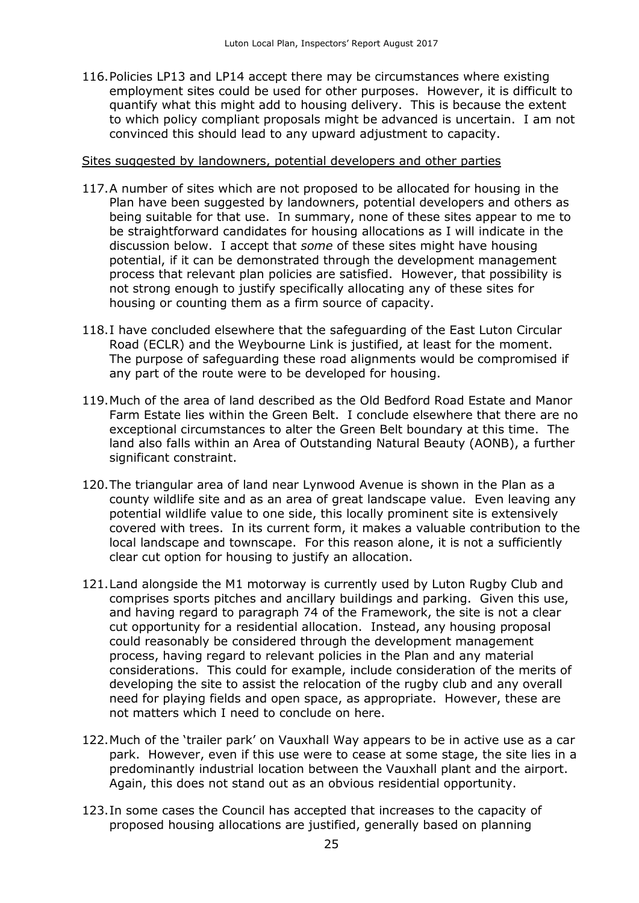116. Policies LP13 and LP14 accept there may be circumstances where existing employment sites could be used for other purposes. However, it is difficult to quantify what this might add to housing delivery. This is because the extent to which policy compliant proposals might be advanced is uncertain. I am not convinced this should lead to any upward adjustment to capacity.

<u>Sites suggested by landowners, potential developers and other parties</u>

117. A number of sites which are not proposed to be allocated for housing in the Plan have been suggested by landowners, potential developers and others as being suitable for that use. In summary, none of these sites appear to me to be straightforward candidates for housing allocations as I will indicate in the discussion below. I accept that *some* of these sites might have housing potential, if it can be demonstrated through the development management process that relevant plan policies are satisfied. However, that possibility is not strong enough to justify specifically allocating any of these sites for housing or counting them as a firm source of capacity.

118. I have concluded elsewhere that the safeguarding of the East Luton Circular Road (ECLR) and the Weybourne Link is justified, at least for the moment. The purpose of safeguarding these road alignments would be compromised if any part of the route were to be developed for housing.

119. Much of the area of land described as the Old Bedford Road Estate and Manor Farm Estate lies within the Green Belt. I conclude elsewhere that there are no exceptional circumstances to alter the Green Belt boundary at this time. The land also falls within an Area of Outstanding Natural Beauty (AONB), a further significant constraint.

120. The triangular area of land near Lynwood Avenue is shown in the Plan as a county wildlife site and as an area of great landscape value. Even leaving any potential wildlife value to one side, this locally prominent site is extensively covered with trees. In its current form, it makes a valuable contribution to the local landscape and townscape. For this reason alone, it is not a sufficiently clear cut option for housing to justify an allocation.

121. Land alongside the M1 motorway is currently used by Luton Rugby Club and comprises sports pitches and ancillary buildings and parking. Given this use, and having regard to paragraph 74 of the Framework, the site is not a clear cut opportunity for a residential allocation. Instead, any housing proposal could reasonably be considered through the development management process, having regard to relevant policies in the Plan and any material considerations. This could for example, include consideration of the merits of developing the site to assist the relocation of the rugby club and any overall need for playing fields and open space, as appropriate. However, these are not matters which I need to conclude on here.

122. Much of the 'trailer park' on Vauxhall Way appears to be in active use as a car park. However, even if this use were to cease at some stage, the site lies in a predominantly industrial location between the Vauxhall plant and the airport. Again, this does not stand out as an obvious residential opportunity.

123. In some cases the Council has accepted that increases to the capacity of proposed housing allocations are justified, generally based on planning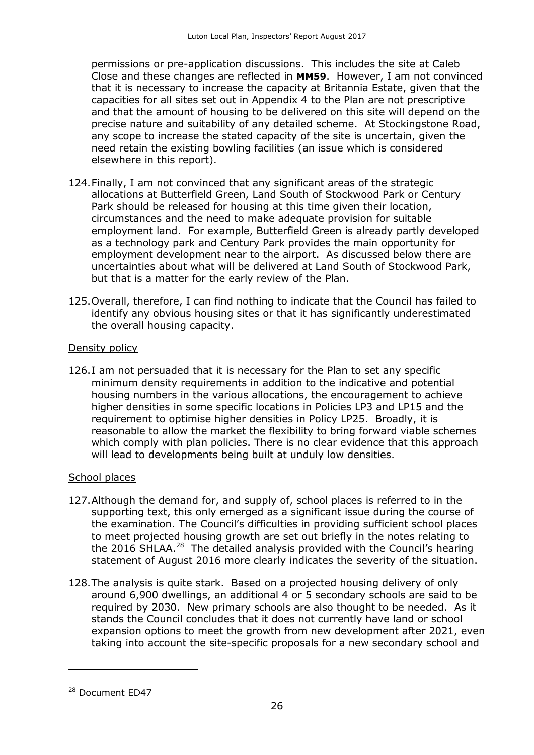permissions or pre-application discussions. This includes the site at Caleb Close and these changes are reflected in **MM59**. However, I am not convinced that it is necessary to increase the capacity at Britannia Estate, given that the capacities for all sites set out in Appendix 4 to the Plan are not prescriptive and that the amount of housing to be delivered on this site will depend on the precise nature and suitability of any detailed scheme. At Stockingstone Road, any scope to increase the stated capacity of the site is uncertain, given the need retain the existing bowling facilities (an issue which is considered elsewhere in this report).

124. Finally, I am not convinced that any significant areas of the strategic allocations at Butterfield Green, Land South of Stockwood Park or Century Park should be released for housing at this time given their location, circumstances and the need to make adequate provision for suitable employment land. For example, Butterfield Green is already partly developed as a technology park and Century Park provides the main opportunity for employment development near to the airport. As discussed below there are uncertainties about what will be delivered at Land South of Stockwood Park, but that is a matter for the early review of the Plan.

125. Overall, therefore, I can find nothing to indicate that the Council has failed to identify any obvious housing sites or that it has significantly underestimated the overall housing capacity.

<u>Density policy</u>

126. I am not persuaded that it is necessary for the Plan to set any specific minimum density requirements in addition to the indicative and potential housing numbers in the various allocations, the encouragement to achieve higher densities in some specific locations in Policies LP3 and LP15 and the requirement to optimise higher densities in Policy LP25. Broadly, it is reasonable to allow the market the flexibility to bring forward viable schemes which comply with plan policies. There is no clear evidence that this approach will lead to developments being built at unduly low densities.

<u>School places</u>

127. Although the demand for, and supply of, school places is referred to in the supporting text, this only emerged as a significant issue during the course of the examination. The Council's difficulties in providing sufficient school places to meet projected housing growth are set out briefly in the notes relating to the 2016 SHLAA.[28] The detailed analysis provided with the Council's hearing statement of August 2016 more clearly indicates the severity of the situation.

128. The analysis is quite stark. Based on a projected housing delivery of only around 6,900 dwellings, an additional 4 or 5 secondary schools are said to be required by 2030. New primary schools are also thought to be needed. As it stands the Council concludes that it does not currently have land or school expansion options to meet the growth from new development after 2021, even taking into account the site-specific proposals for a new secondary school and

[28] Document ED47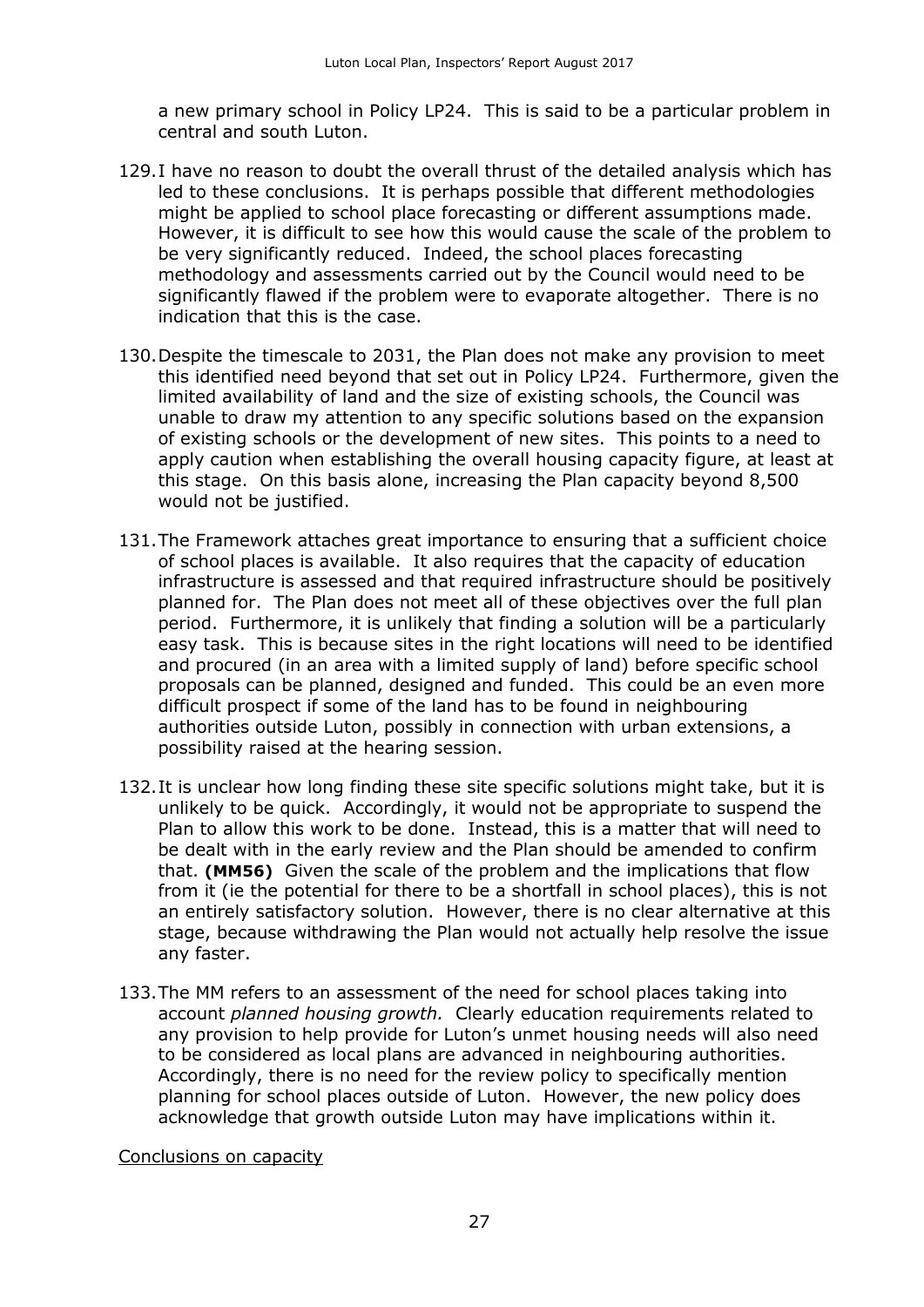a new primary school in Policy LP24. This is said to be a particular problem in central and south Luton.

129. I have no reason to doubt the overall thrust of the detailed analysis which has led to these conclusions. It is perhaps possible that different methodologies might be applied to school place forecasting or different assumptions made. However, it is difficult to see how this would cause the scale of the problem to be very significantly reduced. Indeed, the school places forecasting methodology and assessments carried out by the Council would need to be significantly flawed if the problem were to evaporate altogether. There is no indication that this is the case.

130. Despite the timescale to 2031, the Plan does not make any provision to meet this identified need beyond that set out in Policy LP24. Furthermore, given the limited availability of land and the size of existing schools, the Council was unable to draw my attention to any specific solutions based on the expansion of existing schools or the development of new sites. This points to a need to apply caution when establishing the overall housing capacity figure, at least at this stage. On this basis alone, increasing the Plan capacity beyond 8,500 would not be justified.

131. The Framework attaches great importance to ensuring that a sufficient choice of school places is available. It also requires that the capacity of education infrastructure is assessed and that required infrastructure should be positively planned for. The Plan does not meet all of these objectives over the full plan period. Furthermore, it is unlikely that finding a solution will be a particularly easy task. This is because sites in the right locations will need to be identified and procured (in an area with a limited supply of land) before specific school proposals can be planned, designed and funded. This could be an even more difficult prospect if some of the land has to be found in neighbouring authorities outside Luton, possibly in connection with urban extensions, a possibility raised at the hearing session.

132. It is unclear how long finding these site specific solutions might take, but it is unlikely to be quick. Accordingly, it would not be appropriate to suspend the Plan to allow this work to be done. Instead, this is a matter that will need to be dealt with in the early review and the Plan should be amended to confirm that. **(MM56)** Given the scale of the problem and the implications that flow from it (ie the potential for there to be a shortfall in school places), this is not an entirely satisfactory solution. However, there is no clear alternative at this stage, because withdrawing the Plan would not actually help resolve the issue any faster.

133. The MM refers to an assessment of the need for school places taking into account *planned housing growth.* Clearly education requirements related to any provision to help provide for Luton's unmet housing needs will also need to be considered as local plans are advanced in neighbouring authorities. Accordingly, there is no need for the review policy to specifically mention planning for school places outside of Luton. However, the new policy does acknowledge that growth outside Luton may have implications within it.

Conclusions on capacity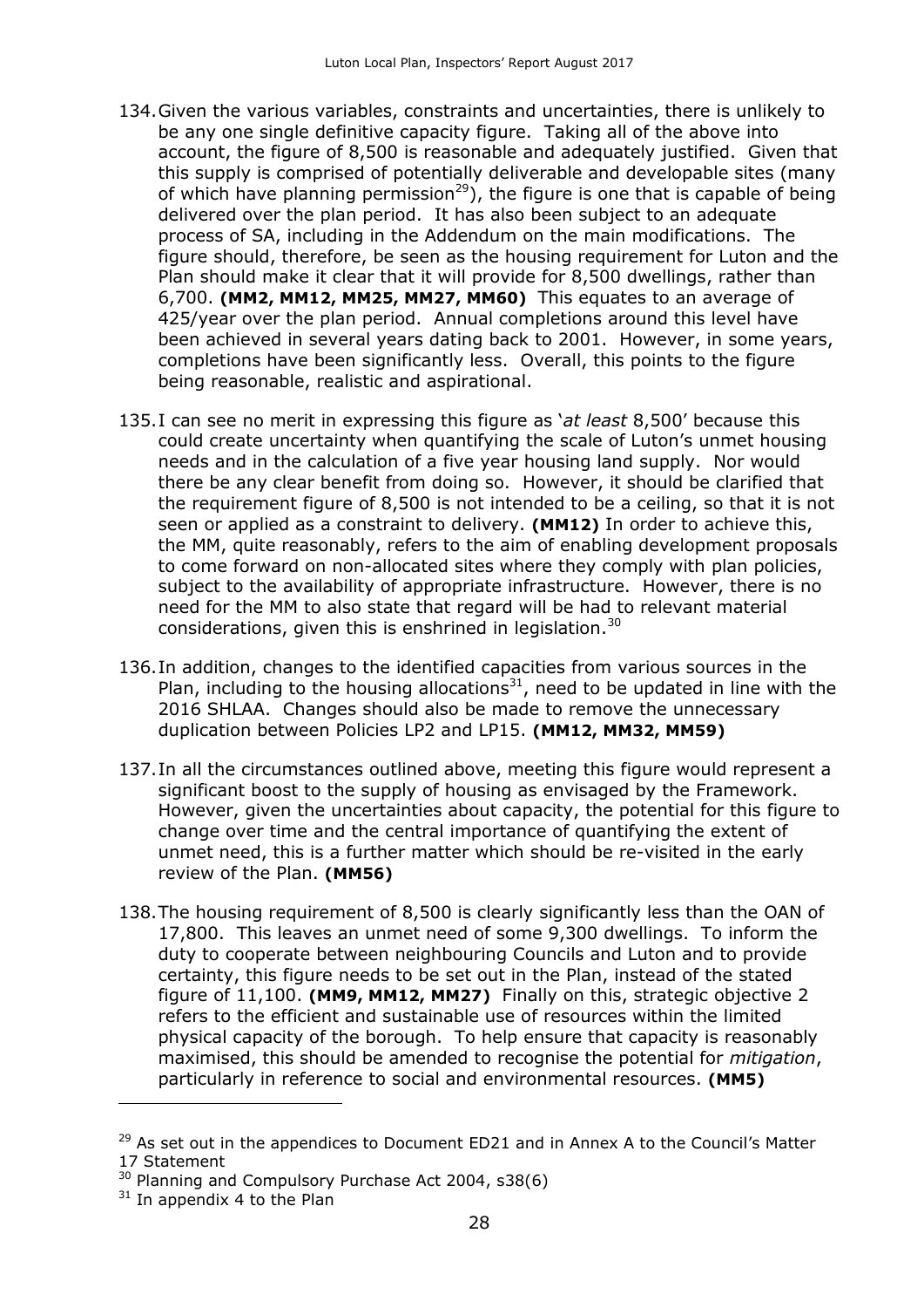134. Given the various variables, constraints and uncertainties, there is unlikely to be any one single definitive capacity figure. Taking all of the above into account, the figure of 8,500 is reasonable and adequately justified. Given that this supply is comprised of potentially deliverable and developable sites (many of which have planning permission[29]), the figure is one that is capable of being delivered over the plan period. It has also been subject to an adequate process of SA, including in the Addendum on the main modifications. The figure should, therefore, be seen as the housing requirement for Luton and the Plan should make it clear that it will provide for 8,500 dwellings, rather than 6,700. **(MM2, MM12, MM25, MM27, MM60)** This equates to an average of 425/year over the plan period. Annual completions around this level have been achieved in several years dating back to 2001. However, in some years, completions have been significantly less. Overall, this points to the figure being reasonable, realistic and aspirational.

135. I can see no merit in expressing this figure as '*at least* 8,500' because this could create uncertainty when quantifying the scale of Luton's unmet housing needs and in the calculation of a five year housing land supply. Nor would there be any clear benefit from doing so. However, it should be clarified that the requirement figure of 8,500 is not intended to be a ceiling, so that it is not seen or applied as a constraint to delivery. **(MM12)** In order to achieve this, the MM, quite reasonably, refers to the aim of enabling development proposals to come forward on non-allocated sites where they comply with plan policies, subject to the availability of appropriate infrastructure. However, there is no need for the MM to also state that regard will be had to relevant material considerations, given this is enshrined in legislation.[30]

136. In addition, changes to the identified capacities from various sources in the Plan, including to the housing allocations[31], need to be updated in line with the 2016 SHLAA. Changes should also be made to remove the unnecessary duplication between Policies LP2 and LP15. **(MM12, MM32, MM59)**

137. In all the circumstances outlined above, meeting this figure would represent a significant boost to the supply of housing as envisaged by the Framework. However, given the uncertainties about capacity, the potential for this figure to change over time and the central importance of quantifying the extent of unmet need, this is a further matter which should be re-visited in the early review of the Plan. **(MM56)**

138. The housing requirement of 8,500 is clearly significantly less than the OAN of 17,800. This leaves an unmet need of some 9,300 dwellings. To inform the duty to cooperate between neighbouring Councils and Luton and to provide certainty, this figure needs to be set out in the Plan, instead of the stated figure of 11,100. **(MM9, MM12, MM27)** Finally on this, strategic objective 2 refers to the efficient and sustainable use of resources within the limited physical capacity of the borough. To help ensure that capacity is reasonably maximised, this should be amended to recognise the potential for *mitigation*, particularly in reference to social and environmental resources. **(MM5)**

---

[29] As set out in the appendices to Document ED21 and in Annex A to the Council's Matter 17 Statement

[30] Planning and Compulsory Purchase Act 2004, s38(6)

[31] In appendix 4 to the Plan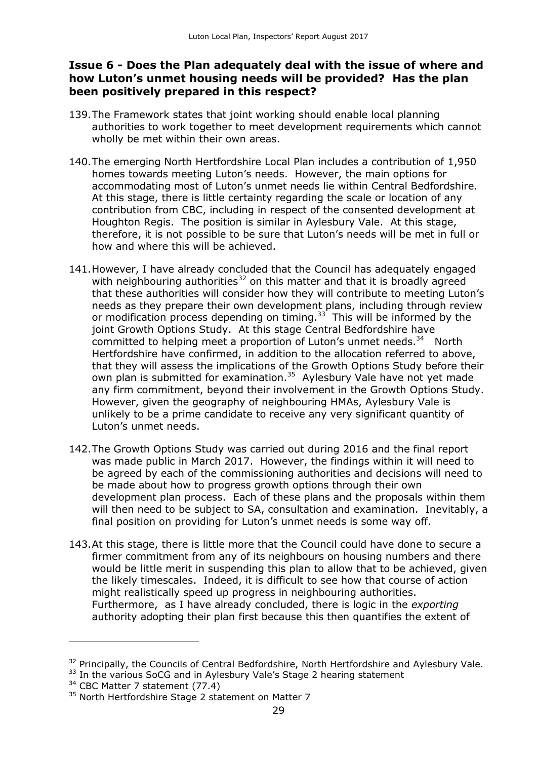### Issue 6 - Does the Plan adequately deal with the issue of where and how Luton's unmet housing needs will be provided? Has the plan been positively prepared in this respect?

139. The Framework states that joint working should enable local planning authorities to work together to meet development requirements which cannot wholly be met within their own areas.

140. The emerging North Hertfordshire Local Plan includes a contribution of 1,950 homes towards meeting Luton's needs. However, the main options for accommodating most of Luton's unmet needs lie within Central Bedfordshire. At this stage, there is little certainty regarding the scale or location of any contribution from CBC, including in respect of the consented development at Houghton Regis. The position is similar in Aylesbury Vale. At this stage, therefore, it is not possible to be sure that Luton's needs will be met in full or how and where this will be achieved.

141. However, I have already concluded that the Council has adequately engaged with neighbouring authorities[32] on this matter and that it is broadly agreed that these authorities will consider how they will contribute to meeting Luton's needs as they prepare their own development plans, including through review or modification process depending on timing.[33] This will be informed by the joint Growth Options Study. At this stage Central Bedfordshire have committed to helping meet a proportion of Luton's unmet needs.[34] North Hertfordshire have confirmed, in addition to the allocation referred to above, that they will assess the implications of the Growth Options Study before their own plan is submitted for examination.[35] Aylesbury Vale have not yet made any firm commitment, beyond their involvement in the Growth Options Study. However, given the geography of neighbouring HMAs, Aylesbury Vale is unlikely to be a prime candidate to receive any very significant quantity of Luton's unmet needs.

142. The Growth Options Study was carried out during 2016 and the final report was made public in March 2017. However, the findings within it will need to be agreed by each of the commissioning authorities and decisions will need to be made about how to progress growth options through their own development plan process. Each of these plans and the proposals within them will then need to be subject to SA, consultation and examination. Inevitably, a final position on providing for Luton's unmet needs is some way off.

143. At this stage, there is little more that the Council could have done to secure a firmer commitment from any of its neighbours on housing numbers and there would be little merit in suspending this plan to allow that to be achieved, given the likely timescales. Indeed, it is difficult to see how that course of action might realistically speed up progress in neighbouring authorities. Furthermore, as I have already concluded, there is logic in the *exporting* authority adopting their plan first because this then quantifies the extent of

---

[32] Principally, the Councils of Central Bedfordshire, North Hertfordshire and Aylesbury Vale.

[33] In the various SoCG and in Aylesbury Vale's Stage 2 hearing statement

[34] CBC Matter 7 statement (77.4)

[35] North Hertfordshire Stage 2 statement on Matter 7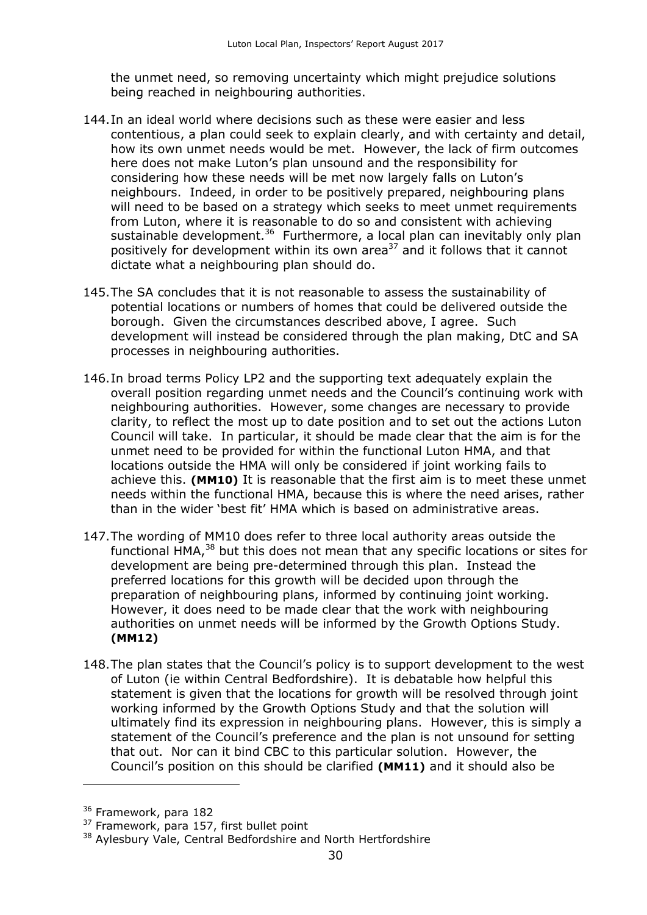the unmet need, so removing uncertainty which might prejudice solutions being reached in neighbouring authorities.

144. In an ideal world where decisions such as these were easier and less contentious, a plan could seek to explain clearly, and with certainty and detail, how its own unmet needs would be met. However, the lack of firm outcomes here does not make Luton's plan unsound and the responsibility for considering how these needs will be met now largely falls on Luton's neighbours. Indeed, in order to be positively prepared, neighbouring plans will need to be based on a strategy which seeks to meet unmet requirements from Luton, where it is reasonable to do so and consistent with achieving sustainable development.[36] Furthermore, a local plan can inevitably only plan positively for development within its own area[37] and it follows that it cannot dictate what a neighbouring plan should do.

145. The SA concludes that it is not reasonable to assess the sustainability of potential locations or numbers of homes that could be delivered outside the borough. Given the circumstances described above, I agree. Such development will instead be considered through the plan making, DtC and SA processes in neighbouring authorities.

146. In broad terms Policy LP2 and the supporting text adequately explain the overall position regarding unmet needs and the Council's continuing work with neighbouring authorities. However, some changes are necessary to provide clarity, to reflect the most up to date position and to set out the actions Luton Council will take. In particular, it should be made clear that the aim is for the unmet need to be provided for within the functional Luton HMA, and that locations outside the HMA will only be considered if joint working fails to achieve this. **(MM10)** It is reasonable that the first aim is to meet these unmet needs within the functional HMA, because this is where the need arises, rather than in the wider 'best fit' HMA which is based on administrative areas.

147. The wording of MM10 does refer to three local authority areas outside the functional HMA,[38] but this does not mean that any specific locations or sites for development are being pre-determined through this plan. Instead the preferred locations for this growth will be decided upon through the preparation of neighbouring plans, informed by continuing joint working. However, it does need to be made clear that the work with neighbouring authorities on unmet needs will be informed by the Growth Options Study. **(MM12)**

148. The plan states that the Council's policy is to support development to the west of Luton (ie within Central Bedfordshire). It is debatable how helpful this statement is given that the locations for growth will be resolved through joint working informed by the Growth Options Study and that the solution will ultimately find its expression in neighbouring plans. However, this is simply a statement of the Council's preference and the plan is not unsound for setting that out. Nor can it bind CBC to this particular solution. However, the Council's position on this should be clarified **(MM11)** and it should also be

---

[36] Framework, para 182

[37] Framework, para 157, first bullet point

[38] Aylesbury Vale, Central Bedfordshire and North Hertfordshire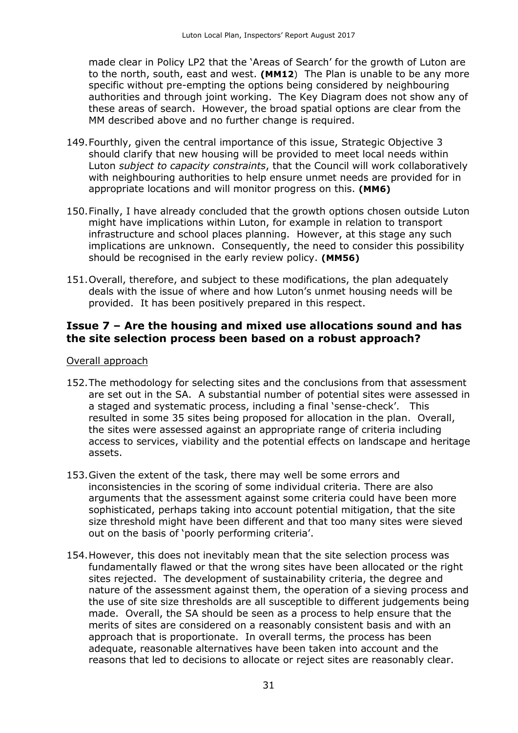made clear in Policy LP2 that the 'Areas of Search' for the growth of Luton are to the north, south, east and west. **(MM12**) The Plan is unable to be any more specific without pre-empting the options being considered by neighbouring authorities and through joint working. The Key Diagram does not show any of these areas of search. However, the broad spatial options are clear from the MM described above and no further change is required.

149. Fourthly, given the central importance of this issue, Strategic Objective 3 should clarify that new housing will be provided to meet local needs within Luton *subject to capacity constraints*, that the Council will work collaboratively with neighbouring authorities to help ensure unmet needs are provided for in appropriate locations and will monitor progress on this. **(MM6)**

150. Finally, I have already concluded that the growth options chosen outside Luton might have implications within Luton, for example in relation to transport infrastructure and school places planning. However, at this stage any such implications are unknown. Consequently, the need to consider this possibility should be recognised in the early review policy. **(MM56)**

151. Overall, therefore, and subject to these modifications, the plan adequately deals with the issue of where and how Luton's unmet housing needs will be provided. It has been positively prepared in this respect.

## Issue 7 – Are the housing and mixed use allocations sound and has the site selection process been based on a robust approach?

Overall approach

152. The methodology for selecting sites and the conclusions from that assessment are set out in the SA. A substantial number of potential sites were assessed in a staged and systematic process, including a final 'sense-check'. This resulted in some 35 sites being proposed for allocation in the plan. Overall, the sites were assessed against an appropriate range of criteria including access to services, viability and the potential effects on landscape and heritage assets.

153. Given the extent of the task, there may well be some errors and inconsistencies in the scoring of some individual criteria. There are also arguments that the assessment against some criteria could have been more sophisticated, perhaps taking into account potential mitigation, that the site size threshold might have been different and that too many sites were sieved out on the basis of 'poorly performing criteria'.

154. However, this does not inevitably mean that the site selection process was fundamentally flawed or that the wrong sites have been allocated or the right sites rejected. The development of sustainability criteria, the degree and nature of the assessment against them, the operation of a sieving process and the use of site size thresholds are all susceptible to different judgements being made. Overall, the SA should be seen as a process to help ensure that the merits of sites are considered on a reasonably consistent basis and with an approach that is proportionate. In overall terms, the process has been adequate, reasonable alternatives have been taken into account and the reasons that led to decisions to allocate or reject sites are reasonably clear.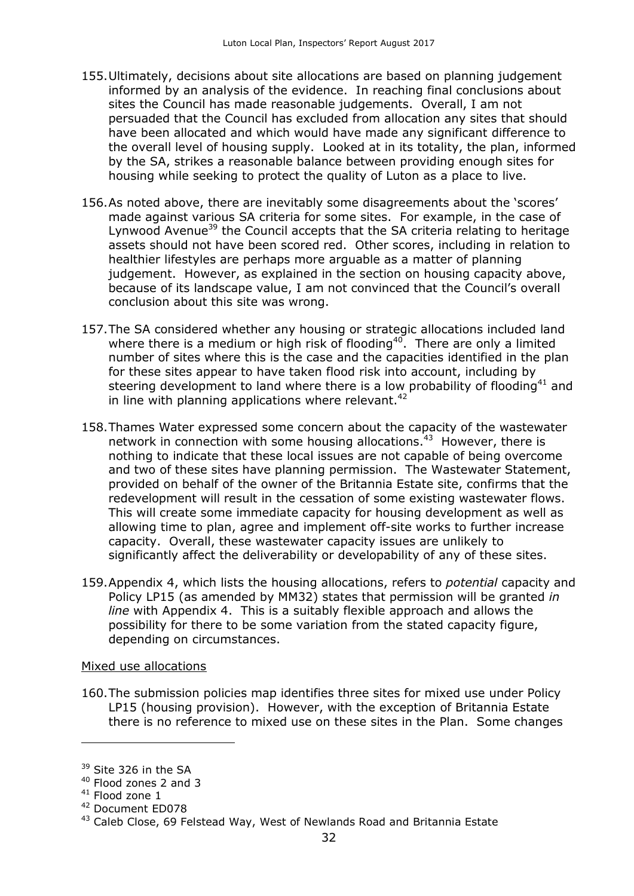155. Ultimately, decisions about site allocations are based on planning judgement informed by an analysis of the evidence. In reaching final conclusions about sites the Council has made reasonable judgements. Overall, I am not persuaded that the Council has excluded from allocation any sites that should have been allocated and which would have made any significant difference to the overall level of housing supply. Looked at in its totality, the plan, informed by the SA, strikes a reasonable balance between providing enough sites for housing while seeking to protect the quality of Luton as a place to live.

156. As noted above, there are inevitably some disagreements about the 'scores' made against various SA criteria for some sites. For example, in the case of Lynwood Avenue[39] the Council accepts that the SA criteria relating to heritage assets should not have been scored red. Other scores, including in relation to healthier lifestyles are perhaps more arguable as a matter of planning judgement. However, as explained in the section on housing capacity above, because of its landscape value, I am not convinced that the Council's overall conclusion about this site was wrong.

157. The SA considered whether any housing or strategic allocations included land where there is a medium or high risk of flooding[40]. There are only a limited number of sites where this is the case and the capacities identified in the plan for these sites appear to have taken flood risk into account, including by steering development to land where there is a low probability of flooding[41] and in line with planning applications where relevant.[42]

158. Thames Water expressed some concern about the capacity of the wastewater network in connection with some housing allocations.[43] However, there is nothing to indicate that these local issues are not capable of being overcome and two of these sites have planning permission. The Wastewater Statement, provided on behalf of the owner of the Britannia Estate site, confirms that the redevelopment will result in the cessation of some existing wastewater flows. This will create some immediate capacity for housing development as well as allowing time to plan, agree and implement off-site works to further increase capacity. Overall, these wastewater capacity issues are unlikely to significantly affect the deliverability or developability of any of these sites.

159. Appendix 4, which lists the housing allocations, refers to *potential* capacity and Policy LP15 (as amended by MM32) states that permission will be granted *in line* with Appendix 4. This is a suitably flexible approach and allows the possibility for there to be some variation from the stated capacity figure, depending on circumstances.

Mixed use allocations

160. The submission policies map identifies three sites for mixed use under Policy LP15 (housing provision). However, with the exception of Britannia Estate there is no reference to mixed use on these sites in the Plan. Some changes

---

[39] Site 326 in the SA

[40] Flood zones 2 and 3

[41] Flood zone 1

[42] Document ED078

[43] Caleb Close, 69 Felstead Way, West of Newlands Road and Britannia Estate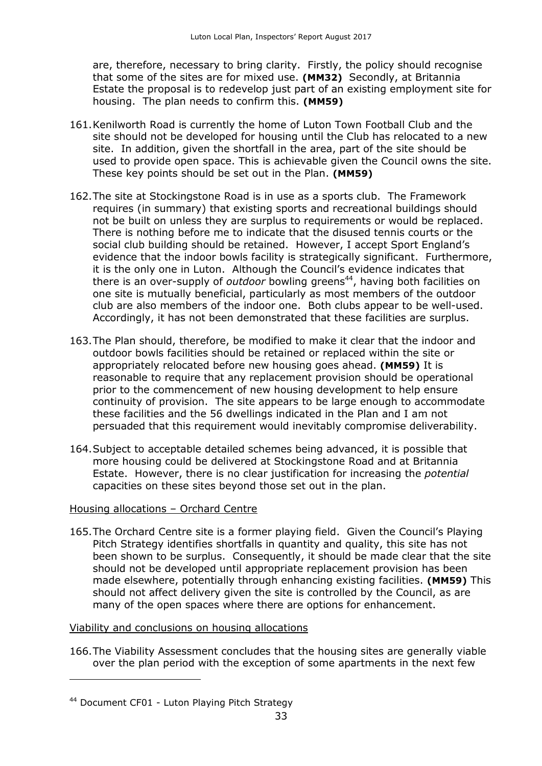are, therefore, necessary to bring clarity. Firstly, the policy should recognise that some of the sites are for mixed use. **(MM32)** Secondly, at Britannia Estate the proposal is to redevelop just part of an existing employment site for housing. The plan needs to confirm this. **(MM59)**

161. Kenilworth Road is currently the home of Luton Town Football Club and the site should not be developed for housing until the Club has relocated to a new site. In addition, given the shortfall in the area, part of the site should be used to provide open space. This is achievable given the Council owns the site. These key points should be set out in the Plan. **(MM59)**

162. The site at Stockingstone Road is in use as a sports club. The Framework requires (in summary) that existing sports and recreational buildings should not be built on unless they are surplus to requirements or would be replaced. There is nothing before me to indicate that the disused tennis courts or the social club building should be retained. However, I accept Sport England's evidence that the indoor bowls facility is strategically significant. Furthermore, it is the only one in Luton. Although the Council's evidence indicates that there is an over-supply of *outdoor* bowling greens[44], having both facilities on one site is mutually beneficial, particularly as most members of the outdoor club are also members of the indoor one. Both clubs appear to be well-used. Accordingly, it has not been demonstrated that these facilities are surplus.

163. The Plan should, therefore, be modified to make it clear that the indoor and outdoor bowls facilities should be retained or replaced within the site or appropriately relocated before new housing goes ahead. **(MM59)** It is reasonable to require that any replacement provision should be operational prior to the commencement of new housing development to help ensure continuity of provision. The site appears to be large enough to accommodate these facilities and the 56 dwellings indicated in the Plan and I am not persuaded that this requirement would inevitably compromise deliverability.

164. Subject to acceptable detailed schemes being advanced, it is possible that more housing could be delivered at Stockingstone Road and at Britannia Estate. However, there is no clear justification for increasing the *potential* capacities on these sites beyond those set out in the plan.

<u>Housing allocations – Orchard Centre</u>

165. The Orchard Centre site is a former playing field. Given the Council's Playing Pitch Strategy identifies shortfalls in quantity and quality, this site has not been shown to be surplus. Consequently, it should be made clear that the site should not be developed until appropriate replacement provision has been made elsewhere, potentially through enhancing existing facilities. **(MM59)** This should not affect delivery given the site is controlled by the Council, as are many of the open spaces where there are options for enhancement.

<u>Viability and conclusions on housing allocations</u>

166. The Viability Assessment concludes that the housing sites are generally viable over the plan period with the exception of some apartments in the next few

---

[44] Document CF01 - Luton Playing Pitch Strategy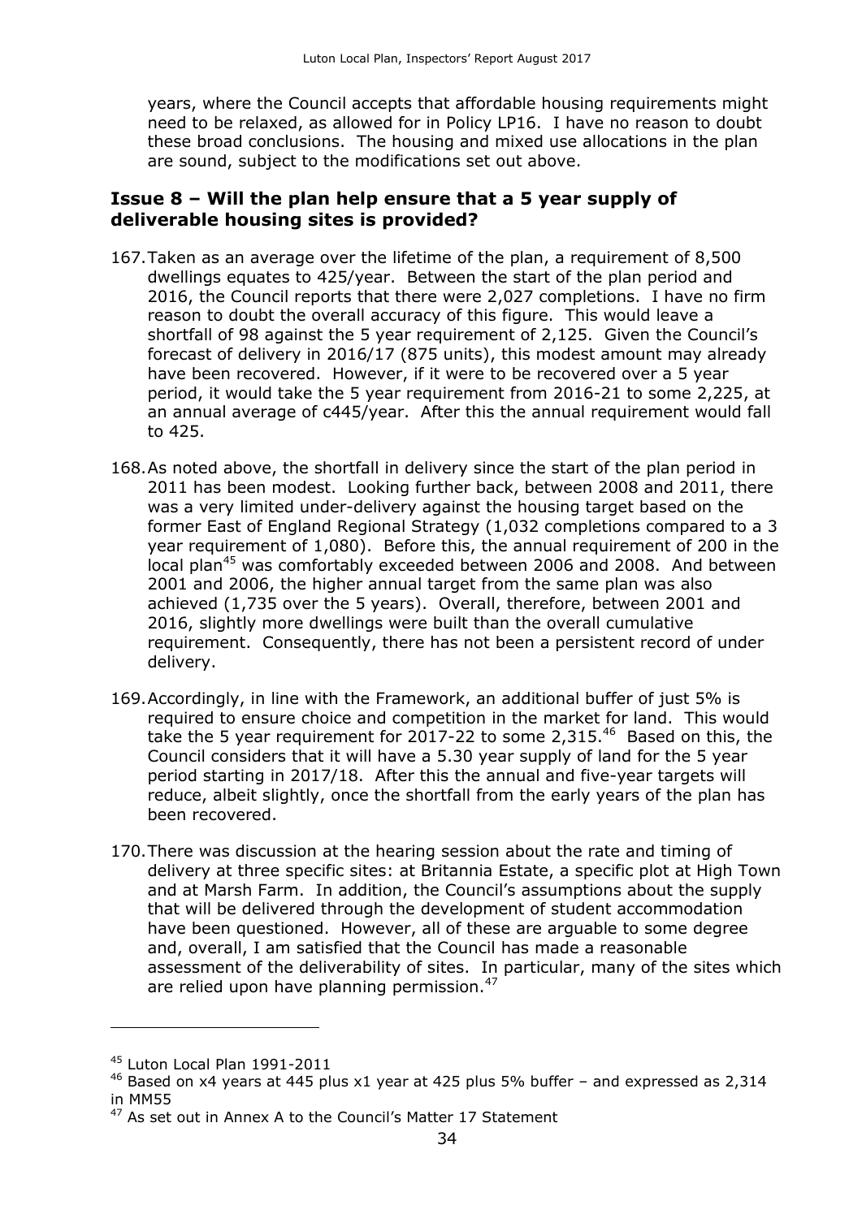years, where the Council accepts that affordable housing requirements might need to be relaxed, as allowed for in Policy LP16. I have no reason to doubt these broad conclusions. The housing and mixed use allocations in the plan are sound, subject to the modifications set out above.

### Issue 8 – Will the plan help ensure that a 5 year supply of deliverable housing sites is provided?

167. Taken as an average over the lifetime of the plan, a requirement of 8,500 dwellings equates to 425/year. Between the start of the plan period and 2016, the Council reports that there were 2,027 completions. I have no firm reason to doubt the overall accuracy of this figure. This would leave a shortfall of 98 against the 5 year requirement of 2,125. Given the Council's forecast of delivery in 2016/17 (875 units), this modest amount may already have been recovered. However, if it were to be recovered over a 5 year period, it would take the 5 year requirement from 2016-21 to some 2,225, at an annual average of c445/year. After this the annual requirement would fall to 425.

168. As noted above, the shortfall in delivery since the start of the plan period in 2011 has been modest. Looking further back, between 2008 and 2011, there was a very limited under-delivery against the housing target based on the former East of England Regional Strategy (1,032 completions compared to a 3 year requirement of 1,080). Before this, the annual requirement of 200 in the local plan[45] was comfortably exceeded between 2006 and 2008. And between 2001 and 2006, the higher annual target from the same plan was also achieved (1,735 over the 5 years). Overall, therefore, between 2001 and 2016, slightly more dwellings were built than the overall cumulative requirement. Consequently, there has not been a persistent record of under delivery.

169. Accordingly, in line with the Framework, an additional buffer of just 5% is required to ensure choice and competition in the market for land. This would take the 5 year requirement for 2017-22 to some 2,315.[46] Based on this, the Council considers that it will have a 5.30 year supply of land for the 5 year period starting in 2017/18. After this the annual and five-year targets will reduce, albeit slightly, once the shortfall from the early years of the plan has been recovered.

170. There was discussion at the hearing session about the rate and timing of delivery at three specific sites: at Britannia Estate, a specific plot at High Town and at Marsh Farm. In addition, the Council's assumptions about the supply that will be delivered through the development of student accommodation have been questioned. However, all of these are arguable to some degree and, overall, I am satisfied that the Council has made a reasonable assessment of the deliverability of sites. In particular, many of the sites which are relied upon have planning permission.[47]

---

[45] Luton Local Plan 1991-2011

[46] Based on x4 years at 445 plus x1 year at 425 plus 5% buffer – and expressed as 2,314 in MM55

[47] As set out in Annex A to the Council's Matter 17 Statement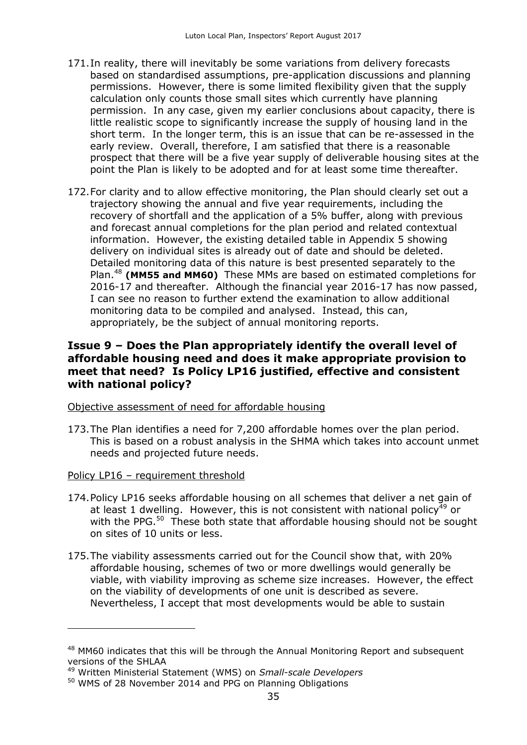171. In reality, there will inevitably be some variations from delivery forecasts based on standardised assumptions, pre-application discussions and planning permissions. However, there is some limited flexibility given that the supply calculation only counts those small sites which currently have planning permission. In any case, given my earlier conclusions about capacity, there is little realistic scope to significantly increase the supply of housing land in the short term. In the longer term, this is an issue that can be re-assessed in the early review. Overall, therefore, I am satisfied that there is a reasonable prospect that there will be a five year supply of deliverable housing sites at the point the Plan is likely to be adopted and for at least some time thereafter.

172. For clarity and to allow effective monitoring, the Plan should clearly set out a trajectory showing the annual and five year requirements, including the recovery of shortfall and the application of a 5% buffer, along with previous and forecast annual completions for the plan period and related contextual information. However, the existing detailed table in Appendix 5 showing delivery on individual sites is already out of date and should be deleted. Detailed monitoring data of this nature is best presented separately to the Plan.[48] **(MM55 and MM60)** These MMs are based on estimated completions for 2016-17 and thereafter. Although the financial year 2016-17 has now passed, I can see no reason to further extend the examination to allow additional monitoring data to be compiled and analysed. Instead, this can, appropriately, be the subject of annual monitoring reports.

## Issue 9 – Does the Plan appropriately identify the overall level of affordable housing need and does it make appropriate provision to meet that need? Is Policy LP16 justified, effective and consistent with national policy?

Objective assessment of need for affordable housing

173. The Plan identifies a need for 7,200 affordable homes over the plan period. This is based on a robust analysis in the SHMA which takes into account unmet needs and projected future needs.

Policy LP16 – requirement threshold

174. Policy LP16 seeks affordable housing on all schemes that deliver a net gain of at least 1 dwelling. However, this is not consistent with national policy[49] or with the PPG.[50] These both state that affordable housing should not be sought on sites of 10 units or less.

175. The viability assessments carried out for the Council show that, with 20% affordable housing, schemes of two or more dwellings would generally be viable, with viability improving as scheme size increases. However, the effect on the viability of developments of one unit is described as severe. Nevertheless, I accept that most developments would be able to sustain

---

[48] MM60 indicates that this will be through the Annual Monitoring Report and subsequent versions of the SHLAA

[49] Written Ministerial Statement (WMS) on *Small-scale Developers*

[50] WMS of 28 November 2014 and PPG on Planning Obligations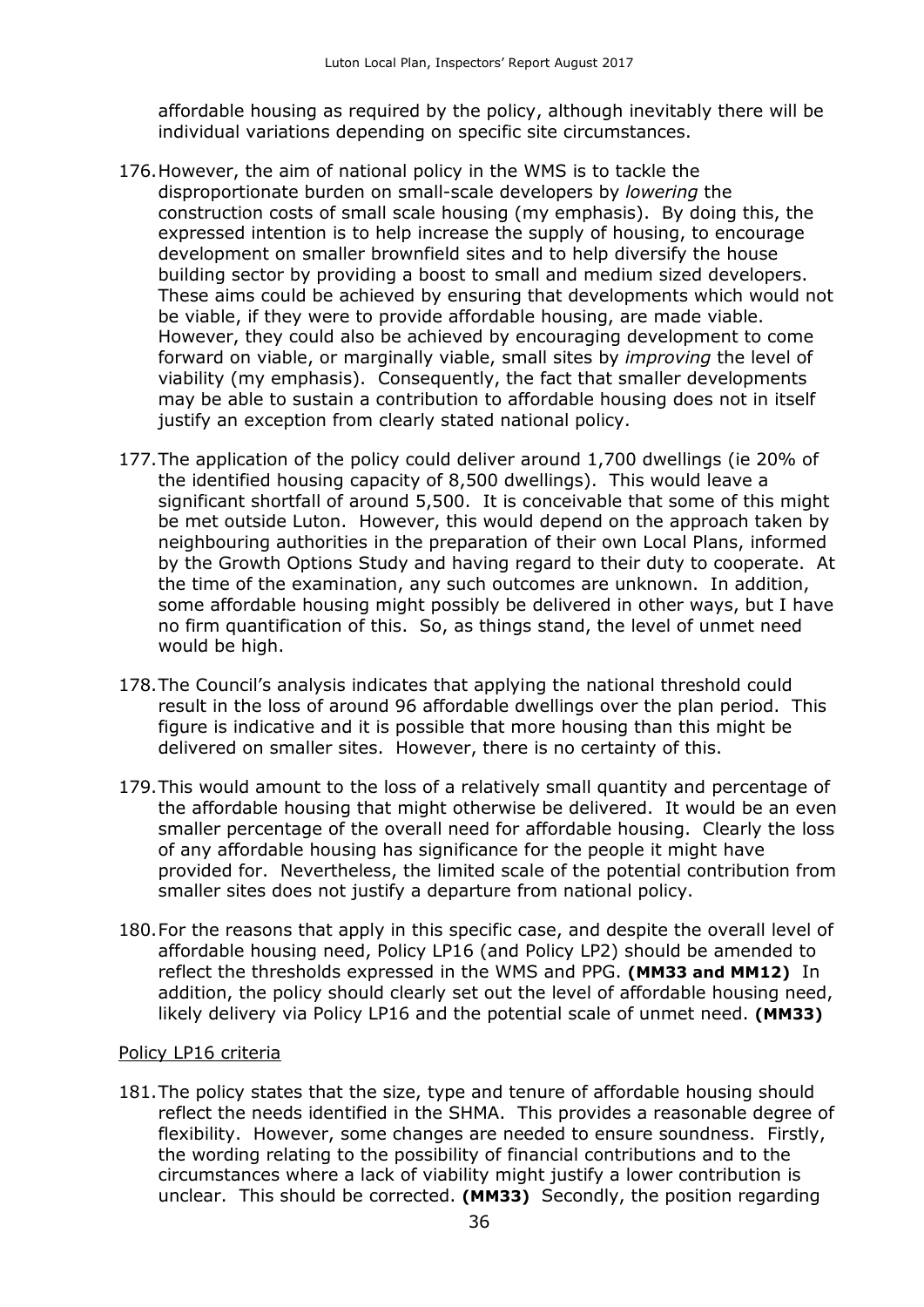affordable housing as required by the policy, although inevitably there will be individual variations depending on specific site circumstances.

176. However, the aim of national policy in the WMS is to tackle the disproportionate burden on small-scale developers by *lowering* the construction costs of small scale housing (my emphasis). By doing this, the expressed intention is to help increase the supply of housing, to encourage development on smaller brownfield sites and to help diversify the house building sector by providing a boost to small and medium sized developers. These aims could be achieved by ensuring that developments which would not be viable, if they were to provide affordable housing, are made viable. However, they could also be achieved by encouraging development to come forward on viable, or marginally viable, small sites by *improving* the level of viability (my emphasis). Consequently, the fact that smaller developments may be able to sustain a contribution to affordable housing does not in itself justify an exception from clearly stated national policy.

177. The application of the policy could deliver around 1,700 dwellings (ie 20% of the identified housing capacity of 8,500 dwellings). This would leave a significant shortfall of around 5,500. It is conceivable that some of this might be met outside Luton. However, this would depend on the approach taken by neighbouring authorities in the preparation of their own Local Plans, informed by the Growth Options Study and having regard to their duty to cooperate. At the time of the examination, any such outcomes are unknown. In addition, some affordable housing might possibly be delivered in other ways, but I have no firm quantification of this. So, as things stand, the level of unmet need would be high.

178. The Council's analysis indicates that applying the national threshold could result in the loss of around 96 affordable dwellings over the plan period. This figure is indicative and it is possible that more housing than this might be delivered on smaller sites. However, there is no certainty of this.

179. This would amount to the loss of a relatively small quantity and percentage of the affordable housing that might otherwise be delivered. It would be an even smaller percentage of the overall need for affordable housing. Clearly the loss of any affordable housing has significance for the people it might have provided for. Nevertheless, the limited scale of the potential contribution from smaller sites does not justify a departure from national policy.

180. For the reasons that apply in this specific case, and despite the overall level of affordable housing need, Policy LP16 (and Policy LP2) should be amended to reflect the thresholds expressed in the WMS and PPG. **(MM33 and MM12)** In addition, the policy should clearly set out the level of affordable housing need, likely delivery via Policy LP16 and the potential scale of unmet need. **(MM33)**

<u>Policy LP16 criteria</u>

181. The policy states that the size, type and tenure of affordable housing should reflect the needs identified in the SHMA. This provides a reasonable degree of flexibility. However, some changes are needed to ensure soundness. Firstly, the wording relating to the possibility of financial contributions and to the circumstances where a lack of viability might justify a lower contribution is unclear. This should be corrected. **(MM33)** Secondly, the position regarding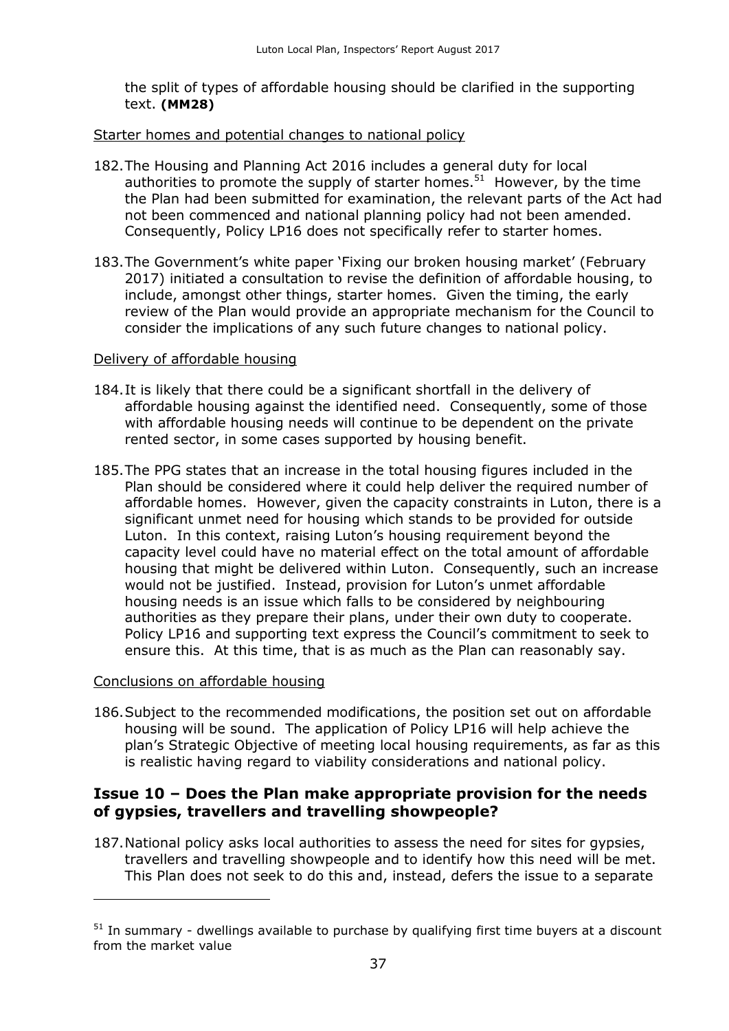the split of types of affordable housing should be clarified in the supporting text. **(MM28)**

Starter homes and potential changes to national policy

182. The Housing and Planning Act 2016 includes a general duty for local authorities to promote the supply of starter homes.[51] However, by the time the Plan had been submitted for examination, the relevant parts of the Act had not been commenced and national planning policy had not been amended. Consequently, Policy LP16 does not specifically refer to starter homes.

183. The Government's white paper 'Fixing our broken housing market' (February 2017) initiated a consultation to revise the definition of affordable housing, to include, amongst other things, starter homes. Given the timing, the early review of the Plan would provide an appropriate mechanism for the Council to consider the implications of any such future changes to national policy.

Delivery of affordable housing

184. It is likely that there could be a significant shortfall in the delivery of affordable housing against the identified need. Consequently, some of those with affordable housing needs will continue to be dependent on the private rented sector, in some cases supported by housing benefit.

185. The PPG states that an increase in the total housing figures included in the Plan should be considered where it could help deliver the required number of affordable homes. However, given the capacity constraints in Luton, there is a significant unmet need for housing which stands to be provided for outside Luton. In this context, raising Luton's housing requirement beyond the capacity level could have no material effect on the total amount of affordable housing that might be delivered within Luton. Consequently, such an increase would not be justified. Instead, provision for Luton's unmet affordable housing needs is an issue which falls to be considered by neighbouring authorities as they prepare their plans, under their own duty to cooperate. Policy LP16 and supporting text express the Council's commitment to seek to ensure this. At this time, that is as much as the Plan can reasonably say.

Conclusions on affordable housing

186. Subject to the recommended modifications, the position set out on affordable housing will be sound. The application of Policy LP16 will help achieve the plan's Strategic Objective of meeting local housing requirements, as far as this is realistic having regard to viability considerations and national policy.

## Issue 10 – Does the Plan make appropriate provision for the needs of gypsies, travellers and travelling showpeople?

187. National policy asks local authorities to assess the need for sites for gypsies, travellers and travelling showpeople and to identify how this need will be met. This Plan does not seek to do this and, instead, defers the issue to a separate

[51] In summary - dwellings available to purchase by qualifying first time buyers at a discount from the market value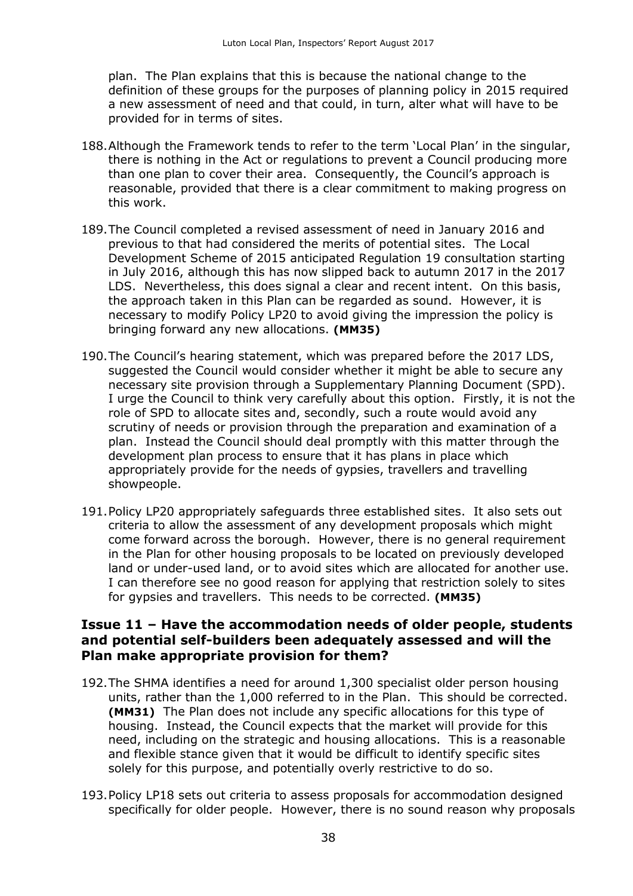plan. The Plan explains that this is because the national change to the definition of these groups for the purposes of planning policy in 2015 required a new assessment of need and that could, in turn, alter what will have to be provided for in terms of sites.

188. Although the Framework tends to refer to the term 'Local Plan' in the singular, there is nothing in the Act or regulations to prevent a Council producing more than one plan to cover their area. Consequently, the Council's approach is reasonable, provided that there is a clear commitment to making progress on this work.

189. The Council completed a revised assessment of need in January 2016 and previous to that had considered the merits of potential sites. The Local Development Scheme of 2015 anticipated Regulation 19 consultation starting in July 2016, although this has now slipped back to autumn 2017 in the 2017 LDS. Nevertheless, this does signal a clear and recent intent. On this basis, the approach taken in this Plan can be regarded as sound. However, it is necessary to modify Policy LP20 to avoid giving the impression the policy is bringing forward any new allocations. **(MM35)**

190. The Council's hearing statement, which was prepared before the 2017 LDS, suggested the Council would consider whether it might be able to secure any necessary site provision through a Supplementary Planning Document (SPD). I urge the Council to think very carefully about this option. Firstly, it is not the role of SPD to allocate sites and, secondly, such a route would avoid any scrutiny of needs or provision through the preparation and examination of a plan. Instead the Council should deal promptly with this matter through the development plan process to ensure that it has plans in place which appropriately provide for the needs of gypsies, travellers and travelling showpeople.

191. Policy LP20 appropriately safeguards three established sites. It also sets out criteria to allow the assessment of any development proposals which might come forward across the borough. However, there is no general requirement in the Plan for other housing proposals to be located on previously developed land or under-used land, or to avoid sites which are allocated for another use. I can therefore see no good reason for applying that restriction solely to sites for gypsies and travellers. This needs to be corrected. **(MM35)**

## Issue 11 – Have the accommodation needs of older people, students and potential self-builders been adequately assessed and will the Plan make appropriate provision for them?

192. The SHMA identifies a need for around 1,300 specialist older person housing units, rather than the 1,000 referred to in the Plan. This should be corrected. **(MM31)** The Plan does not include any specific allocations for this type of housing. Instead, the Council expects that the market will provide for this need, including on the strategic and housing allocations. This is a reasonable and flexible stance given that it would be difficult to identify specific sites solely for this purpose, and potentially overly restrictive to do so.

193. Policy LP18 sets out criteria to assess proposals for accommodation designed specifically for older people. However, there is no sound reason why proposals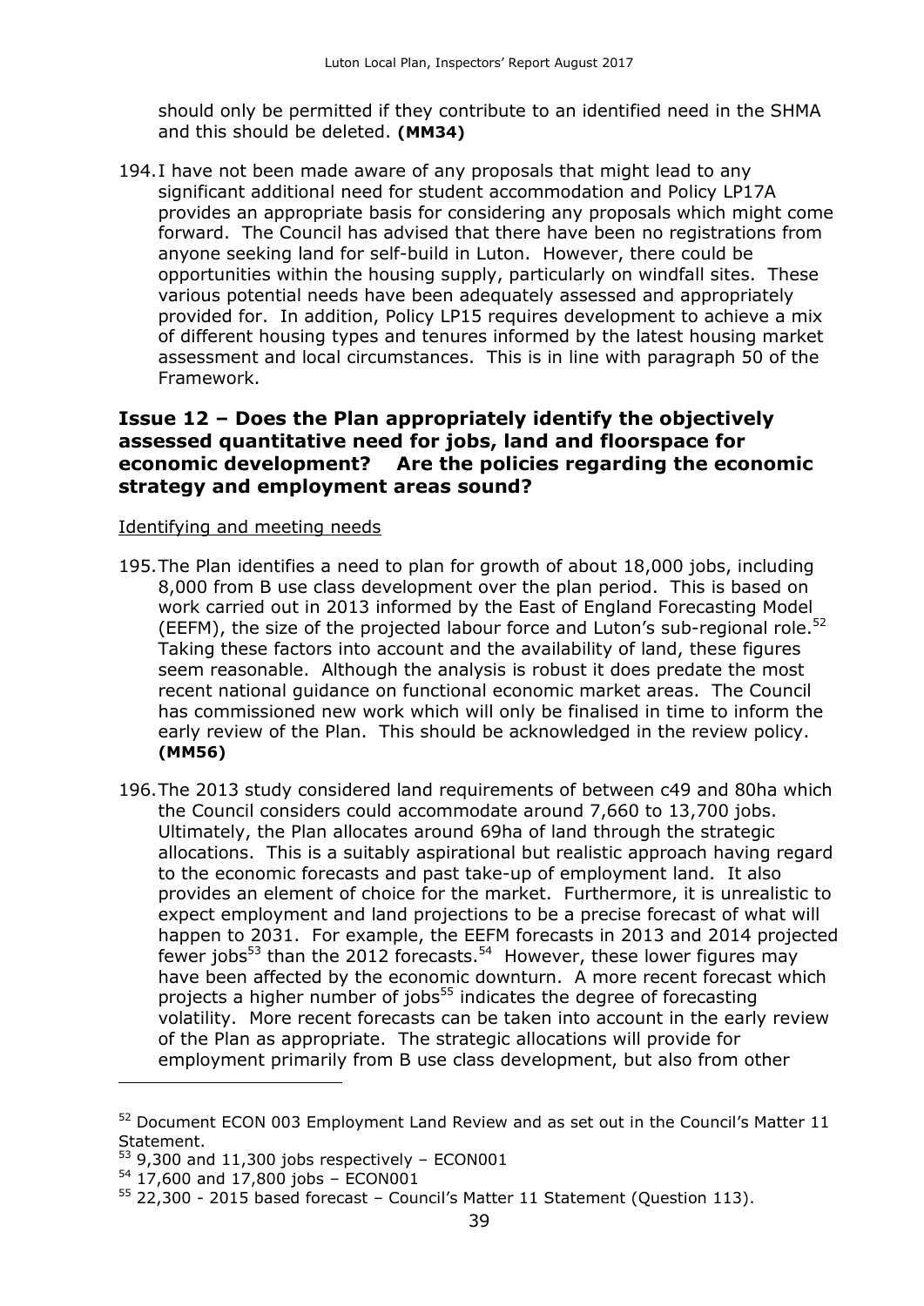should only be permitted if they contribute to an identified need in the SHMA and this should be deleted. **(MM34)**

194. I have not been made aware of any proposals that might lead to any significant additional need for student accommodation and Policy LP17A provides an appropriate basis for considering any proposals which might come forward. The Council has advised that there have been no registrations from anyone seeking land for self-build in Luton. However, there could be opportunities within the housing supply, particularly on windfall sites. These various potential needs have been adequately assessed and appropriately provided for. In addition, Policy LP15 requires development to achieve a mix of different housing types and tenures informed by the latest housing market assessment and local circumstances. This is in line with paragraph 50 of the Framework.

## Issue 12 – Does the Plan appropriately identify the objectively assessed quantitative need for jobs, land and floorspace for economic development? Are the policies regarding the economic strategy and employment areas sound?

Identifying and meeting needs

195. The Plan identifies a need to plan for growth of about 18,000 jobs, including 8,000 from B use class development over the plan period. This is based on work carried out in 2013 informed by the East of England Forecasting Model (EEFM), the size of the projected labour force and Luton's sub-regional role.[52] Taking these factors into account and the availability of land, these figures seem reasonable. Although the analysis is robust it does predate the most recent national guidance on functional economic market areas. The Council has commissioned new work which will only be finalised in time to inform the early review of the Plan. This should be acknowledged in the review policy. **(MM56)**

196. The 2013 study considered land requirements of between c49 and 80ha which the Council considers could accommodate around 7,660 to 13,700 jobs. Ultimately, the Plan allocates around 69ha of land through the strategic allocations. This is a suitably aspirational but realistic approach having regard to the economic forecasts and past take-up of employment land. It also provides an element of choice for the market. Furthermore, it is unrealistic to expect employment and land projections to be a precise forecast of what will happen to 2031. For example, the EEFM forecasts in 2013 and 2014 projected fewer jobs[53] than the 2012 forecasts.[54] However, these lower figures may have been affected by the economic downturn. A more recent forecast which projects a higher number of jobs[55] indicates the degree of forecasting volatility. More recent forecasts can be taken into account in the early review of the Plan as appropriate. The strategic allocations will provide for employment primarily from B use class development, but also from other

---

[52] Document ECON 003 Employment Land Review and as set out in the Council's Matter 11 Statement.

[53] 9,300 and 11,300 jobs respectively – ECON001

[54] 17,600 and 17,800 jobs – ECON001

[55] 22,300 - 2015 based forecast – Council's Matter 11 Statement (Question 113).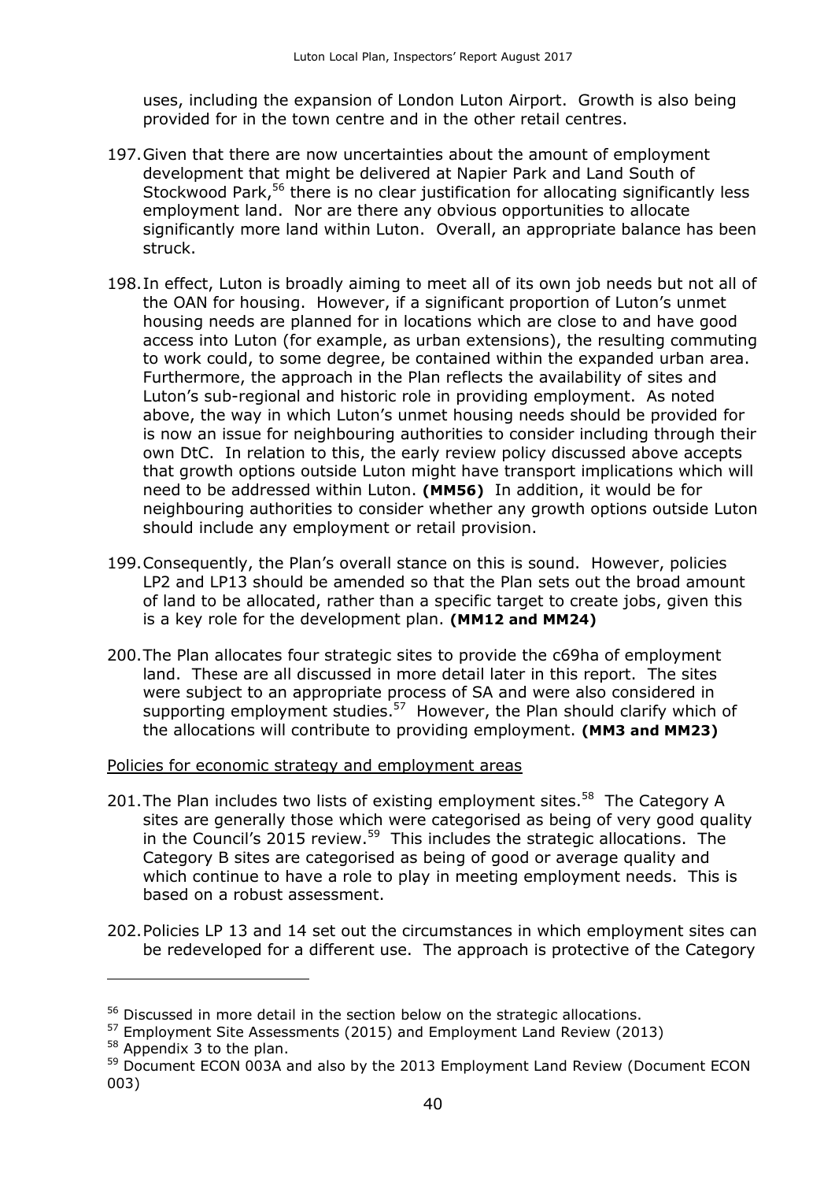uses, including the expansion of London Luton Airport. Growth is also being provided for in the town centre and in the other retail centres.

197. Given that there are now uncertainties about the amount of employment development that might be delivered at Napier Park and Land South of Stockwood Park,[56] there is no clear justification for allocating significantly less employment land. Nor are there any obvious opportunities to allocate significantly more land within Luton. Overall, an appropriate balance has been struck.

198. In effect, Luton is broadly aiming to meet all of its own job needs but not all of the OAN for housing. However, if a significant proportion of Luton's unmet housing needs are planned for in locations which are close to and have good access into Luton (for example, as urban extensions), the resulting commuting to work could, to some degree, be contained within the expanded urban area. Furthermore, the approach in the Plan reflects the availability of sites and Luton's sub-regional and historic role in providing employment. As noted above, the way in which Luton's unmet housing needs should be provided for is now an issue for neighbouring authorities to consider including through their own DtC. In relation to this, the early review policy discussed above accepts that growth options outside Luton might have transport implications which will need to be addressed within Luton. **(MM56)** In addition, it would be for neighbouring authorities to consider whether any growth options outside Luton should include any employment or retail provision.

199. Consequently, the Plan's overall stance on this is sound. However, policies LP2 and LP13 should be amended so that the Plan sets out the broad amount of land to be allocated, rather than a specific target to create jobs, given this is a key role for the development plan. **(MM12 and MM24)**

200. The Plan allocates four strategic sites to provide the c69ha of employment land. These are all discussed in more detail later in this report. The sites were subject to an appropriate process of SA and were also considered in supporting employment studies.[57] However, the Plan should clarify which of the allocations will contribute to providing employment. **(MM3 and MM23)**

<u>Policies for economic strategy and employment areas</u>

201. The Plan includes two lists of existing employment sites.[58] The Category A sites are generally those which were categorised as being of very good quality in the Council's 2015 review.[59] This includes the strategic allocations. The Category B sites are categorised as being of good or average quality and which continue to have a role to play in meeting employment needs. This is based on a robust assessment.

202. Policies LP 13 and 14 set out the circumstances in which employment sites can be redeveloped for a different use. The approach is protective of the Category

---

[56] Discussed in more detail in the section below on the strategic allocations.

[57] Employment Site Assessments (2015) and Employment Land Review (2013)

[58] Appendix 3 to the plan.

[59] Document ECON 003A and also by the 2013 Employment Land Review (Document ECON 003)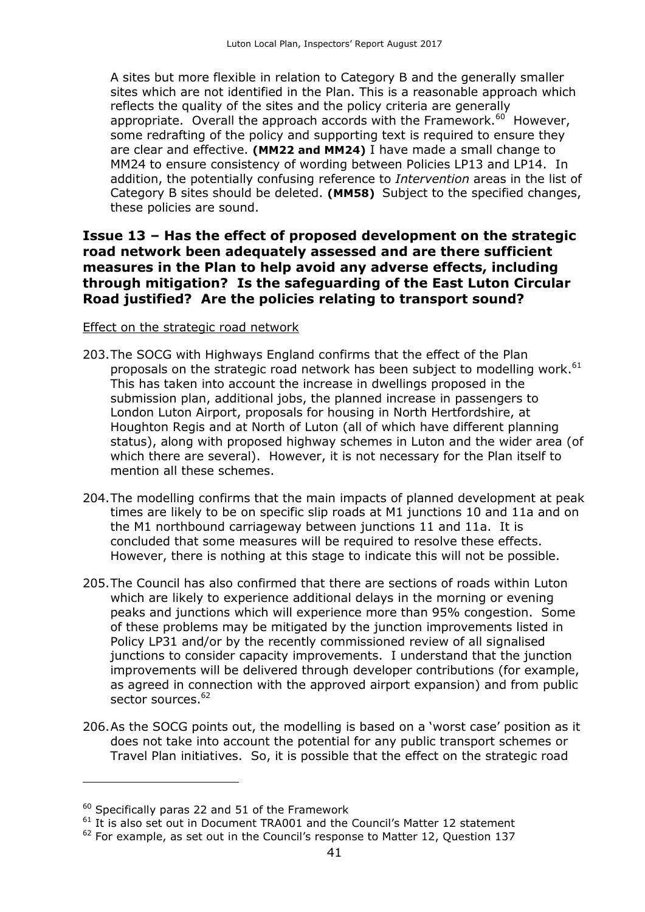A sites but more flexible in relation to Category B and the generally smaller sites which are not identified in the Plan. This is a reasonable approach which reflects the quality of the sites and the policy criteria are generally appropriate. Overall the approach accords with the Framework.[60] However, some redrafting of the policy and supporting text is required to ensure they are clear and effective. **(MM22 and MM24)** I have made a small change to MM24 to ensure consistency of wording between Policies LP13 and LP14. In addition, the potentially confusing reference to *Intervention* areas in the list of Category B sites should be deleted. **(MM58)** Subject to the specified changes, these policies are sound.

### Issue 13 – Has the effect of proposed development on the strategic road network been adequately assessed and are there sufficient measures in the Plan to help avoid any adverse effects, including through mitigation? Is the safeguarding of the East Luton Circular Road justified? Are the policies relating to transport sound?

<u>Effect on the strategic road network</u>

203. The SOCG with Highways England confirms that the effect of the Plan proposals on the strategic road network has been subject to modelling work.[61] This has taken into account the increase in dwellings proposed in the submission plan, additional jobs, the planned increase in passengers to London Luton Airport, proposals for housing in North Hertfordshire, at Houghton Regis and at North of Luton (all of which have different planning status), along with proposed highway schemes in Luton and the wider area (of which there are several). However, it is not necessary for the Plan itself to mention all these schemes.

204. The modelling confirms that the main impacts of planned development at peak times are likely to be on specific slip roads at M1 junctions 10 and 11a and on the M1 northbound carriageway between junctions 11 and 11a. It is concluded that some measures will be required to resolve these effects. However, there is nothing at this stage to indicate this will not be possible.

205. The Council has also confirmed that there are sections of roads within Luton which are likely to experience additional delays in the morning or evening peaks and junctions which will experience more than 95% congestion. Some of these problems may be mitigated by the junction improvements listed in Policy LP31 and/or by the recently commissioned review of all signalised junctions to consider capacity improvements. I understand that the junction improvements will be delivered through developer contributions (for example, as agreed in connection with the approved airport expansion) and from public sector sources.[62]

206. As the SOCG points out, the modelling is based on a 'worst case' position as it does not take into account the potential for any public transport schemes or Travel Plan initiatives. So, it is possible that the effect on the strategic road

---

[60] Specifically paras 22 and 51 of the Framework

[61] It is also set out in Document TRA001 and the Council's Matter 12 statement

[62] For example, as set out in the Council's response to Matter 12, Question 137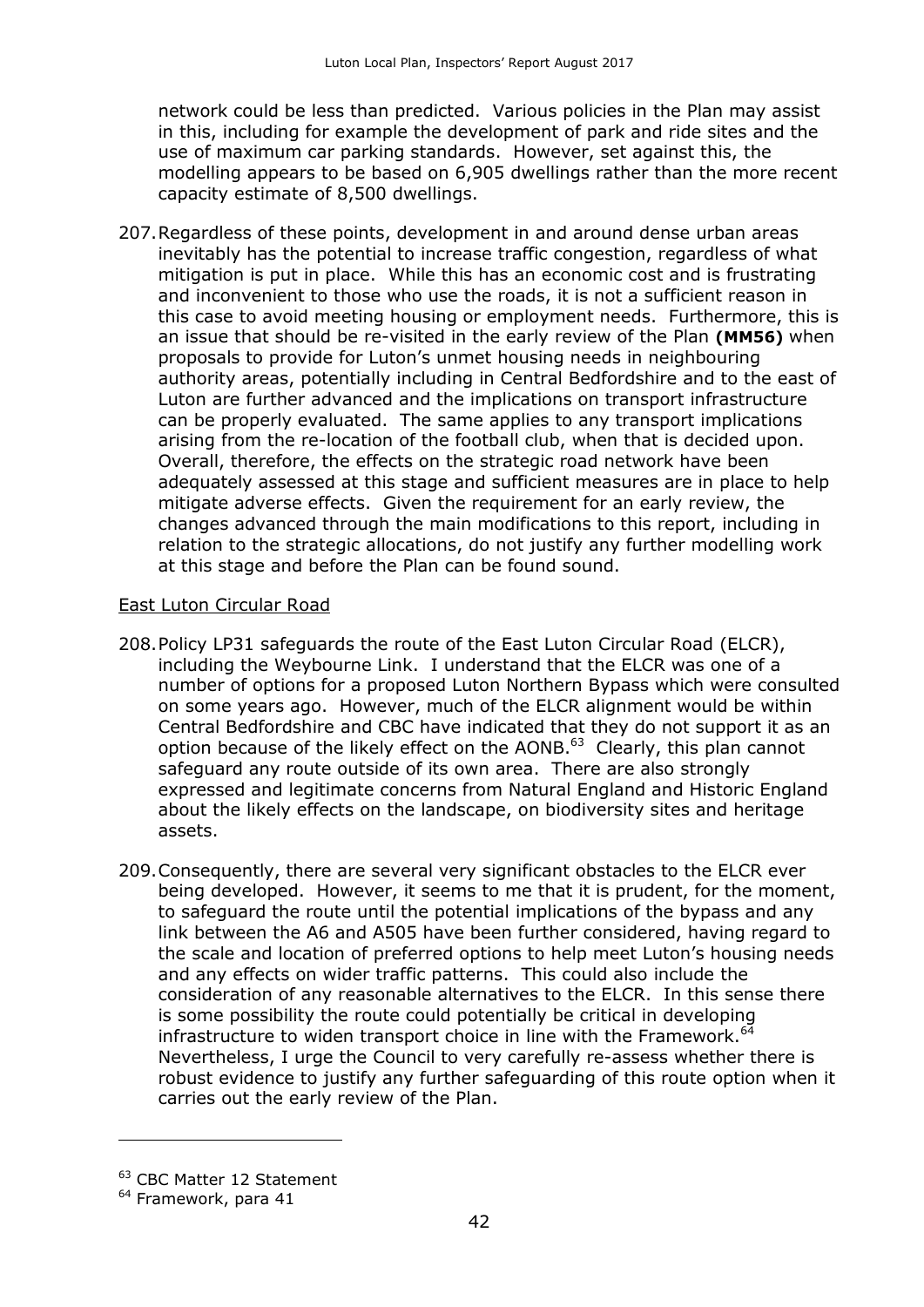network could be less than predicted. Various policies in the Plan may assist in this, including for example the development of park and ride sites and the use of maximum car parking standards. However, set against this, the modelling appears to be based on 6,905 dwellings rather than the more recent capacity estimate of 8,500 dwellings.

207. Regardless of these points, development in and around dense urban areas inevitably has the potential to increase traffic congestion, regardless of what mitigation is put in place. While this has an economic cost and is frustrating and inconvenient to those who use the roads, it is not a sufficient reason in this case to avoid meeting housing or employment needs. Furthermore, this is an issue that should be re-visited in the early review of the Plan **(MM56)** when proposals to provide for Luton's unmet housing needs in neighbouring authority areas, potentially including in Central Bedfordshire and to the east of Luton are further advanced and the implications on transport infrastructure can be properly evaluated. The same applies to any transport implications arising from the re-location of the football club, when that is decided upon. Overall, therefore, the effects on the strategic road network have been adequately assessed at this stage and sufficient measures are in place to help mitigate adverse effects. Given the requirement for an early review, the changes advanced through the main modifications to this report, including in relation to the strategic allocations, do not justify any further modelling work at this stage and before the Plan can be found sound.

East Luton Circular Road

208. Policy LP31 safeguards the route of the East Luton Circular Road (ELCR), including the Weybourne Link. I understand that the ELCR was one of a number of options for a proposed Luton Northern Bypass which were consulted on some years ago. However, much of the ELCR alignment would be within Central Bedfordshire and CBC have indicated that they do not support it as an option because of the likely effect on the AONB.[63] Clearly, this plan cannot safeguard any route outside of its own area. There are also strongly expressed and legitimate concerns from Natural England and Historic England about the likely effects on the landscape, on biodiversity sites and heritage assets.

209. Consequently, there are several very significant obstacles to the ELCR ever being developed. However, it seems to me that it is prudent, for the moment, to safeguard the route until the potential implications of the bypass and any link between the A6 and A505 have been further considered, having regard to the scale and location of preferred options to help meet Luton's housing needs and any effects on wider traffic patterns. This could also include the consideration of any reasonable alternatives to the ELCR. In this sense there is some possibility the route could potentially be critical in developing infrastructure to widen transport choice in line with the Framework.[64] Nevertheless, I urge the Council to very carefully re-assess whether there is robust evidence to justify any further safeguarding of this route option when it carries out the early review of the Plan.

[63] CBC Matter 12 Statement

[64] Framework, para 41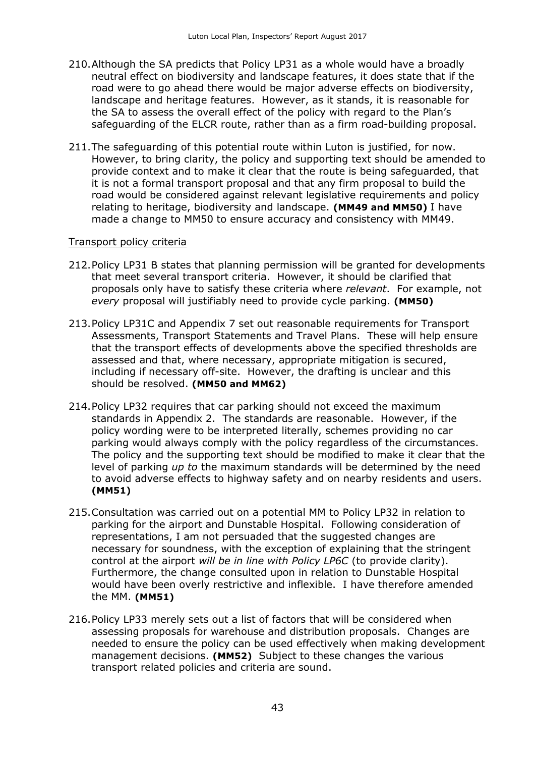210. Although the SA predicts that Policy LP31 as a whole would have a broadly neutral effect on biodiversity and landscape features, it does state that if the road were to go ahead there would be major adverse effects on biodiversity, landscape and heritage features. However, as it stands, it is reasonable for the SA to assess the overall effect of the policy with regard to the Plan's safeguarding of the ELCR route, rather than as a firm road-building proposal.

211. The safeguarding of this potential route within Luton is justified, for now. However, to bring clarity, the policy and supporting text should be amended to provide context and to make it clear that the route is being safeguarded, that it is not a formal transport proposal and that any firm proposal to build the road would be considered against relevant legislative requirements and policy relating to heritage, biodiversity and landscape. **(MM49 and MM50)** I have made a change to MM50 to ensure accuracy and consistency with MM49.

Transport policy criteria

212. Policy LP31 B states that planning permission will be granted for developments that meet several transport criteria. However, it should be clarified that proposals only have to satisfy these criteria where *relevant*. For example, not *every* proposal will justifiably need to provide cycle parking. **(MM50)**

213. Policy LP31C and Appendix 7 set out reasonable requirements for Transport Assessments, Transport Statements and Travel Plans. These will help ensure that the transport effects of developments above the specified thresholds are assessed and that, where necessary, appropriate mitigation is secured, including if necessary off-site. However, the drafting is unclear and this should be resolved. **(MM50 and MM62)**

214. Policy LP32 requires that car parking should not exceed the maximum standards in Appendix 2. The standards are reasonable. However, if the policy wording were to be interpreted literally, schemes providing no car parking would always comply with the policy regardless of the circumstances. The policy and the supporting text should be modified to make it clear that the level of parking *up to* the maximum standards will be determined by the need to avoid adverse effects to highway safety and on nearby residents and users. **(MM51)**

215. Consultation was carried out on a potential MM to Policy LP32 in relation to parking for the airport and Dunstable Hospital. Following consideration of representations, I am not persuaded that the suggested changes are necessary for soundness, with the exception of explaining that the stringent control at the airport *will be in line with Policy LP6C* (to provide clarity). Furthermore, the change consulted upon in relation to Dunstable Hospital would have been overly restrictive and inflexible. I have therefore amended the MM. **(MM51)**

216. Policy LP33 merely sets out a list of factors that will be considered when assessing proposals for warehouse and distribution proposals. Changes are needed to ensure the policy can be used effectively when making development management decisions. **(MM52)** Subject to these changes the various transport related policies and criteria are sound.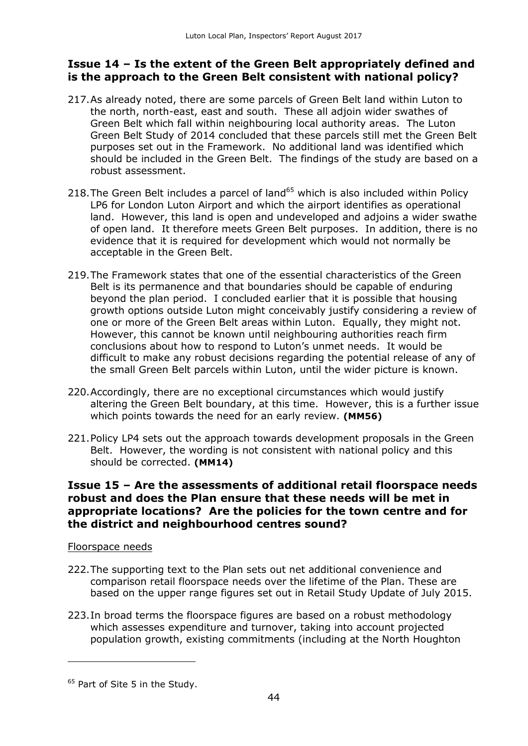## Issue 14 – Is the extent of the Green Belt appropriately defined and is the approach to the Green Belt consistent with national policy?

217. As already noted, there are some parcels of Green Belt land within Luton to the north, north-east, east and south. These all adjoin wider swathes of Green Belt which fall within neighbouring local authority areas. The Luton Green Belt Study of 2014 concluded that these parcels still met the Green Belt purposes set out in the Framework. No additional land was identified which should be included in the Green Belt. The findings of the study are based on a robust assessment.

218. The Green Belt includes a parcel of land[65] which is also included within Policy LP6 for London Luton Airport and which the airport identifies as operational land. However, this land is open and undeveloped and adjoins a wider swathe of open land. It therefore meets Green Belt purposes. In addition, there is no evidence that it is required for development which would not normally be acceptable in the Green Belt.

219. The Framework states that one of the essential characteristics of the Green Belt is its permanence and that boundaries should be capable of enduring beyond the plan period. I concluded earlier that it is possible that housing growth options outside Luton might conceivably justify considering a review of one or more of the Green Belt areas within Luton. Equally, they might not. However, this cannot be known until neighbouring authorities reach firm conclusions about how to respond to Luton's unmet needs. It would be difficult to make any robust decisions regarding the potential release of any of the small Green Belt parcels within Luton, until the wider picture is known.

220. Accordingly, there are no exceptional circumstances which would justify altering the Green Belt boundary, at this time. However, this is a further issue which points towards the need for an early review. **(MM56)**

221. Policy LP4 sets out the approach towards development proposals in the Green Belt. However, the wording is not consistent with national policy and this should be corrected. **(MM14)**

## Issue 15 – Are the assessments of additional retail floorspace needs robust and does the Plan ensure that these needs will be met in appropriate locations? Are the policies for the town centre and for the district and neighbourhood centres sound?

Floorspace needs

222. The supporting text to the Plan sets out net additional convenience and comparison retail floorspace needs over the lifetime of the Plan. These are based on the upper range figures set out in Retail Study Update of July 2015.

223. In broad terms the floorspace figures are based on a robust methodology which assesses expenditure and turnover, taking into account projected population growth, existing commitments (including at the North Houghton

[65] Part of Site 5 in the Study.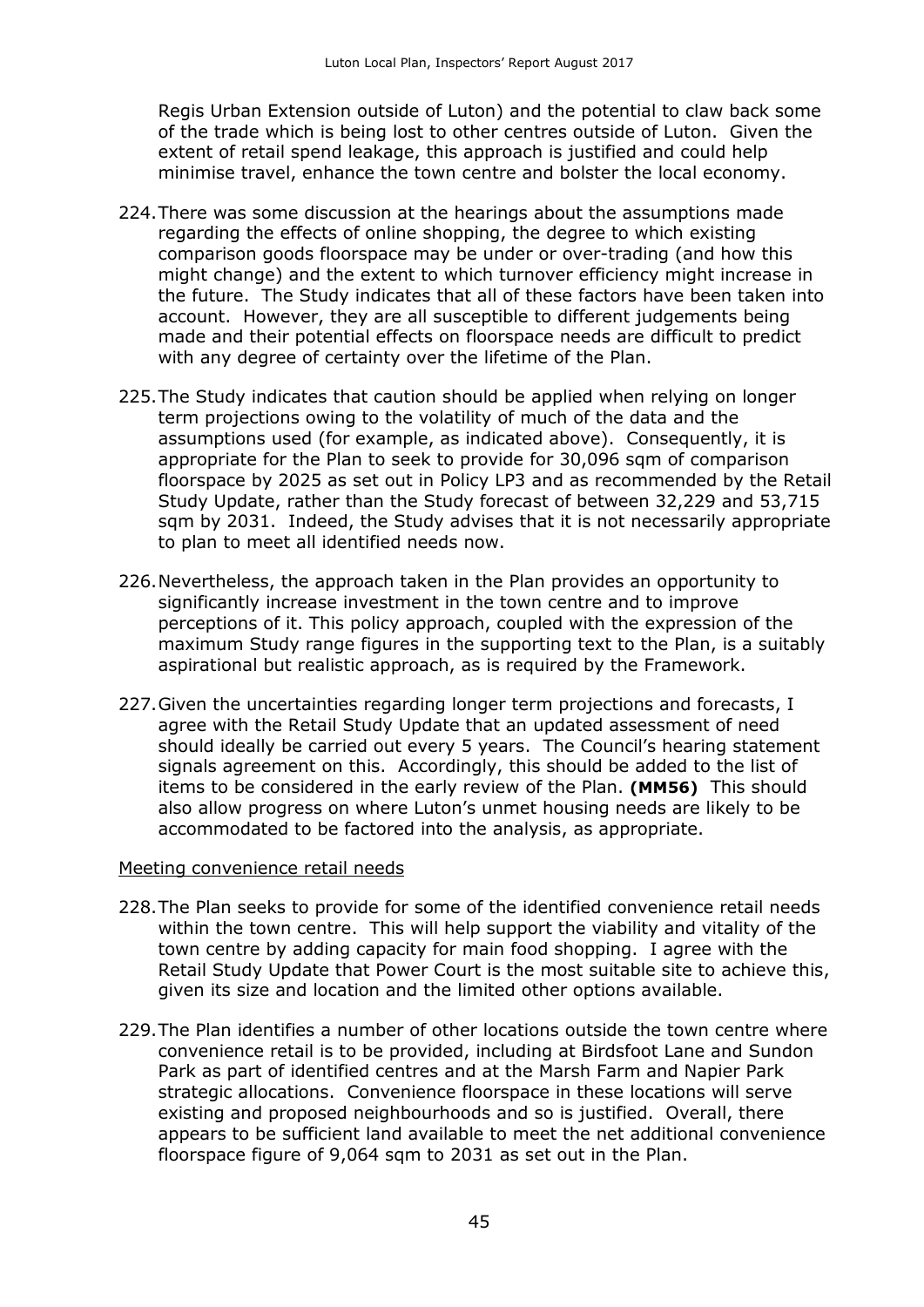Regis Urban Extension outside of Luton) and the potential to claw back some of the trade which is being lost to other centres outside of Luton. Given the extent of retail spend leakage, this approach is justified and could help minimise travel, enhance the town centre and bolster the local economy.

224. There was some discussion at the hearings about the assumptions made regarding the effects of online shopping, the degree to which existing comparison goods floorspace may be under or over-trading (and how this might change) and the extent to which turnover efficiency might increase in the future. The Study indicates that all of these factors have been taken into account. However, they are all susceptible to different judgements being made and their potential effects on floorspace needs are difficult to predict with any degree of certainty over the lifetime of the Plan.

225. The Study indicates that caution should be applied when relying on longer term projections owing to the volatility of much of the data and the assumptions used (for example, as indicated above). Consequently, it is appropriate for the Plan to seek to provide for 30,096 sqm of comparison floorspace by 2025 as set out in Policy LP3 and as recommended by the Retail Study Update, rather than the Study forecast of between 32,229 and 53,715 sqm by 2031. Indeed, the Study advises that it is not necessarily appropriate to plan to meet all identified needs now.

226. Nevertheless, the approach taken in the Plan provides an opportunity to significantly increase investment in the town centre and to improve perceptions of it. This policy approach, coupled with the expression of the maximum Study range figures in the supporting text to the Plan, is a suitably aspirational but realistic approach, as is required by the Framework.

227. Given the uncertainties regarding longer term projections and forecasts, I agree with the Retail Study Update that an updated assessment of need should ideally be carried out every 5 years. The Council's hearing statement signals agreement on this. Accordingly, this should be added to the list of items to be considered in the early review of the Plan. **(MM56)** This should also allow progress on where Luton's unmet housing needs are likely to be accommodated to be factored into the analysis, as appropriate.

Meeting convenience retail needs

228. The Plan seeks to provide for some of the identified convenience retail needs within the town centre. This will help support the viability and vitality of the town centre by adding capacity for main food shopping. I agree with the Retail Study Update that Power Court is the most suitable site to achieve this, given its size and location and the limited other options available.

229. The Plan identifies a number of other locations outside the town centre where convenience retail is to be provided, including at Birdsfoot Lane and Sundon Park as part of identified centres and at the Marsh Farm and Napier Park strategic allocations. Convenience floorspace in these locations will serve existing and proposed neighbourhoods and so is justified. Overall, there appears to be sufficient land available to meet the net additional convenience floorspace figure of 9,064 sqm to 2031 as set out in the Plan.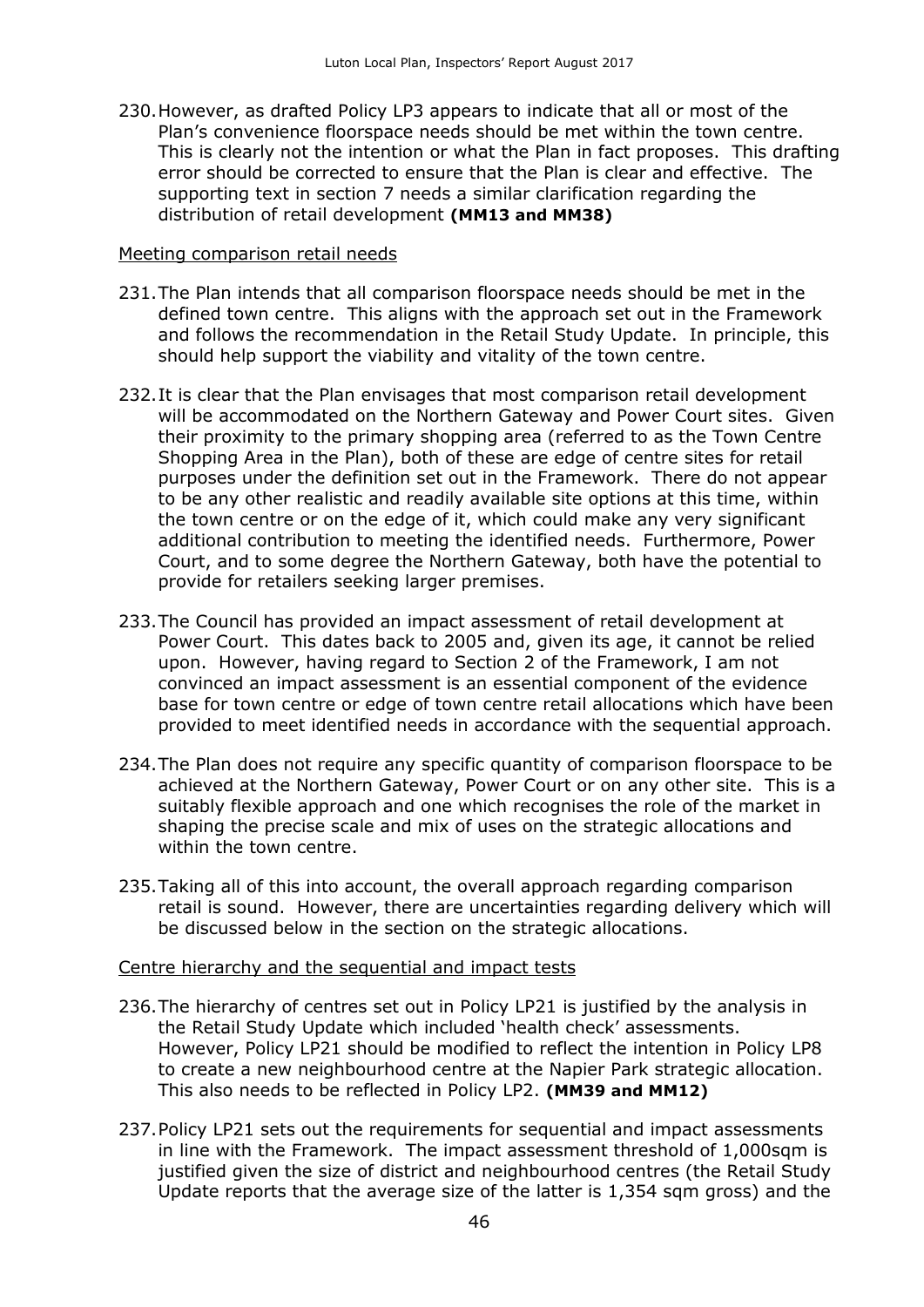230. However, as drafted Policy LP3 appears to indicate that all or most of the Plan's convenience floorspace needs should be met within the town centre. This is clearly not the intention or what the Plan in fact proposes. This drafting error should be corrected to ensure that the Plan is clear and effective. The supporting text in section 7 needs a similar clarification regarding the distribution of retail development **(MM13 and MM38)**

Meeting comparison retail needs

231. The Plan intends that all comparison floorspace needs should be met in the defined town centre. This aligns with the approach set out in the Framework and follows the recommendation in the Retail Study Update. In principle, this should help support the viability and vitality of the town centre.

232. It is clear that the Plan envisages that most comparison retail development will be accommodated on the Northern Gateway and Power Court sites. Given their proximity to the primary shopping area (referred to as the Town Centre Shopping Area in the Plan), both of these are edge of centre sites for retail purposes under the definition set out in the Framework. There do not appear to be any other realistic and readily available site options at this time, within the town centre or on the edge of it, which could make any very significant additional contribution to meeting the identified needs. Furthermore, Power Court, and to some degree the Northern Gateway, both have the potential to provide for retailers seeking larger premises.

233. The Council has provided an impact assessment of retail development at Power Court. This dates back to 2005 and, given its age, it cannot be relied upon. However, having regard to Section 2 of the Framework, I am not convinced an impact assessment is an essential component of the evidence base for town centre or edge of town centre retail allocations which have been provided to meet identified needs in accordance with the sequential approach.

234. The Plan does not require any specific quantity of comparison floorspace to be achieved at the Northern Gateway, Power Court or on any other site. This is a suitably flexible approach and one which recognises the role of the market in shaping the precise scale and mix of uses on the strategic allocations and within the town centre.

235. Taking all of this into account, the overall approach regarding comparison retail is sound. However, there are uncertainties regarding delivery which will be discussed below in the section on the strategic allocations.

Centre hierarchy and the sequential and impact tests

236. The hierarchy of centres set out in Policy LP21 is justified by the analysis in the Retail Study Update which included 'health check' assessments. However, Policy LP21 should be modified to reflect the intention in Policy LP8 to create a new neighbourhood centre at the Napier Park strategic allocation. This also needs to be reflected in Policy LP2. **(MM39 and MM12)**

237. Policy LP21 sets out the requirements for sequential and impact assessments in line with the Framework. The impact assessment threshold of 1,000sqm is justified given the size of district and neighbourhood centres (the Retail Study Update reports that the average size of the latter is 1,354 sqm gross) and the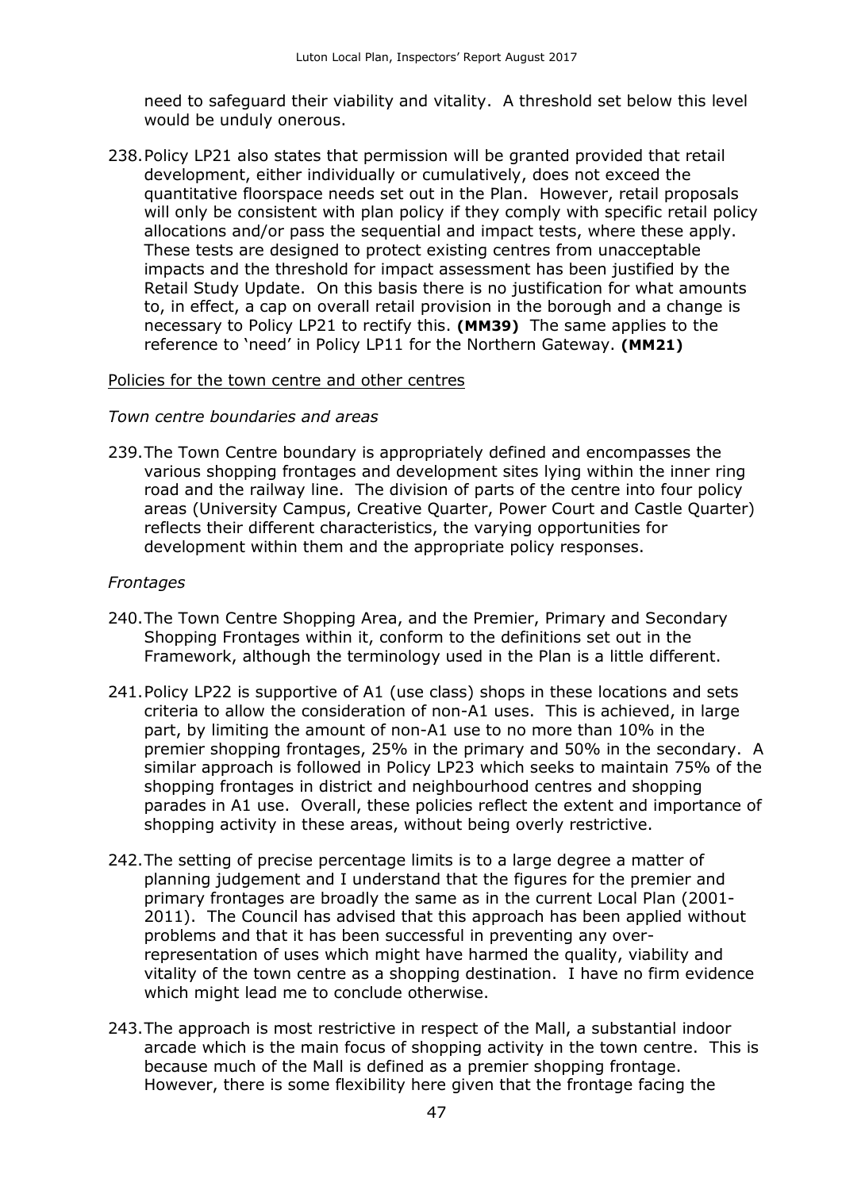need to safeguard their viability and vitality. A threshold set below this level would be unduly onerous.

238. Policy LP21 also states that permission will be granted provided that retail development, either individually or cumulatively, does not exceed the quantitative floorspace needs set out in the Plan. However, retail proposals will only be consistent with plan policy if they comply with specific retail policy allocations and/or pass the sequential and impact tests, where these apply. These tests are designed to protect existing centres from unacceptable impacts and the threshold for impact assessment has been justified by the Retail Study Update. On this basis there is no justification for what amounts to, in effect, a cap on overall retail provision in the borough and a change is necessary to Policy LP21 to rectify this. **(MM39)** The same applies to the reference to 'need' in Policy LP11 for the Northern Gateway. **(MM21)**

<u>Policies for the town centre and other centres</u>

*Town centre boundaries and areas*

239. The Town Centre boundary is appropriately defined and encompasses the various shopping frontages and development sites lying within the inner ring road and the railway line. The division of parts of the centre into four policy areas (University Campus, Creative Quarter, Power Court and Castle Quarter) reflects their different characteristics, the varying opportunities for development within them and the appropriate policy responses.

*Frontages*

240. The Town Centre Shopping Area, and the Premier, Primary and Secondary Shopping Frontages within it, conform to the definitions set out in the Framework, although the terminology used in the Plan is a little different.

241. Policy LP22 is supportive of A1 (use class) shops in these locations and sets criteria to allow the consideration of non-A1 uses. This is achieved, in large part, by limiting the amount of non-A1 use to no more than 10% in the premier shopping frontages, 25% in the primary and 50% in the secondary. A similar approach is followed in Policy LP23 which seeks to maintain 75% of the shopping frontages in district and neighbourhood centres and shopping parades in A1 use. Overall, these policies reflect the extent and importance of shopping activity in these areas, without being overly restrictive.

242. The setting of precise percentage limits is to a large degree a matter of planning judgement and I understand that the figures for the premier and primary frontages are broadly the same as in the current Local Plan (2001-2011). The Council has advised that this approach has been applied without problems and that it has been successful in preventing any over-representation of uses which might have harmed the quality, viability and vitality of the town centre as a shopping destination. I have no firm evidence which might lead me to conclude otherwise.

243. The approach is most restrictive in respect of the Mall, a substantial indoor arcade which is the main focus of shopping activity in the town centre. This is because much of the Mall is defined as a premier shopping frontage. However, there is some flexibility here given that the frontage facing the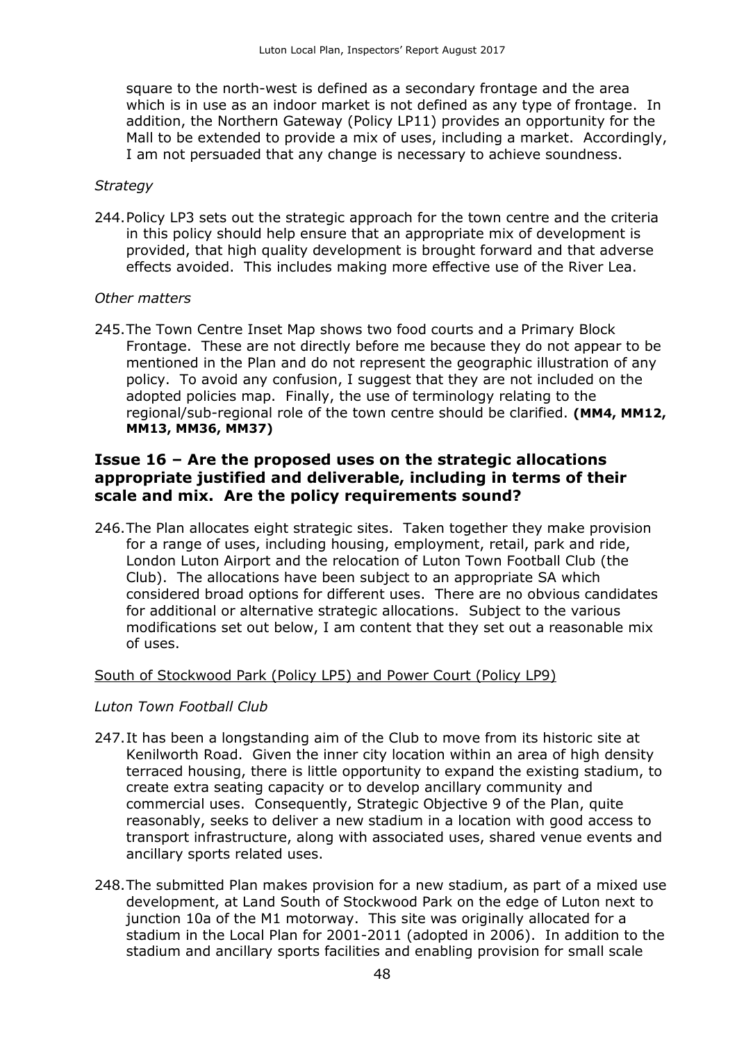square to the north-west is defined as a secondary frontage and the area which is in use as an indoor market is not defined as any type of frontage. In addition, the Northern Gateway (Policy LP11) provides an opportunity for the Mall to be extended to provide a mix of uses, including a market. Accordingly, I am not persuaded that any change is necessary to achieve soundness.

*Strategy*

244. Policy LP3 sets out the strategic approach for the town centre and the criteria in this policy should help ensure that an appropriate mix of development is provided, that high quality development is brought forward and that adverse effects avoided. This includes making more effective use of the River Lea.

*Other matters*

245. The Town Centre Inset Map shows two food courts and a Primary Block Frontage. These are not directly before me because they do not appear to be mentioned in the Plan and do not represent the geographic illustration of any policy. To avoid any confusion, I suggest that they are not included on the adopted policies map. Finally, the use of terminology relating to the regional/sub-regional role of the town centre should be clarified. **(MM4, MM12, MM13, MM36, MM37)**

## Issue 16 – Are the proposed uses on the strategic allocations appropriate justified and deliverable, including in terms of their scale and mix. Are the policy requirements sound?

246. The Plan allocates eight strategic sites. Taken together they make provision for a range of uses, including housing, employment, retail, park and ride, London Luton Airport and the relocation of Luton Town Football Club (the Club). The allocations have been subject to an appropriate SA which considered broad options for different uses. There are no obvious candidates for additional or alternative strategic allocations. Subject to the various modifications set out below, I am content that they set out a reasonable mix of uses.

<u>South of Stockwood Park (Policy LP5) and Power Court (Policy LP9)</u>

*Luton Town Football Club*

247. It has been a longstanding aim of the Club to move from its historic site at Kenilworth Road. Given the inner city location within an area of high density terraced housing, there is little opportunity to expand the existing stadium, to create extra seating capacity or to develop ancillary community and commercial uses. Consequently, Strategic Objective 9 of the Plan, quite reasonably, seeks to deliver a new stadium in a location with good access to transport infrastructure, along with associated uses, shared venue events and ancillary sports related uses.

248. The submitted Plan makes provision for a new stadium, as part of a mixed use development, at Land South of Stockwood Park on the edge of Luton next to junction 10a of the M1 motorway. This site was originally allocated for a stadium in the Local Plan for 2001-2011 (adopted in 2006). In addition to the stadium and ancillary sports facilities and enabling provision for small scale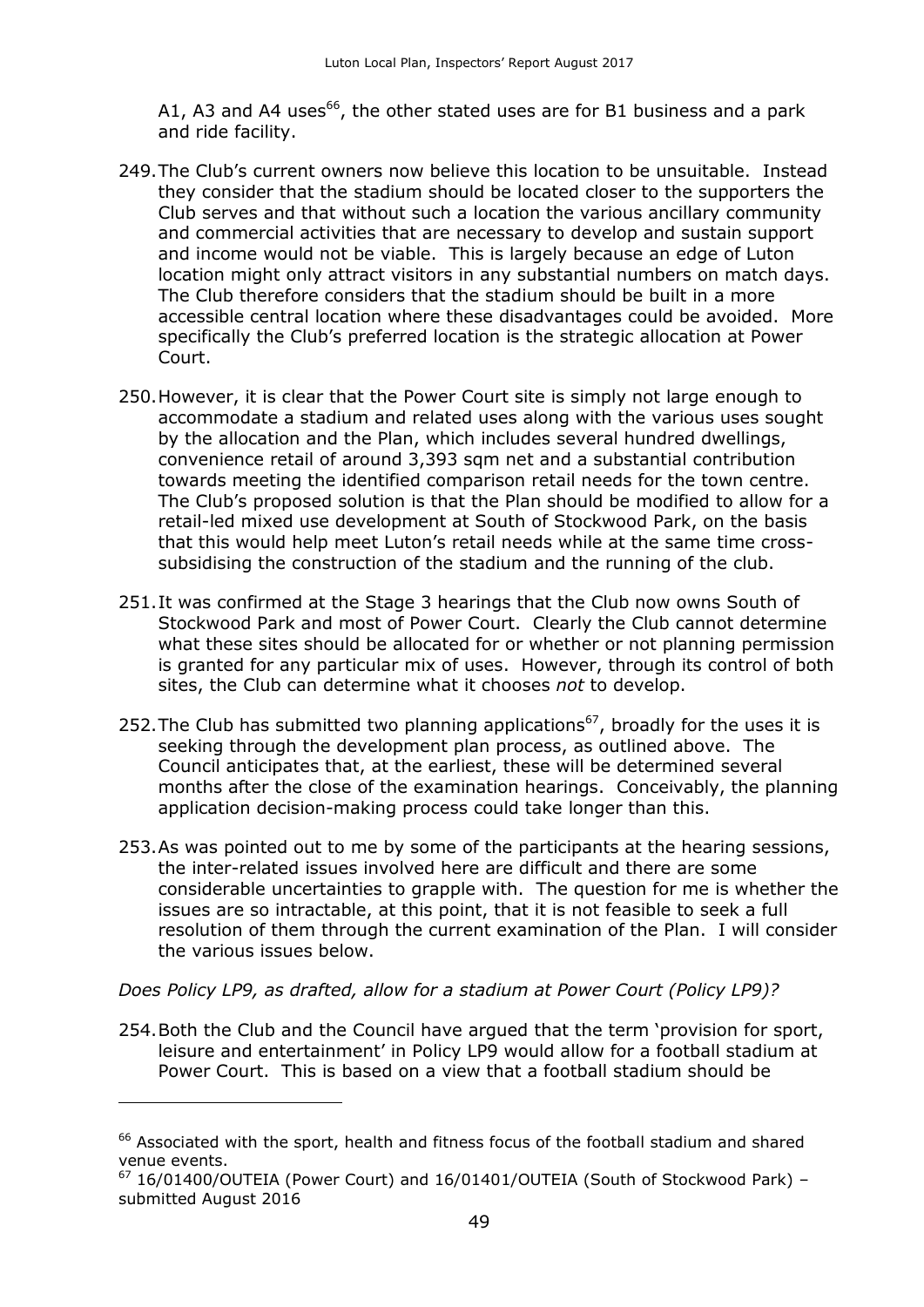A1, A3 and A4 uses[66], the other stated uses are for B1 business and a park and ride facility.

249. The Club's current owners now believe this location to be unsuitable. Instead they consider that the stadium should be located closer to the supporters the Club serves and that without such a location the various ancillary community and commercial activities that are necessary to develop and sustain support and income would not be viable. This is largely because an edge of Luton location might only attract visitors in any substantial numbers on match days. The Club therefore considers that the stadium should be built in a more accessible central location where these disadvantages could be avoided. More specifically the Club's preferred location is the strategic allocation at Power Court.

250. However, it is clear that the Power Court site is simply not large enough to accommodate a stadium and related uses along with the various uses sought by the allocation and the Plan, which includes several hundred dwellings, convenience retail of around 3,393 sqm net and a substantial contribution towards meeting the identified comparison retail needs for the town centre. The Club's proposed solution is that the Plan should be modified to allow for a retail-led mixed use development at South of Stockwood Park, on the basis that this would help meet Luton's retail needs while at the same time cross-subsidising the construction of the stadium and the running of the club.

251. It was confirmed at the Stage 3 hearings that the Club now owns South of Stockwood Park and most of Power Court. Clearly the Club cannot determine what these sites should be allocated for or whether or not planning permission is granted for any particular mix of uses. However, through its control of both sites, the Club can determine what it chooses *not* to develop.

252. The Club has submitted two planning applications[67], broadly for the uses it is seeking through the development plan process, as outlined above. The Council anticipates that, at the earliest, these will be determined several months after the close of the examination hearings. Conceivably, the planning application decision-making process could take longer than this.

253. As was pointed out to me by some of the participants at the hearing sessions, the inter-related issues involved here are difficult and there are some considerable uncertainties to grapple with. The question for me is whether the issues are so intractable, at this point, that it is not feasible to seek a full resolution of them through the current examination of the Plan. I will consider the various issues below.

*Does Policy LP9, as drafted, allow for a stadium at Power Court (Policy LP9)?*

254. Both the Club and the Council have argued that the term 'provision for sport, leisure and entertainment' in Policy LP9 would allow for a football stadium at Power Court. This is based on a view that a football stadium should be

[66] Associated with the sport, health and fitness focus of the football stadium and shared venue events.

[67] 16/01400/OUTEIA (Power Court) and 16/01401/OUTEIA (South of Stockwood Park) – submitted August 2016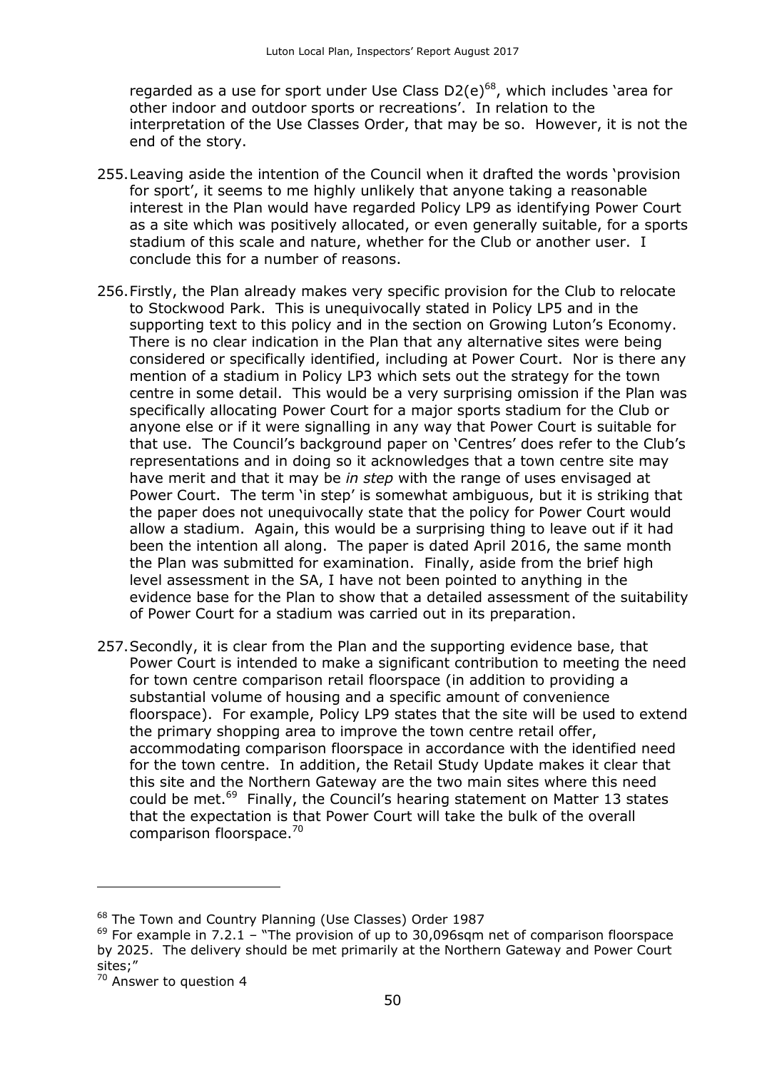regarded as a use for sport under Use Class D2(e)[68], which includes 'area for other indoor and outdoor sports or recreations'. In relation to the interpretation of the Use Classes Order, that may be so. However, it is not the end of the story.

255. Leaving aside the intention of the Council when it drafted the words 'provision for sport', it seems to me highly unlikely that anyone taking a reasonable interest in the Plan would have regarded Policy LP9 as identifying Power Court as a site which was positively allocated, or even generally suitable, for a sports stadium of this scale and nature, whether for the Club or another user. I conclude this for a number of reasons.

256. Firstly, the Plan already makes very specific provision for the Club to relocate to Stockwood Park. This is unequivocally stated in Policy LP5 and in the supporting text to this policy and in the section on Growing Luton's Economy. There is no clear indication in the Plan that any alternative sites were being considered or specifically identified, including at Power Court. Nor is there any mention of a stadium in Policy LP3 which sets out the strategy for the town centre in some detail. This would be a very surprising omission if the Plan was specifically allocating Power Court for a major sports stadium for the Club or anyone else or if it were signalling in any way that Power Court is suitable for that use. The Council's background paper on 'Centres' does refer to the Club's representations and in doing so it acknowledges that a town centre site may have merit and that it may be *in step* with the range of uses envisaged at Power Court. The term 'in step' is somewhat ambiguous, but it is striking that the paper does not unequivocally state that the policy for Power Court would allow a stadium. Again, this would be a surprising thing to leave out if it had been the intention all along. The paper is dated April 2016, the same month the Plan was submitted for examination. Finally, aside from the brief high level assessment in the SA, I have not been pointed to anything in the evidence base for the Plan to show that a detailed assessment of the suitability of Power Court for a stadium was carried out in its preparation.

257. Secondly, it is clear from the Plan and the supporting evidence base, that Power Court is intended to make a significant contribution to meeting the need for town centre comparison retail floorspace (in addition to providing a substantial volume of housing and a specific amount of convenience floorspace). For example, Policy LP9 states that the site will be used to extend the primary shopping area to improve the town centre retail offer, accommodating comparison floorspace in accordance with the identified need for the town centre. In addition, the Retail Study Update makes it clear that this site and the Northern Gateway are the two main sites where this need could be met.[69] Finally, the Council's hearing statement on Matter 13 states that the expectation is that Power Court will take the bulk of the overall comparison floorspace.[70]

---

[68] The Town and Country Planning (Use Classes) Order 1987

[69] For example in 7.2.1 – "The provision of up to 30,096sqm net of comparison floorspace by 2025. The delivery should be met primarily at the Northern Gateway and Power Court sites;"

[70] Answer to question 4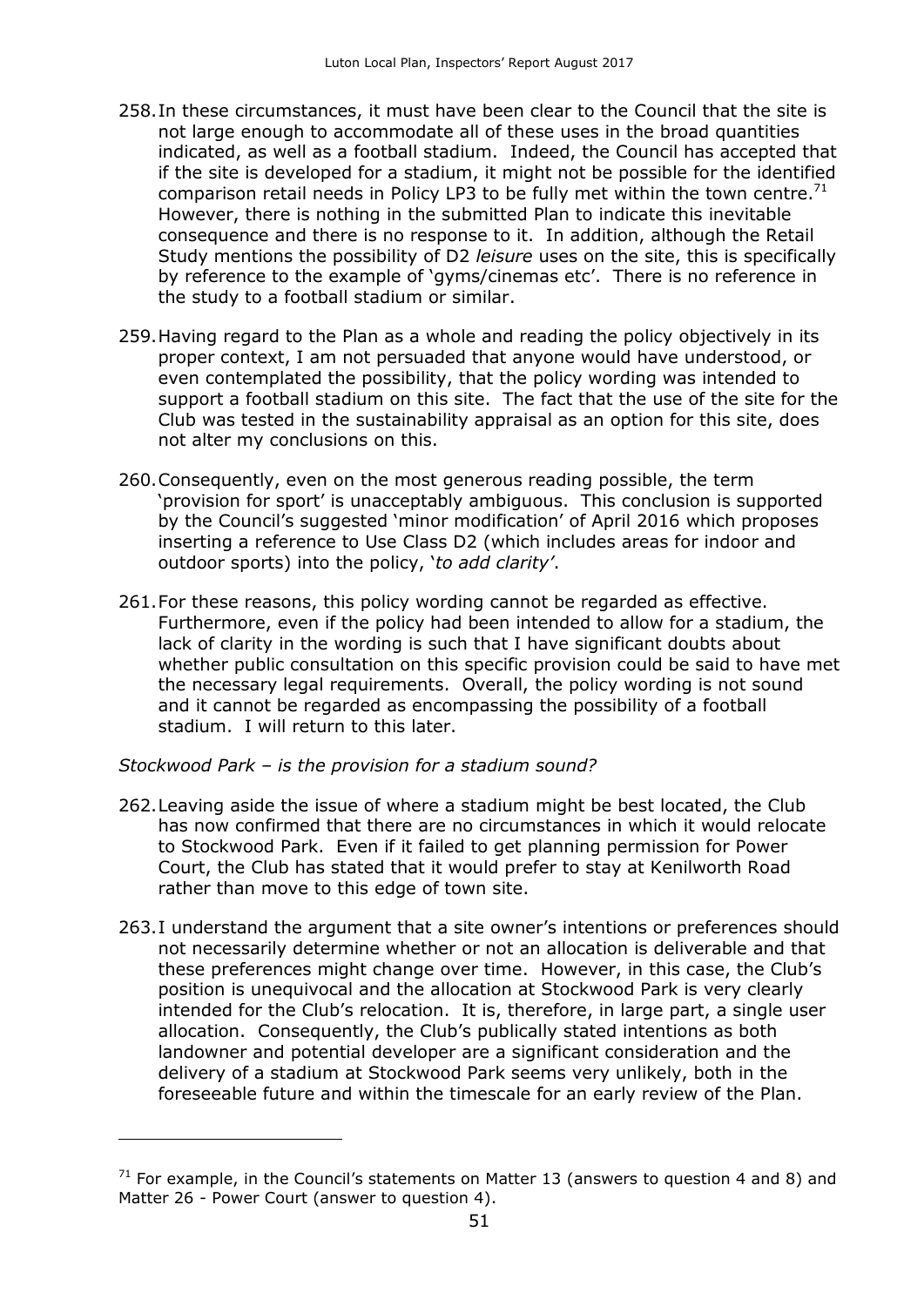258. In these circumstances, it must have been clear to the Council that the site is not large enough to accommodate all of these uses in the broad quantities indicated, as well as a football stadium. Indeed, the Council has accepted that if the site is developed for a stadium, it might not be possible for the identified comparison retail needs in Policy LP3 to be fully met within the town centre.[71] However, there is nothing in the submitted Plan to indicate this inevitable consequence and there is no response to it. In addition, although the Retail Study mentions the possibility of D2 *leisure* uses on the site, this is specifically by reference to the example of 'gyms/cinemas etc'. There is no reference in the study to a football stadium or similar.

259. Having regard to the Plan as a whole and reading the policy objectively in its proper context, I am not persuaded that anyone would have understood, or even contemplated the possibility, that the policy wording was intended to support a football stadium on this site. The fact that the use of the site for the Club was tested in the sustainability appraisal as an option for this site, does not alter my conclusions on this.

260. Consequently, even on the most generous reading possible, the term 'provision for sport' is unacceptably ambiguous. This conclusion is supported by the Council's suggested 'minor modification' of April 2016 which proposes inserting a reference to Use Class D2 (which includes areas for indoor and outdoor sports) into the policy, '*to add clarity'*.

261. For these reasons, this policy wording cannot be regarded as effective. Furthermore, even if the policy had been intended to allow for a stadium, the lack of clarity in the wording is such that I have significant doubts about whether public consultation on this specific provision could be said to have met the necessary legal requirements. Overall, the policy wording is not sound and it cannot be regarded as encompassing the possibility of a football stadium. I will return to this later.

*Stockwood Park – is the provision for a stadium sound?*

262. Leaving aside the issue of where a stadium might be best located, the Club has now confirmed that there are no circumstances in which it would relocate to Stockwood Park. Even if it failed to get planning permission for Power Court, the Club has stated that it would prefer to stay at Kenilworth Road rather than move to this edge of town site.

263. I understand the argument that a site owner's intentions or preferences should not necessarily determine whether or not an allocation is deliverable and that these preferences might change over time. However, in this case, the Club's position is unequivocal and the allocation at Stockwood Park is very clearly intended for the Club's relocation. It is, therefore, in large part, a single user allocation. Consequently, the Club's publically stated intentions as both landowner and potential developer are a significant consideration and the delivery of a stadium at Stockwood Park seems very unlikely, both in the foreseeable future and within the timescale for an early review of the Plan.

---

[71] For example, in the Council's statements on Matter 13 (answers to question 4 and 8) and Matter 26 - Power Court (answer to question 4).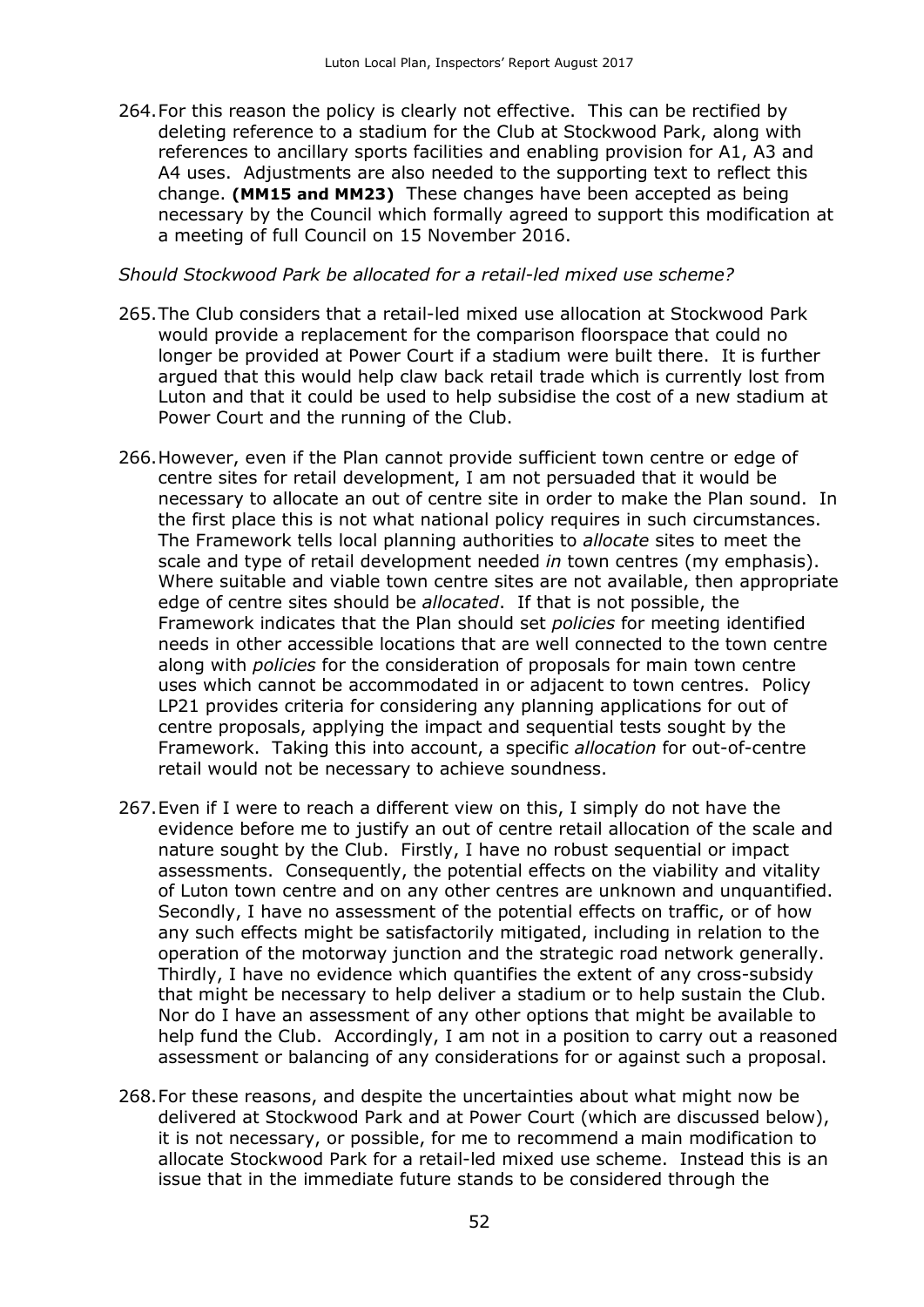264. For this reason the policy is clearly not effective. This can be rectified by deleting reference to a stadium for the Club at Stockwood Park, along with references to ancillary sports facilities and enabling provision for A1, A3 and A4 uses. Adjustments are also needed to the supporting text to reflect this change. **(MM15 and MM23)** These changes have been accepted as being necessary by the Council which formally agreed to support this modification at a meeting of full Council on 15 November 2016.

*Should Stockwood Park be allocated for a retail-led mixed use scheme?*

265. The Club considers that a retail-led mixed use allocation at Stockwood Park would provide a replacement for the comparison floorspace that could no longer be provided at Power Court if a stadium were built there. It is further argued that this would help claw back retail trade which is currently lost from Luton and that it could be used to help subsidise the cost of a new stadium at Power Court and the running of the Club.

266. However, even if the Plan cannot provide sufficient town centre or edge of centre sites for retail development, I am not persuaded that it would be necessary to allocate an out of centre site in order to make the Plan sound. In the first place this is not what national policy requires in such circumstances. The Framework tells local planning authorities to *allocate* sites to meet the scale and type of retail development needed *in* town centres (my emphasis). Where suitable and viable town centre sites are not available, then appropriate edge of centre sites should be *allocated*. If that is not possible, the Framework indicates that the Plan should set *policies* for meeting identified needs in other accessible locations that are well connected to the town centre along with *policies* for the consideration of proposals for main town centre uses which cannot be accommodated in or adjacent to town centres. Policy LP21 provides criteria for considering any planning applications for out of centre proposals, applying the impact and sequential tests sought by the Framework. Taking this into account, a specific *allocation* for out-of-centre retail would not be necessary to achieve soundness.

267. Even if I were to reach a different view on this, I simply do not have the evidence before me to justify an out of centre retail allocation of the scale and nature sought by the Club. Firstly, I have no robust sequential or impact assessments. Consequently, the potential effects on the viability and vitality of Luton town centre and on any other centres are unknown and unquantified. Secondly, I have no assessment of the potential effects on traffic, or of how any such effects might be satisfactorily mitigated, including in relation to the operation of the motorway junction and the strategic road network generally. Thirdly, I have no evidence which quantifies the extent of any cross-subsidy that might be necessary to help deliver a stadium or to help sustain the Club. Nor do I have an assessment of any other options that might be available to help fund the Club. Accordingly, I am not in a position to carry out a reasoned assessment or balancing of any considerations for or against such a proposal.

268. For these reasons, and despite the uncertainties about what might now be delivered at Stockwood Park and at Power Court (which are discussed below), it is not necessary, or possible, for me to recommend a main modification to allocate Stockwood Park for a retail-led mixed use scheme. Instead this is an issue that in the immediate future stands to be considered through the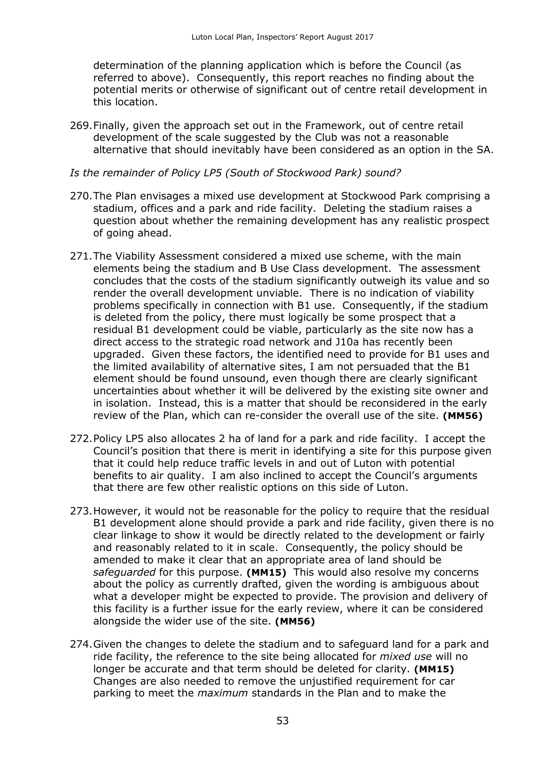determination of the planning application which is before the Council (as referred to above). Consequently, this report reaches no finding about the potential merits or otherwise of significant out of centre retail development in this location.

269. Finally, given the approach set out in the Framework, out of centre retail development of the scale suggested by the Club was not a reasonable alternative that should inevitably have been considered as an option in the SA.

*Is the remainder of Policy LP5 (South of Stockwood Park) sound?*

270. The Plan envisages a mixed use development at Stockwood Park comprising a stadium, offices and a park and ride facility. Deleting the stadium raises a question about whether the remaining development has any realistic prospect of going ahead.

271. The Viability Assessment considered a mixed use scheme, with the main elements being the stadium and B Use Class development. The assessment concludes that the costs of the stadium significantly outweigh its value and so render the overall development unviable. There is no indication of viability problems specifically in connection with B1 use. Consequently, if the stadium is deleted from the policy, there must logically be some prospect that a residual B1 development could be viable, particularly as the site now has a direct access to the strategic road network and J10a has recently been upgraded. Given these factors, the identified need to provide for B1 uses and the limited availability of alternative sites, I am not persuaded that the B1 element should be found unsound, even though there are clearly significant uncertainties about whether it will be delivered by the existing site owner and in isolation. Instead, this is a matter that should be reconsidered in the early review of the Plan, which can re-consider the overall use of the site. **(MM56)**

272. Policy LP5 also allocates 2 ha of land for a park and ride facility. I accept the Council's position that there is merit in identifying a site for this purpose given that it could help reduce traffic levels in and out of Luton with potential benefits to air quality. I am also inclined to accept the Council's arguments that there are few other realistic options on this side of Luton.

273. However, it would not be reasonable for the policy to require that the residual B1 development alone should provide a park and ride facility, given there is no clear linkage to show it would be directly related to the development or fairly and reasonably related to it in scale. Consequently, the policy should be amended to make it clear that an appropriate area of land should be *safeguarded* for this purpose. **(MM15)** This would also resolve my concerns about the policy as currently drafted, given the wording is ambiguous about what a developer might be expected to provide. The provision and delivery of this facility is a further issue for the early review, where it can be considered alongside the wider use of the site. **(MM56)**

274. Given the changes to delete the stadium and to safeguard land for a park and ride facility, the reference to the site being allocated for *mixed use* will no longer be accurate and that term should be deleted for clarity. **(MM15)** Changes are also needed to remove the unjustified requirement for car parking to meet the *maximum* standards in the Plan and to make the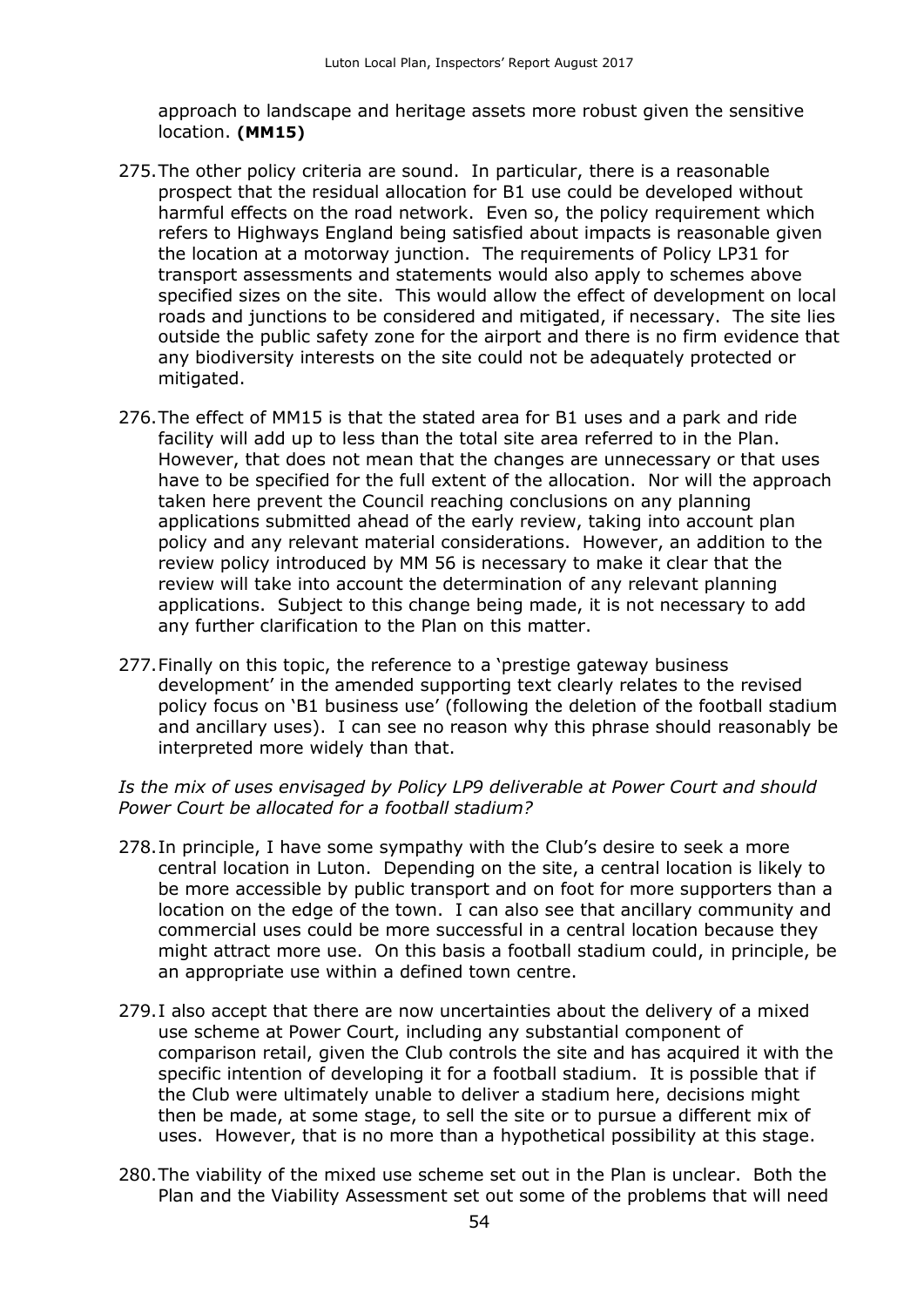approach to landscape and heritage assets more robust given the sensitive location. **(MM15)**

275. The other policy criteria are sound. In particular, there is a reasonable prospect that the residual allocation for B1 use could be developed without harmful effects on the road network. Even so, the policy requirement which refers to Highways England being satisfied about impacts is reasonable given the location at a motorway junction. The requirements of Policy LP31 for transport assessments and statements would also apply to schemes above specified sizes on the site. This would allow the effect of development on local roads and junctions to be considered and mitigated, if necessary. The site lies outside the public safety zone for the airport and there is no firm evidence that any biodiversity interests on the site could not be adequately protected or mitigated.

276. The effect of MM15 is that the stated area for B1 uses and a park and ride facility will add up to less than the total site area referred to in the Plan. However, that does not mean that the changes are unnecessary or that uses have to be specified for the full extent of the allocation. Nor will the approach taken here prevent the Council reaching conclusions on any planning applications submitted ahead of the early review, taking into account plan policy and any relevant material considerations. However, an addition to the review policy introduced by MM 56 is necessary to make it clear that the review will take into account the determination of any relevant planning applications. Subject to this change being made, it is not necessary to add any further clarification to the Plan on this matter.

277. Finally on this topic, the reference to a 'prestige gateway business development' in the amended supporting text clearly relates to the revised policy focus on 'B1 business use' (following the deletion of the football stadium and ancillary uses). I can see no reason why this phrase should reasonably be interpreted more widely than that.

*Is the mix of uses envisaged by Policy LP9 deliverable at Power Court and should Power Court be allocated for a football stadium?*

278. In principle, I have some sympathy with the Club's desire to seek a more central location in Luton. Depending on the site, a central location is likely to be more accessible by public transport and on foot for more supporters than a location on the edge of the town. I can also see that ancillary community and commercial uses could be more successful in a central location because they might attract more use. On this basis a football stadium could, in principle, be an appropriate use within a defined town centre.

279. I also accept that there are now uncertainties about the delivery of a mixed use scheme at Power Court, including any substantial component of comparison retail, given the Club controls the site and has acquired it with the specific intention of developing it for a football stadium. It is possible that if the Club were ultimately unable to deliver a stadium here, decisions might then be made, at some stage, to sell the site or to pursue a different mix of uses. However, that is no more than a hypothetical possibility at this stage.

280. The viability of the mixed use scheme set out in the Plan is unclear. Both the Plan and the Viability Assessment set out some of the problems that will need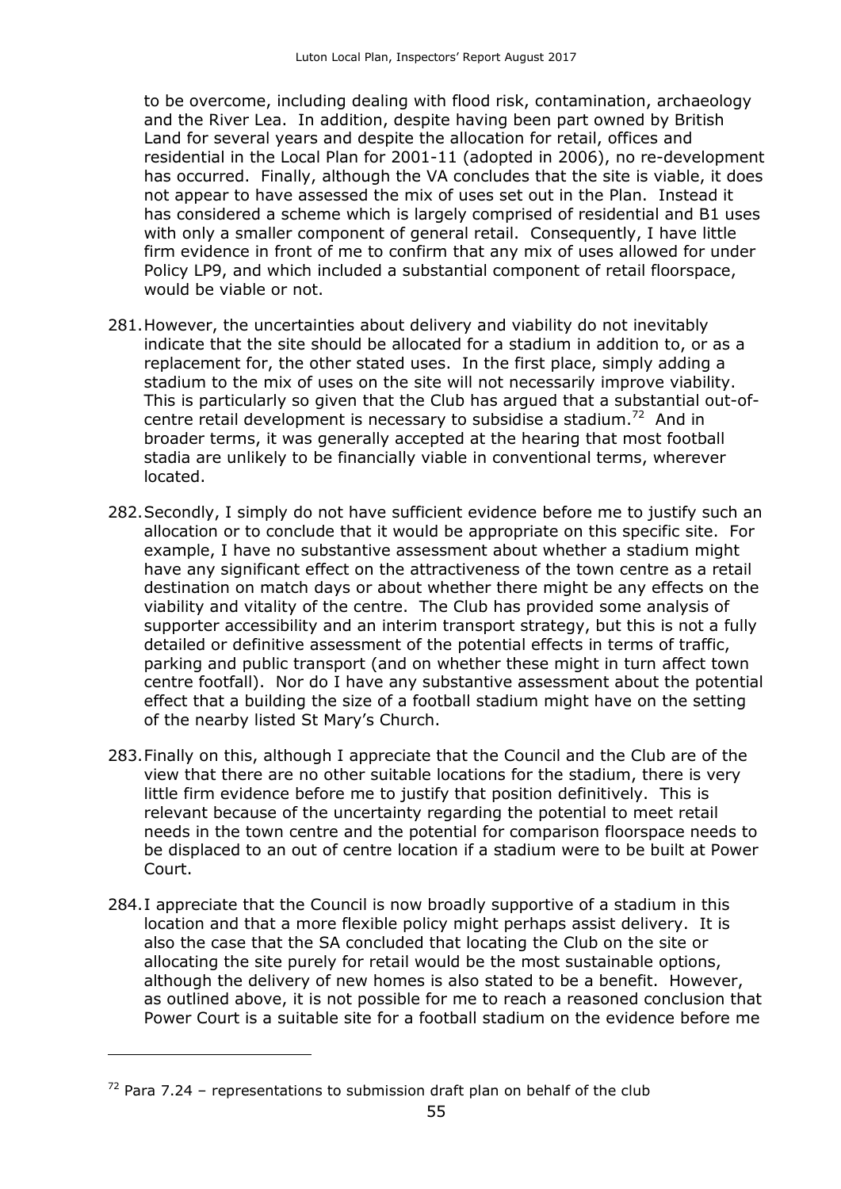to be overcome, including dealing with flood risk, contamination, archaeology and the River Lea. In addition, despite having been part owned by British Land for several years and despite the allocation for retail, offices and residential in the Local Plan for 2001-11 (adopted in 2006), no re-development has occurred. Finally, although the VA concludes that the site is viable, it does not appear to have assessed the mix of uses set out in the Plan. Instead it has considered a scheme which is largely comprised of residential and B1 uses with only a smaller component of general retail. Consequently, I have little firm evidence in front of me to confirm that any mix of uses allowed for under Policy LP9, and which included a substantial component of retail floorspace, would be viable or not.

281. However, the uncertainties about delivery and viability do not inevitably indicate that the site should be allocated for a stadium in addition to, or as a replacement for, the other stated uses. In the first place, simply adding a stadium to the mix of uses on the site will not necessarily improve viability. This is particularly so given that the Club has argued that a substantial out-of-centre retail development is necessary to subsidise a stadium.[72] And in broader terms, it was generally accepted at the hearing that most football stadia are unlikely to be financially viable in conventional terms, wherever located.

282. Secondly, I simply do not have sufficient evidence before me to justify such an allocation or to conclude that it would be appropriate on this specific site. For example, I have no substantive assessment about whether a stadium might have any significant effect on the attractiveness of the town centre as a retail destination on match days or about whether there might be any effects on the viability and vitality of the centre. The Club has provided some analysis of supporter accessibility and an interim transport strategy, but this is not a fully detailed or definitive assessment of the potential effects in terms of traffic, parking and public transport (and on whether these might in turn affect town centre footfall). Nor do I have any substantive assessment about the potential effect that a building the size of a football stadium might have on the setting of the nearby listed St Mary's Church.

283. Finally on this, although I appreciate that the Council and the Club are of the view that there are no other suitable locations for the stadium, there is very little firm evidence before me to justify that position definitively. This is relevant because of the uncertainty regarding the potential to meet retail needs in the town centre and the potential for comparison floorspace needs to be displaced to an out of centre location if a stadium were to be built at Power Court.

284. I appreciate that the Council is now broadly supportive of a stadium in this location and that a more flexible policy might perhaps assist delivery. It is also the case that the SA concluded that locating the Club on the site or allocating the site purely for retail would be the most sustainable options, although the delivery of new homes is also stated to be a benefit. However, as outlined above, it is not possible for me to reach a reasoned conclusion that Power Court is a suitable site for a football stadium on the evidence before me

[72] Para 7.24 – representations to submission draft plan on behalf of the club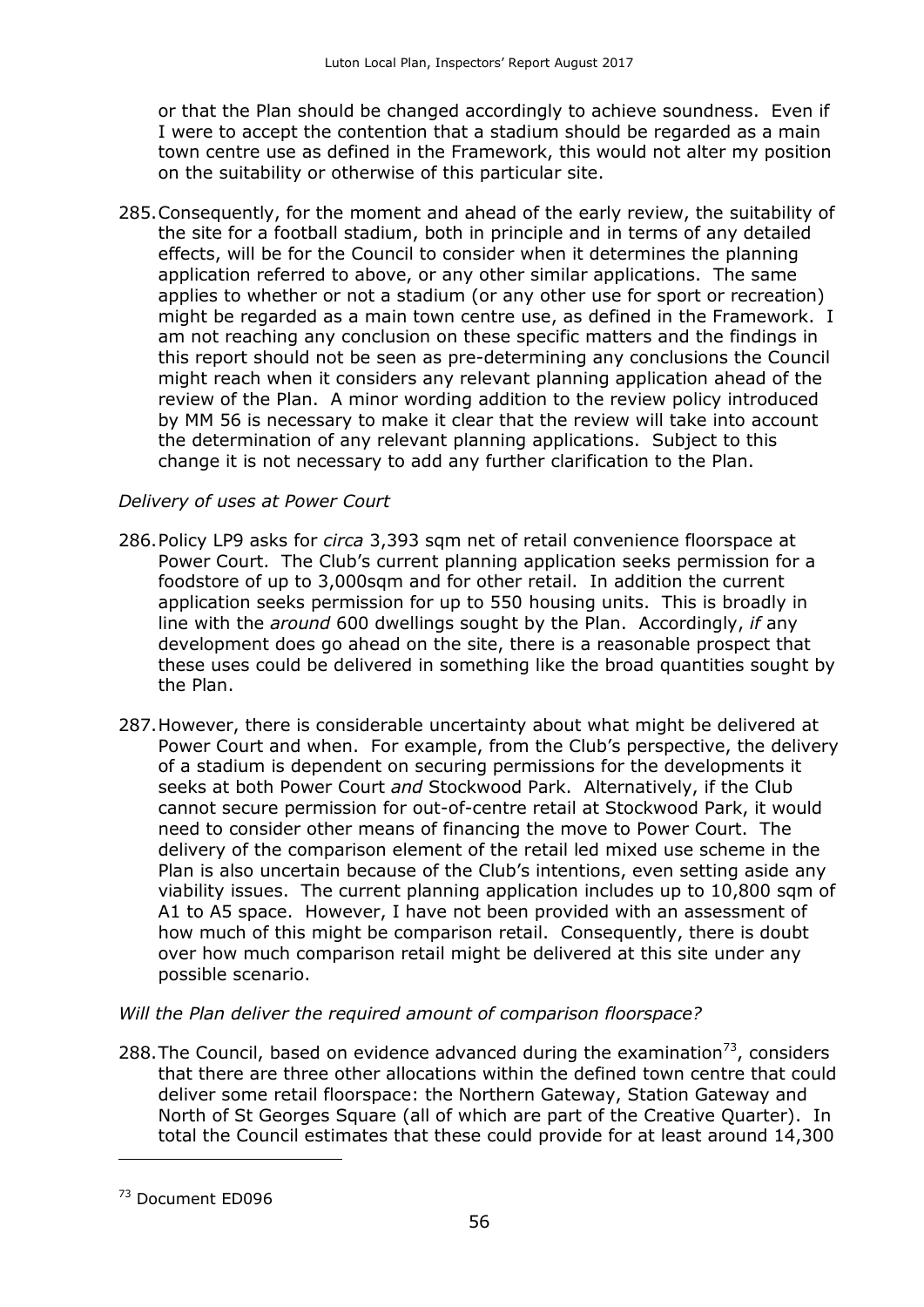or that the Plan should be changed accordingly to achieve soundness. Even if I were to accept the contention that a stadium should be regarded as a main town centre use as defined in the Framework, this would not alter my position on the suitability or otherwise of this particular site.

285. Consequently, for the moment and ahead of the early review, the suitability of the site for a football stadium, both in principle and in terms of any detailed effects, will be for the Council to consider when it determines the planning application referred to above, or any other similar applications. The same applies to whether or not a stadium (or any other use for sport or recreation) might be regarded as a main town centre use, as defined in the Framework. I am not reaching any conclusion on these specific matters and the findings in this report should not be seen as pre-determining any conclusions the Council might reach when it considers any relevant planning application ahead of the review of the Plan. A minor wording addition to the review policy introduced by MM 56 is necessary to make it clear that the review will take into account the determination of any relevant planning applications. Subject to this change it is not necessary to add any further clarification to the Plan.

*Delivery of uses at Power Court*

286. Policy LP9 asks for *circa* 3,393 sqm net of retail convenience floorspace at Power Court. The Club's current planning application seeks permission for a foodstore of up to 3,000sqm and for other retail. In addition the current application seeks permission for up to 550 housing units. This is broadly in line with the *around* 600 dwellings sought by the Plan. Accordingly, *if* any development does go ahead on the site, there is a reasonable prospect that these uses could be delivered in something like the broad quantities sought by the Plan.

287. However, there is considerable uncertainty about what might be delivered at Power Court and when. For example, from the Club's perspective, the delivery of a stadium is dependent on securing permissions for the developments it seeks at both Power Court *and* Stockwood Park. Alternatively, if the Club cannot secure permission for out-of-centre retail at Stockwood Park, it would need to consider other means of financing the move to Power Court. The delivery of the comparison element of the retail led mixed use scheme in the Plan is also uncertain because of the Club's intentions, even setting aside any viability issues. The current planning application includes up to 10,800 sqm of A1 to A5 space. However, I have not been provided with an assessment of how much of this might be comparison retail. Consequently, there is doubt over how much comparison retail might be delivered at this site under any possible scenario.

*Will the Plan deliver the required amount of comparison floorspace?*

288. The Council, based on evidence advanced during the examination[73], considers that there are three other allocations within the defined town centre that could deliver some retail floorspace: the Northern Gateway, Station Gateway and North of St Georges Square (all of which are part of the Creative Quarter). In total the Council estimates that these could provide for at least around 14,300

[73] Document ED096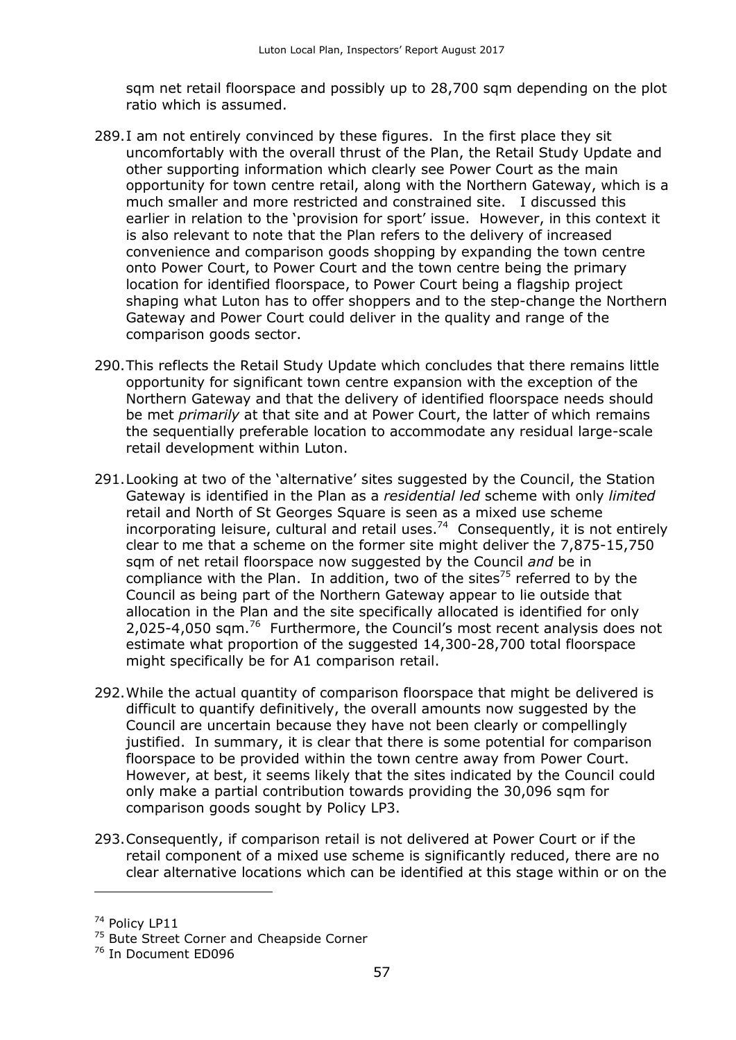sqm net retail floorspace and possibly up to 28,700 sqm depending on the plot ratio which is assumed.

289. I am not entirely convinced by these figures. In the first place they sit uncomfortably with the overall thrust of the Plan, the Retail Study Update and other supporting information which clearly see Power Court as the main opportunity for town centre retail, along with the Northern Gateway, which is a much smaller and more restricted and constrained site. I discussed this earlier in relation to the 'provision for sport' issue. However, in this context it is also relevant to note that the Plan refers to the delivery of increased convenience and comparison goods shopping by expanding the town centre onto Power Court, to Power Court and the town centre being the primary location for identified floorspace, to Power Court being a flagship project shaping what Luton has to offer shoppers and to the step-change the Northern Gateway and Power Court could deliver in the quality and range of the comparison goods sector.

290. This reflects the Retail Study Update which concludes that there remains little opportunity for significant town centre expansion with the exception of the Northern Gateway and that the delivery of identified floorspace needs should be met *primarily* at that site and at Power Court, the latter of which remains the sequentially preferable location to accommodate any residual large-scale retail development within Luton.

291. Looking at two of the 'alternative' sites suggested by the Council, the Station Gateway is identified in the Plan as a *residential led* scheme with only *limited* retail and North of St Georges Square is seen as a mixed use scheme incorporating leisure, cultural and retail uses.[74] Consequently, it is not entirely clear to me that a scheme on the former site might deliver the 7,875-15,750 sqm of net retail floorspace now suggested by the Council *and* be in compliance with the Plan. In addition, two of the sites[75] referred to by the Council as being part of the Northern Gateway appear to lie outside that allocation in the Plan and the site specifically allocated is identified for only 2,025-4,050 sqm.[76] Furthermore, the Council's most recent analysis does not estimate what proportion of the suggested 14,300-28,700 total floorspace might specifically be for A1 comparison retail.

292. While the actual quantity of comparison floorspace that might be delivered is difficult to quantify definitively, the overall amounts now suggested by the Council are uncertain because they have not been clearly or compellingly justified. In summary, it is clear that there is some potential for comparison floorspace to be provided within the town centre away from Power Court. However, at best, it seems likely that the sites indicated by the Council could only make a partial contribution towards providing the 30,096 sqm for comparison goods sought by Policy LP3.

293. Consequently, if comparison retail is not delivered at Power Court or if the retail component of a mixed use scheme is significantly reduced, there are no clear alternative locations which can be identified at this stage within or on the

---

[74] Policy LP11

[75] Bute Street Corner and Cheapside Corner

[76] In Document ED096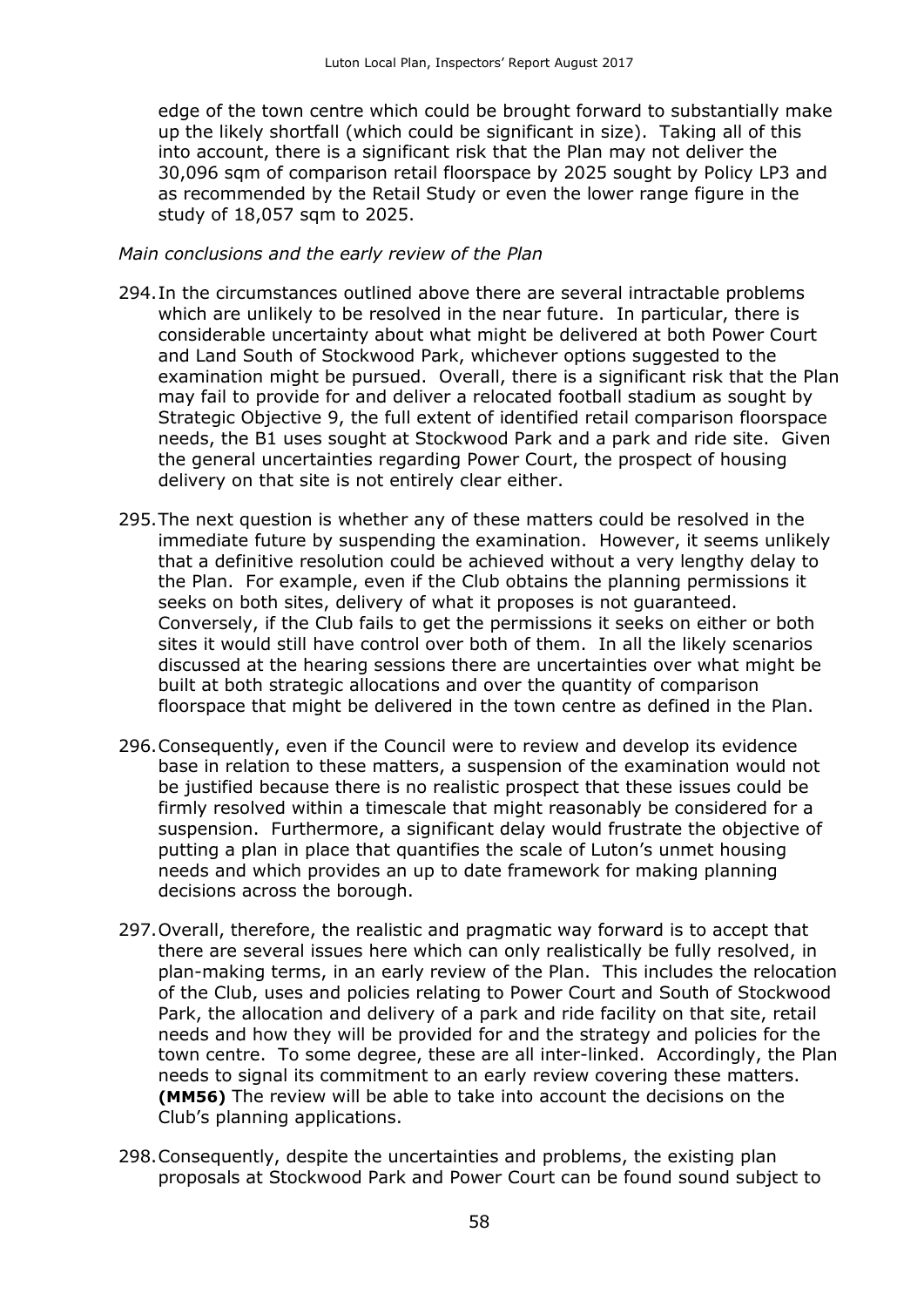edge of the town centre which could be brought forward to substantially make up the likely shortfall (which could be significant in size). Taking all of this into account, there is a significant risk that the Plan may not deliver the 30,096 sqm of comparison retail floorspace by 2025 sought by Policy LP3 and as recommended by the Retail Study or even the lower range figure in the study of 18,057 sqm to 2025.

*Main conclusions and the early review of the Plan*

294. In the circumstances outlined above there are several intractable problems which are unlikely to be resolved in the near future. In particular, there is considerable uncertainty about what might be delivered at both Power Court and Land South of Stockwood Park, whichever options suggested to the examination might be pursued. Overall, there is a significant risk that the Plan may fail to provide for and deliver a relocated football stadium as sought by Strategic Objective 9, the full extent of identified retail comparison floorspace needs, the B1 uses sought at Stockwood Park and a park and ride site. Given the general uncertainties regarding Power Court, the prospect of housing delivery on that site is not entirely clear either.

295. The next question is whether any of these matters could be resolved in the immediate future by suspending the examination. However, it seems unlikely that a definitive resolution could be achieved without a very lengthy delay to the Plan. For example, even if the Club obtains the planning permissions it seeks on both sites, delivery of what it proposes is not guaranteed. Conversely, if the Club fails to get the permissions it seeks on either or both sites it would still have control over both of them. In all the likely scenarios discussed at the hearing sessions there are uncertainties over what might be built at both strategic allocations and over the quantity of comparison floorspace that might be delivered in the town centre as defined in the Plan.

296. Consequently, even if the Council were to review and develop its evidence base in relation to these matters, a suspension of the examination would not be justified because there is no realistic prospect that these issues could be firmly resolved within a timescale that might reasonably be considered for a suspension. Furthermore, a significant delay would frustrate the objective of putting a plan in place that quantifies the scale of Luton's unmet housing needs and which provides an up to date framework for making planning decisions across the borough.

297. Overall, therefore, the realistic and pragmatic way forward is to accept that there are several issues here which can only realistically be fully resolved, in plan-making terms, in an early review of the Plan. This includes the relocation of the Club, uses and policies relating to Power Court and South of Stockwood Park, the allocation and delivery of a park and ride facility on that site, retail needs and how they will be provided for and the strategy and policies for the town centre. To some degree, these are all inter-linked. Accordingly, the Plan needs to signal its commitment to an early review covering these matters. **(MM56)** The review will be able to take into account the decisions on the Club's planning applications.

298. Consequently, despite the uncertainties and problems, the existing plan proposals at Stockwood Park and Power Court can be found sound subject to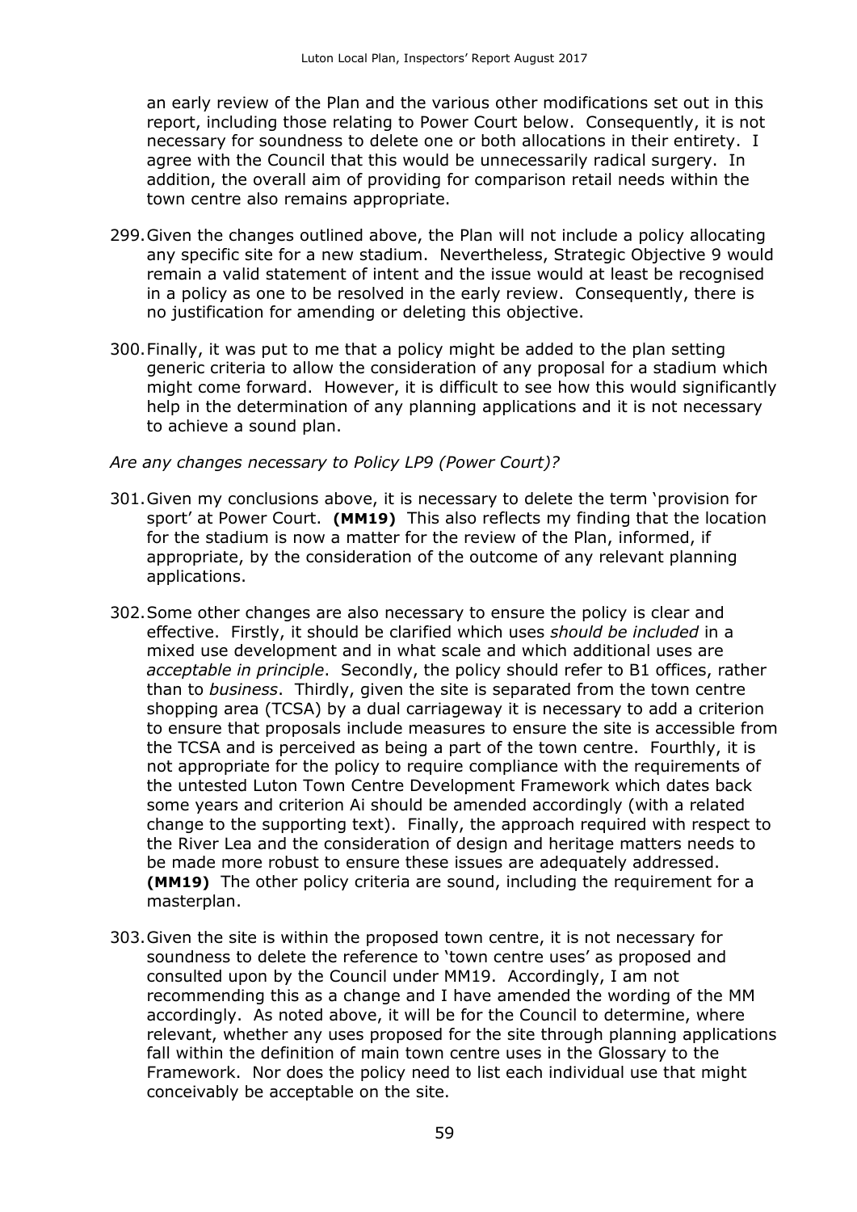an early review of the Plan and the various other modifications set out in this report, including those relating to Power Court below. Consequently, it is not necessary for soundness to delete one or both allocations in their entirety. I agree with the Council that this would be unnecessarily radical surgery. In addition, the overall aim of providing for comparison retail needs within the town centre also remains appropriate.

299. Given the changes outlined above, the Plan will not include a policy allocating any specific site for a new stadium. Nevertheless, Strategic Objective 9 would remain a valid statement of intent and the issue would at least be recognised in a policy as one to be resolved in the early review. Consequently, there is no justification for amending or deleting this objective.

300. Finally, it was put to me that a policy might be added to the plan setting generic criteria to allow the consideration of any proposal for a stadium which might come forward. However, it is difficult to see how this would significantly help in the determination of any planning applications and it is not necessary to achieve a sound plan.

*Are any changes necessary to Policy LP9 (Power Court)?*

301. Given my conclusions above, it is necessary to delete the term 'provision for sport' at Power Court. **(MM19)** This also reflects my finding that the location for the stadium is now a matter for the review of the Plan, informed, if appropriate, by the consideration of the outcome of any relevant planning applications.

302. Some other changes are also necessary to ensure the policy is clear and effective. Firstly, it should be clarified which uses *should be included* in a mixed use development and in what scale and which additional uses are *acceptable in principle*. Secondly, the policy should refer to B1 offices, rather than to *business*. Thirdly, given the site is separated from the town centre shopping area (TCSA) by a dual carriageway it is necessary to add a criterion to ensure that proposals include measures to ensure the site is accessible from the TCSA and is perceived as being a part of the town centre. Fourthly, it is not appropriate for the policy to require compliance with the requirements of the untested Luton Town Centre Development Framework which dates back some years and criterion Ai should be amended accordingly (with a related change to the supporting text). Finally, the approach required with respect to the River Lea and the consideration of design and heritage matters needs to be made more robust to ensure these issues are adequately addressed. **(MM19)** The other policy criteria are sound, including the requirement for a masterplan.

303. Given the site is within the proposed town centre, it is not necessary for soundness to delete the reference to 'town centre uses' as proposed and consulted upon by the Council under MM19. Accordingly, I am not recommending this as a change and I have amended the wording of the MM accordingly. As noted above, it will be for the Council to determine, where relevant, whether any uses proposed for the site through planning applications fall within the definition of main town centre uses in the Glossary to the Framework. Nor does the policy need to list each individual use that might conceivably be acceptable on the site.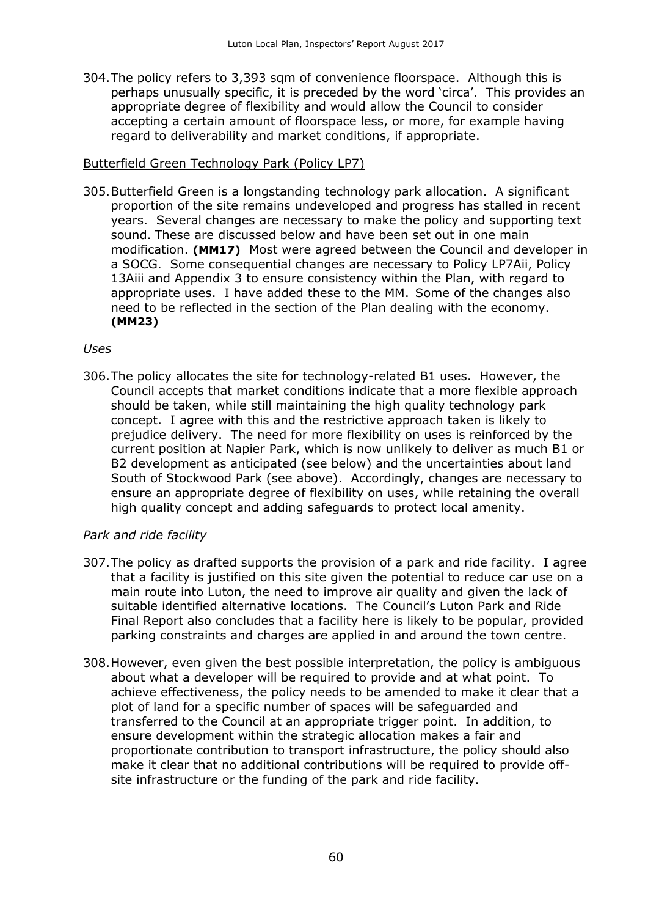304. The policy refers to 3,393 sqm of convenience floorspace. Although this is perhaps unusually specific, it is preceded by the word 'circa'. This provides an appropriate degree of flexibility and would allow the Council to consider accepting a certain amount of floorspace less, or more, for example having regard to deliverability and market conditions, if appropriate.

<u>Butterfield Green Technology Park (Policy LP7)</u>

305. Butterfield Green is a longstanding technology park allocation. A significant proportion of the site remains undeveloped and progress has stalled in recent years. Several changes are necessary to make the policy and supporting text sound. These are discussed below and have been set out in one main modification. **(MM17)** Most were agreed between the Council and developer in a SOCG. Some consequential changes are necessary to Policy LP7Aii, Policy 13Aiii and Appendix 3 to ensure consistency within the Plan, with regard to appropriate uses. I have added these to the MM. Some of the changes also need to be reflected in the section of the Plan dealing with the economy. **(MM23)**

*Uses*

306. The policy allocates the site for technology-related B1 uses. However, the Council accepts that market conditions indicate that a more flexible approach should be taken, while still maintaining the high quality technology park concept. I agree with this and the restrictive approach taken is likely to prejudice delivery. The need for more flexibility on uses is reinforced by the current position at Napier Park, which is now unlikely to deliver as much B1 or B2 development as anticipated (see below) and the uncertainties about land South of Stockwood Park (see above). Accordingly, changes are necessary to ensure an appropriate degree of flexibility on uses, while retaining the overall high quality concept and adding safeguards to protect local amenity.

*Park and ride facility*

307. The policy as drafted supports the provision of a park and ride facility. I agree that a facility is justified on this site given the potential to reduce car use on a main route into Luton, the need to improve air quality and given the lack of suitable identified alternative locations. The Council's Luton Park and Ride Final Report also concludes that a facility here is likely to be popular, provided parking constraints and charges are applied in and around the town centre.

308. However, even given the best possible interpretation, the policy is ambiguous about what a developer will be required to provide and at what point. To achieve effectiveness, the policy needs to be amended to make it clear that a plot of land for a specific number of spaces will be safeguarded and transferred to the Council at an appropriate trigger point. In addition, to ensure development within the strategic allocation makes a fair and proportionate contribution to transport infrastructure, the policy should also make it clear that no additional contributions will be required to provide off-site infrastructure or the funding of the park and ride facility.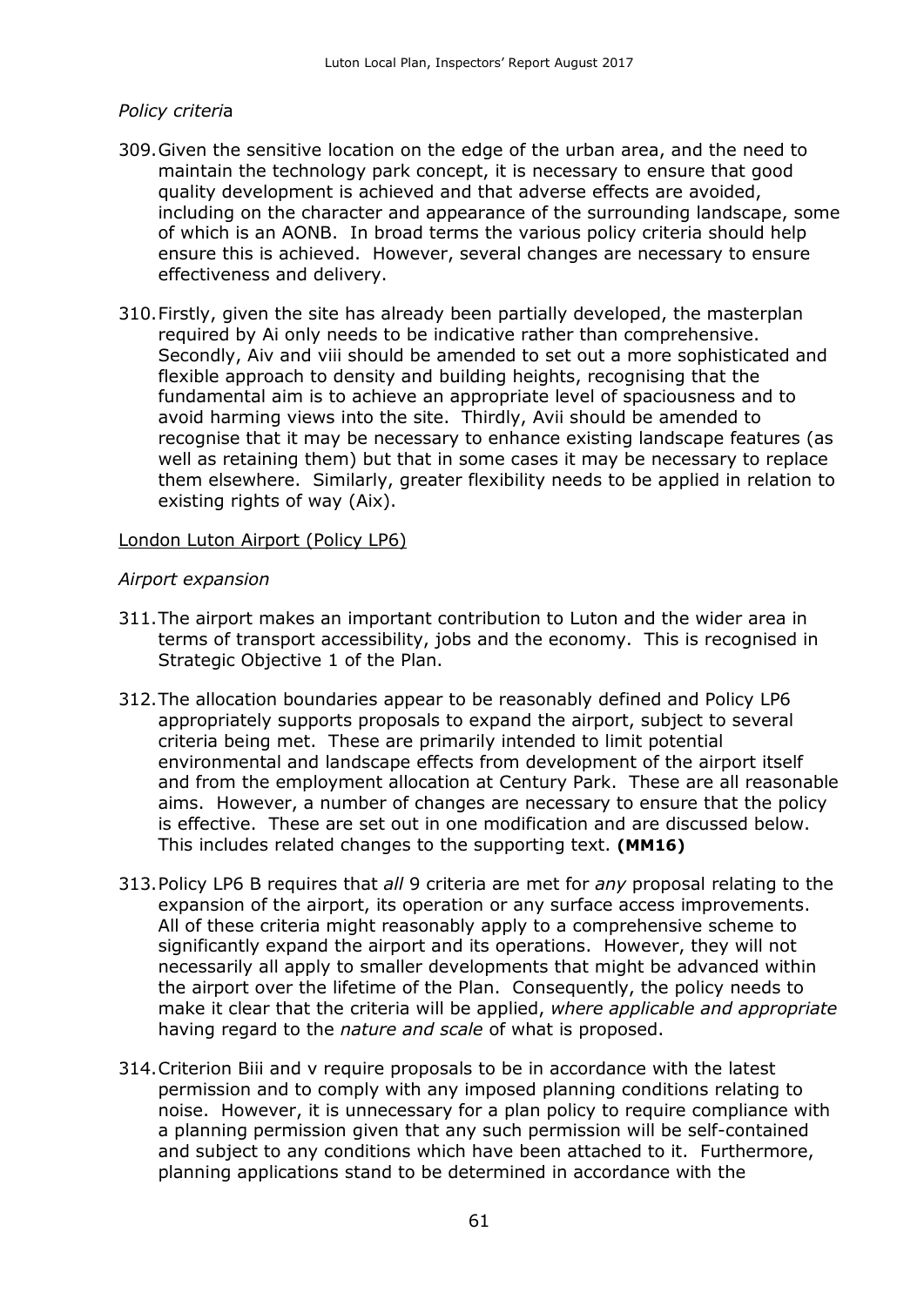*Policy criteria*

309. Given the sensitive location on the edge of the urban area, and the need to maintain the technology park concept, it is necessary to ensure that good quality development is achieved and that adverse effects are avoided, including on the character and appearance of the surrounding landscape, some of which is an AONB. In broad terms the various policy criteria should help ensure this is achieved. However, several changes are necessary to ensure effectiveness and delivery.

310. Firstly, given the site has already been partially developed, the masterplan required by Ai only needs to be indicative rather than comprehensive. Secondly, Aiv and viii should be amended to set out a more sophisticated and flexible approach to density and building heights, recognising that the fundamental aim is to achieve an appropriate level of spaciousness and to avoid harming views into the site. Thirdly, Avii should be amended to recognise that it may be necessary to enhance existing landscape features (as well as retaining them) but that in some cases it may be necessary to replace them elsewhere. Similarly, greater flexibility needs to be applied in relation to existing rights of way (Aix).

London Luton Airport (Policy LP6)

*Airport expansion*

311. The airport makes an important contribution to Luton and the wider area in terms of transport accessibility, jobs and the economy. This is recognised in Strategic Objective 1 of the Plan.

312. The allocation boundaries appear to be reasonably defined and Policy LP6 appropriately supports proposals to expand the airport, subject to several criteria being met. These are primarily intended to limit potential environmental and landscape effects from development of the airport itself and from the employment allocation at Century Park. These are all reasonable aims. However, a number of changes are necessary to ensure that the policy is effective. These are set out in one modification and are discussed below. This includes related changes to the supporting text. **(MM16)**

313. Policy LP6 B requires that *all* 9 criteria are met for *any* proposal relating to the expansion of the airport, its operation or any surface access improvements. All of these criteria might reasonably apply to a comprehensive scheme to significantly expand the airport and its operations. However, they will not necessarily all apply to smaller developments that might be advanced within the airport over the lifetime of the Plan. Consequently, the policy needs to make it clear that the criteria will be applied, *where applicable and appropriate* having regard to the *nature and scale* of what is proposed.

314. Criterion Biii and v require proposals to be in accordance with the latest permission and to comply with any imposed planning conditions relating to noise. However, it is unnecessary for a plan policy to require compliance with a planning permission given that any such permission will be self-contained and subject to any conditions which have been attached to it. Furthermore, planning applications stand to be determined in accordance with the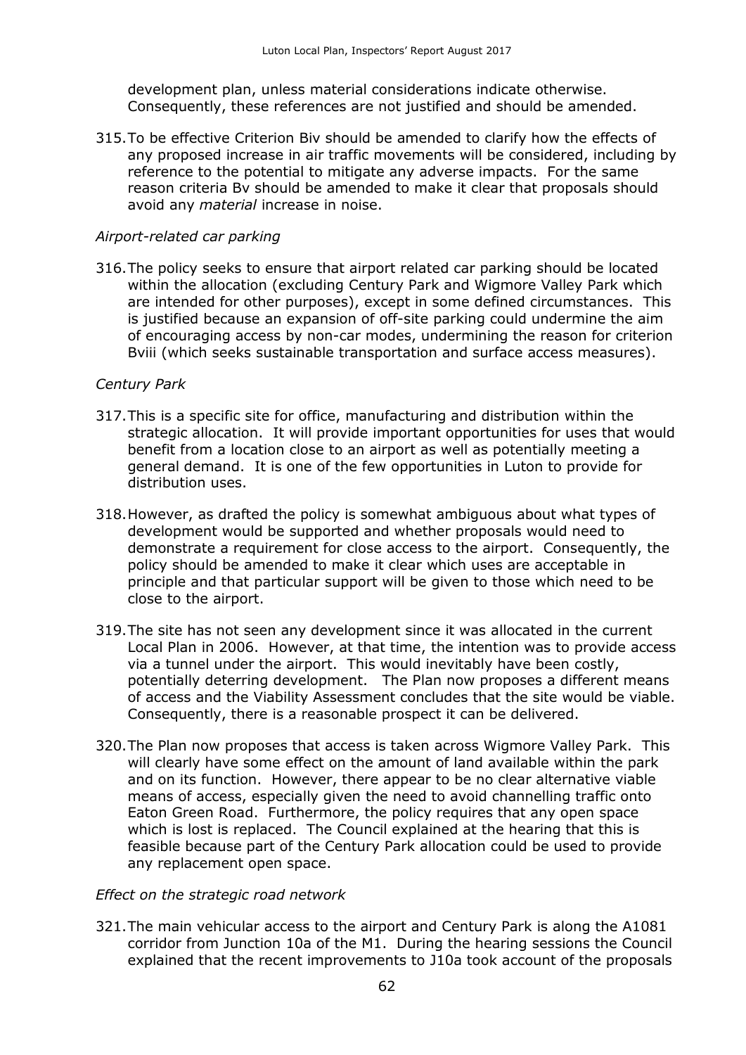development plan, unless material considerations indicate otherwise. Consequently, these references are not justified and should be amended.

315. To be effective Criterion Biv should be amended to clarify how the effects of any proposed increase in air traffic movements will be considered, including by reference to the potential to mitigate any adverse impacts. For the same reason criteria Bv should be amended to make it clear that proposals should avoid any *material* increase in noise.

*Airport-related car parking*

316. The policy seeks to ensure that airport related car parking should be located within the allocation (excluding Century Park and Wigmore Valley Park which are intended for other purposes), except in some defined circumstances. This is justified because an expansion of off-site parking could undermine the aim of encouraging access by non-car modes, undermining the reason for criterion Bviii (which seeks sustainable transportation and surface access measures).

*Century Park*

317. This is a specific site for office, manufacturing and distribution within the strategic allocation. It will provide important opportunities for uses that would benefit from a location close to an airport as well as potentially meeting a general demand. It is one of the few opportunities in Luton to provide for distribution uses.

318. However, as drafted the policy is somewhat ambiguous about what types of development would be supported and whether proposals would need to demonstrate a requirement for close access to the airport. Consequently, the policy should be amended to make it clear which uses are acceptable in principle and that particular support will be given to those which need to be close to the airport.

319. The site has not seen any development since it was allocated in the current Local Plan in 2006. However, at that time, the intention was to provide access via a tunnel under the airport. This would inevitably have been costly, potentially deterring development. The Plan now proposes a different means of access and the Viability Assessment concludes that the site would be viable. Consequently, there is a reasonable prospect it can be delivered.

320. The Plan now proposes that access is taken across Wigmore Valley Park. This will clearly have some effect on the amount of land available within the park and on its function. However, there appear to be no clear alternative viable means of access, especially given the need to avoid channelling traffic onto Eaton Green Road. Furthermore, the policy requires that any open space which is lost is replaced. The Council explained at the hearing that this is feasible because part of the Century Park allocation could be used to provide any replacement open space.

*Effect on the strategic road network*

321. The main vehicular access to the airport and Century Park is along the A1081 corridor from Junction 10a of the M1. During the hearing sessions the Council explained that the recent improvements to J10a took account of the proposals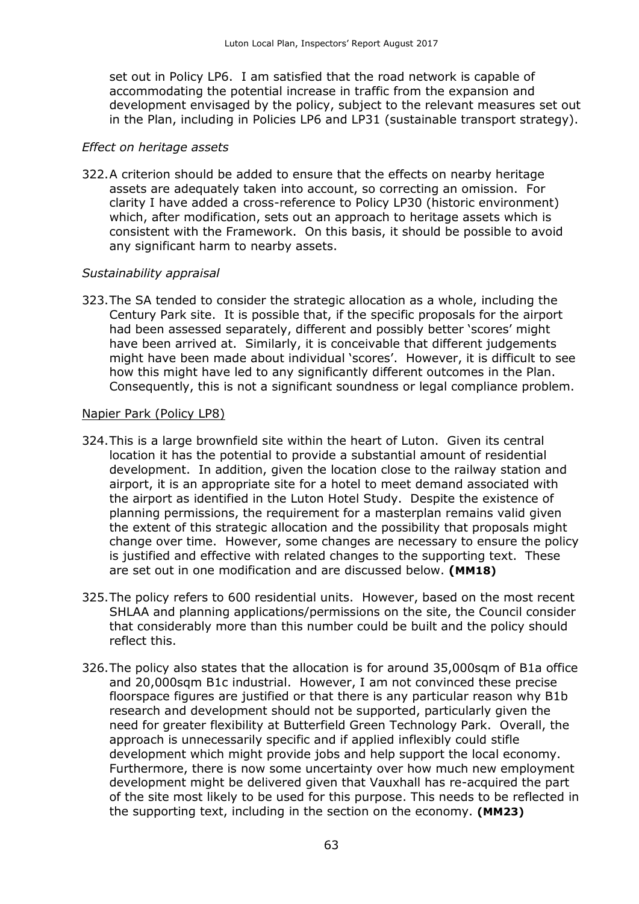set out in Policy LP6. I am satisfied that the road network is capable of accommodating the potential increase in traffic from the expansion and development envisaged by the policy, subject to the relevant measures set out in the Plan, including in Policies LP6 and LP31 (sustainable transport strategy).

*Effect on heritage assets*

322. A criterion should be added to ensure that the effects on nearby heritage assets are adequately taken into account, so correcting an omission. For clarity I have added a cross-reference to Policy LP30 (historic environment) which, after modification, sets out an approach to heritage assets which is consistent with the Framework. On this basis, it should be possible to avoid any significant harm to nearby assets.

*Sustainability appraisal*

323. The SA tended to consider the strategic allocation as a whole, including the Century Park site. It is possible that, if the specific proposals for the airport had been assessed separately, different and possibly better 'scores' might have been arrived at. Similarly, it is conceivable that different judgements might have been made about individual 'scores'. However, it is difficult to see how this might have led to any significantly different outcomes in the Plan. Consequently, this is not a significant soundness or legal compliance problem.

<u>Napier Park (Policy LP8)</u>

324. This is a large brownfield site within the heart of Luton. Given its central location it has the potential to provide a substantial amount of residential development. In addition, given the location close to the railway station and airport, it is an appropriate site for a hotel to meet demand associated with the airport as identified in the Luton Hotel Study. Despite the existence of planning permissions, the requirement for a masterplan remains valid given the extent of this strategic allocation and the possibility that proposals might change over time. However, some changes are necessary to ensure the policy is justified and effective with related changes to the supporting text. These are set out in one modification and are discussed below. **(MM18)**

325. The policy refers to 600 residential units. However, based on the most recent SHLAA and planning applications/permissions on the site, the Council consider that considerably more than this number could be built and the policy should reflect this.

326. The policy also states that the allocation is for around 35,000sqm of B1a office and 20,000sqm B1c industrial. However, I am not convinced these precise floorspace figures are justified or that there is any particular reason why B1b research and development should not be supported, particularly given the need for greater flexibility at Butterfield Green Technology Park. Overall, the approach is unnecessarily specific and if applied inflexibly could stifle development which might provide jobs and help support the local economy. Furthermore, there is now some uncertainty over how much new employment development might be delivered given that Vauxhall has re-acquired the part of the site most likely to be used for this purpose. This needs to be reflected in the supporting text, including in the section on the economy. **(MM23)**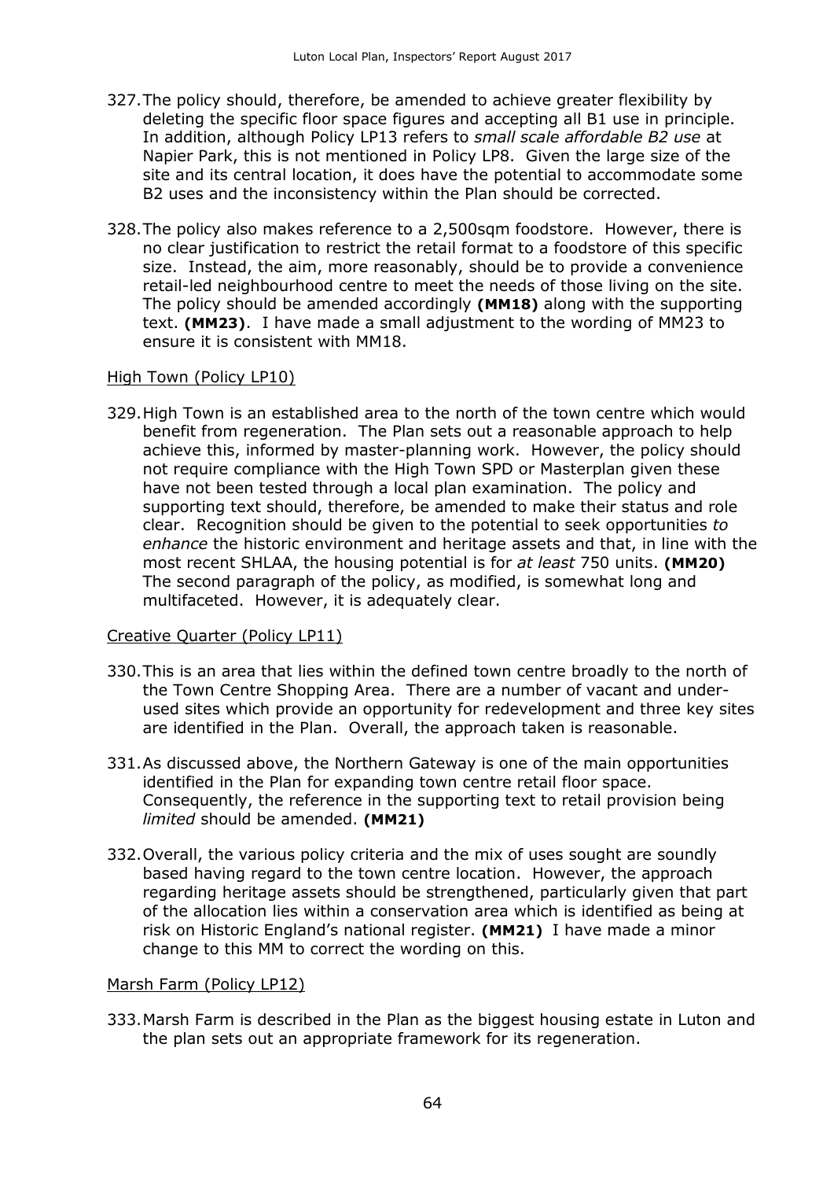327. The policy should, therefore, be amended to achieve greater flexibility by deleting the specific floor space figures and accepting all B1 use in principle. In addition, although Policy LP13 refers to *small scale affordable B2 use* at Napier Park, this is not mentioned in Policy LP8. Given the large size of the site and its central location, it does have the potential to accommodate some B2 uses and the inconsistency within the Plan should be corrected.

328. The policy also makes reference to a 2,500sqm foodstore. However, there is no clear justification to restrict the retail format to a foodstore of this specific size. Instead, the aim, more reasonably, should be to provide a convenience retail-led neighbourhood centre to meet the needs of those living on the site. The policy should be amended accordingly **(MM18)** along with the supporting text. **(MM23)**. I have made a small adjustment to the wording of MM23 to ensure it is consistent with MM18.

<u>High Town (Policy LP10)</u>

329. High Town is an established area to the north of the town centre which would benefit from regeneration. The Plan sets out a reasonable approach to help achieve this, informed by master-planning work. However, the policy should not require compliance with the High Town SPD or Masterplan given these have not been tested through a local plan examination. The policy and supporting text should, therefore, be amended to make their status and role clear. Recognition should be given to the potential to seek opportunities *to enhance* the historic environment and heritage assets and that, in line with the most recent SHLAA, the housing potential is for *at least* 750 units. **(MM20)** The second paragraph of the policy, as modified, is somewhat long and multifaceted. However, it is adequately clear.

<u>Creative Quarter (Policy LP11)</u>

330. This is an area that lies within the defined town centre broadly to the north of the Town Centre Shopping Area. There are a number of vacant and under-used sites which provide an opportunity for redevelopment and three key sites are identified in the Plan. Overall, the approach taken is reasonable.

331. As discussed above, the Northern Gateway is one of the main opportunities identified in the Plan for expanding town centre retail floor space. Consequently, the reference in the supporting text to retail provision being *limited* should be amended. **(MM21)**

332. Overall, the various policy criteria and the mix of uses sought are soundly based having regard to the town centre location. However, the approach regarding heritage assets should be strengthened, particularly given that part of the allocation lies within a conservation area which is identified as being at risk on Historic England's national register. **(MM21)** I have made a minor change to this MM to correct the wording on this.

<u>Marsh Farm (Policy LP12)</u>

333. Marsh Farm is described in the Plan as the biggest housing estate in Luton and the plan sets out an appropriate framework for its regeneration.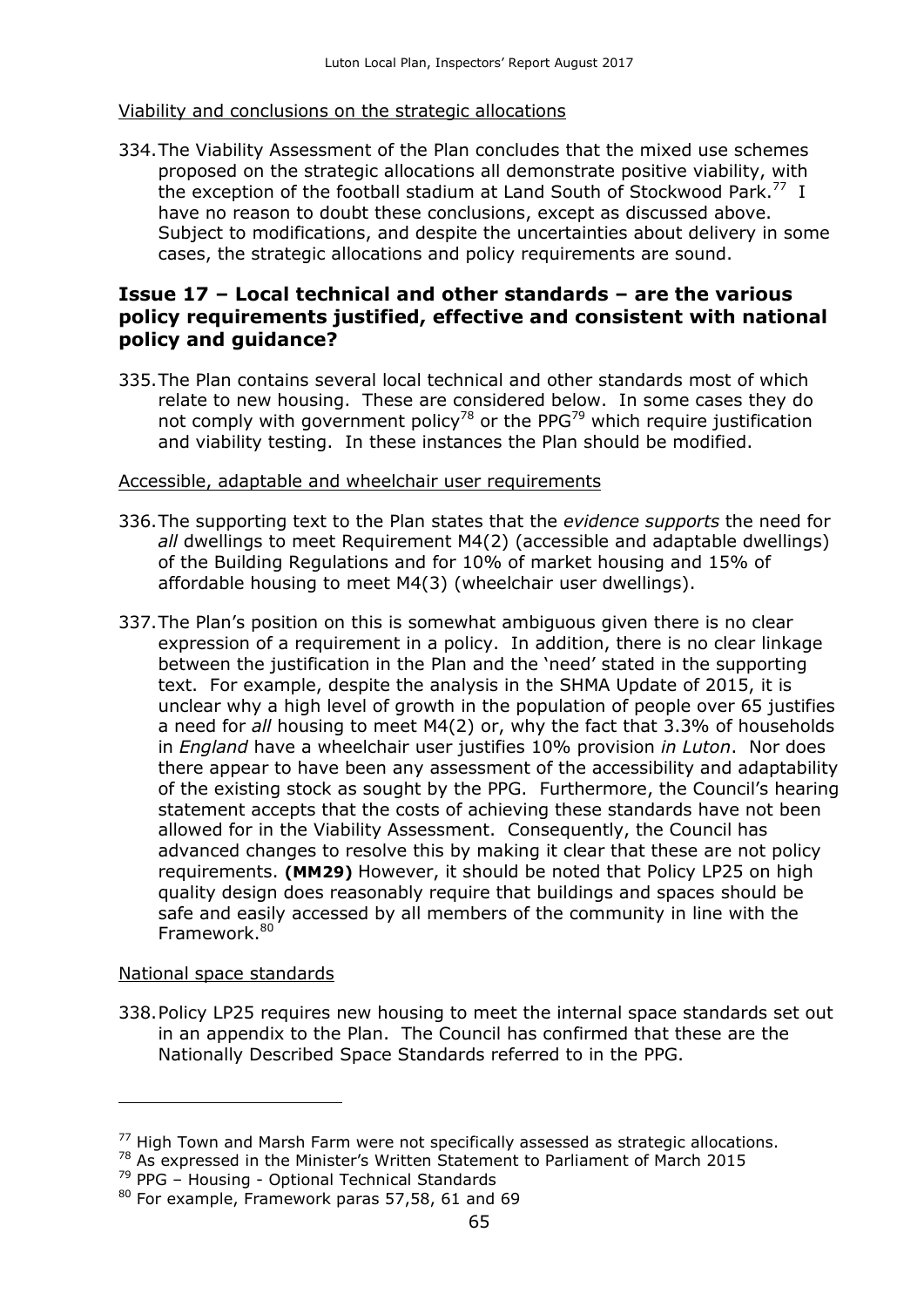Viability and conclusions on the strategic allocations

334. The Viability Assessment of the Plan concludes that the mixed use schemes proposed on the strategic allocations all demonstrate positive viability, with the exception of the football stadium at Land South of Stockwood Park.[77] I have no reason to doubt these conclusions, except as discussed above. Subject to modifications, and despite the uncertainties about delivery in some cases, the strategic allocations and policy requirements are sound.

## Issue 17 – Local technical and other standards – are the various policy requirements justified, effective and consistent with national policy and guidance?

335. The Plan contains several local technical and other standards most of which relate to new housing. These are considered below. In some cases they do not comply with government policy[78] or the PPG[79] which require justification and viability testing. In these instances the Plan should be modified.

Accessible, adaptable and wheelchair user requirements

336. The supporting text to the Plan states that the *evidence supports* the need for *all* dwellings to meet Requirement M4(2) (accessible and adaptable dwellings) of the Building Regulations and for 10% of market housing and 15% of affordable housing to meet M4(3) (wheelchair user dwellings).

337. The Plan's position on this is somewhat ambiguous given there is no clear expression of a requirement in a policy. In addition, there is no clear linkage between the justification in the Plan and the 'need' stated in the supporting text. For example, despite the analysis in the SHMA Update of 2015, it is unclear why a high level of growth in the population of people over 65 justifies a need for *all* housing to meet M4(2) or, why the fact that 3.3% of households in *England* have a wheelchair user justifies 10% provision *in Luton*. Nor does there appear to have been any assessment of the accessibility and adaptability of the existing stock as sought by the PPG. Furthermore, the Council's hearing statement accepts that the costs of achieving these standards have not been allowed for in the Viability Assessment. Consequently, the Council has advanced changes to resolve this by making it clear that these are not policy requirements. **(MM29)** However, it should be noted that Policy LP25 on high quality design does reasonably require that buildings and spaces should be safe and easily accessed by all members of the community in line with the Framework.[80]

National space standards

338. Policy LP25 requires new housing to meet the internal space standards set out in an appendix to the Plan. The Council has confirmed that these are the Nationally Described Space Standards referred to in the PPG.

---

[77] High Town and Marsh Farm were not specifically assessed as strategic allocations.

[78] As expressed in the Minister's Written Statement to Parliament of March 2015

[79] PPG – Housing - Optional Technical Standards

[80] For example, Framework paras 57,58, 61 and 69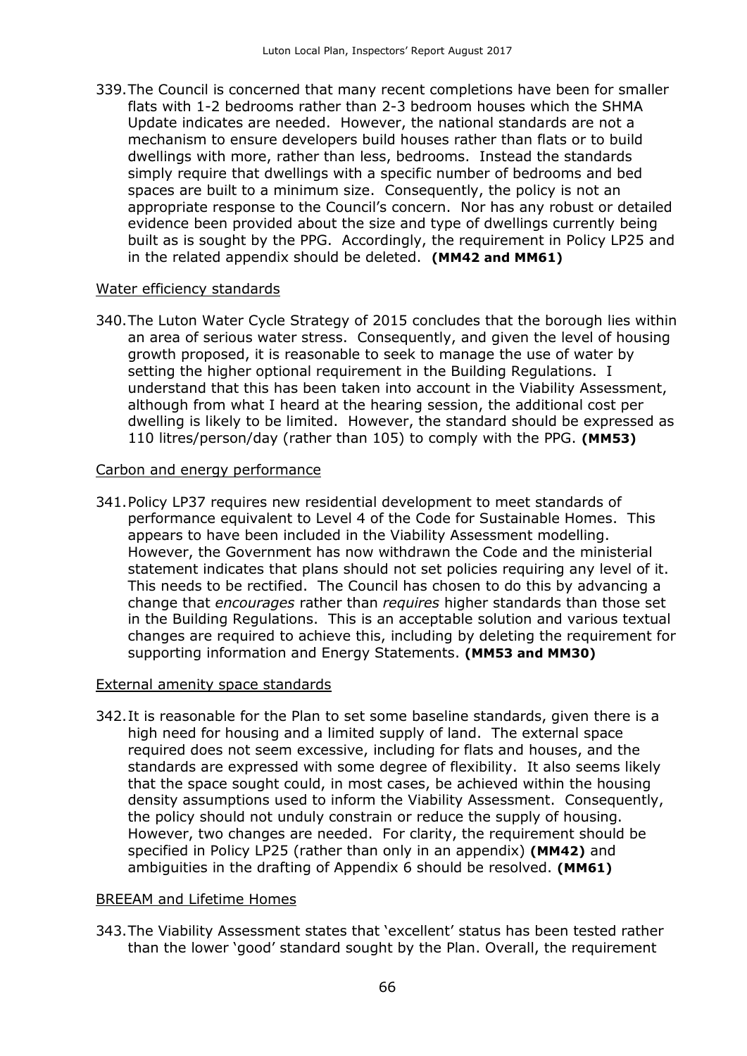339. The Council is concerned that many recent completions have been for smaller flats with 1-2 bedrooms rather than 2-3 bedroom houses which the SHMA Update indicates are needed. However, the national standards are not a mechanism to ensure developers build houses rather than flats or to build dwellings with more, rather than less, bedrooms. Instead the standards simply require that dwellings with a specific number of bedrooms and bed spaces are built to a minimum size. Consequently, the policy is not an appropriate response to the Council's concern. Nor has any robust or detailed evidence been provided about the size and type of dwellings currently being built as is sought by the PPG. Accordingly, the requirement in Policy LP25 and in the related appendix should be deleted. **(MM42 and MM61)**

Water efficiency standards

340. The Luton Water Cycle Strategy of 2015 concludes that the borough lies within an area of serious water stress. Consequently, and given the level of housing growth proposed, it is reasonable to seek to manage the use of water by setting the higher optional requirement in the Building Regulations. I understand that this has been taken into account in the Viability Assessment, although from what I heard at the hearing session, the additional cost per dwelling is likely to be limited. However, the standard should be expressed as 110 litres/person/day (rather than 105) to comply with the PPG. **(MM53)**

Carbon and energy performance

341. Policy LP37 requires new residential development to meet standards of performance equivalent to Level 4 of the Code for Sustainable Homes. This appears to have been included in the Viability Assessment modelling. However, the Government has now withdrawn the Code and the ministerial statement indicates that plans should not set policies requiring any level of it. This needs to be rectified. The Council has chosen to do this by advancing a change that *encourages* rather than *requires* higher standards than those set in the Building Regulations. This is an acceptable solution and various textual changes are required to achieve this, including by deleting the requirement for supporting information and Energy Statements. **(MM53 and MM30)**

External amenity space standards

342. It is reasonable for the Plan to set some baseline standards, given there is a high need for housing and a limited supply of land. The external space required does not seem excessive, including for flats and houses, and the standards are expressed with some degree of flexibility. It also seems likely that the space sought could, in most cases, be achieved within the housing density assumptions used to inform the Viability Assessment. Consequently, the policy should not unduly constrain or reduce the supply of housing. However, two changes are needed. For clarity, the requirement should be specified in Policy LP25 (rather than only in an appendix) **(MM42)** and ambiguities in the drafting of Appendix 6 should be resolved. **(MM61)**

BREEAM and Lifetime Homes

343. The Viability Assessment states that 'excellent' status has been tested rather than the lower 'good' standard sought by the Plan. Overall, the requirement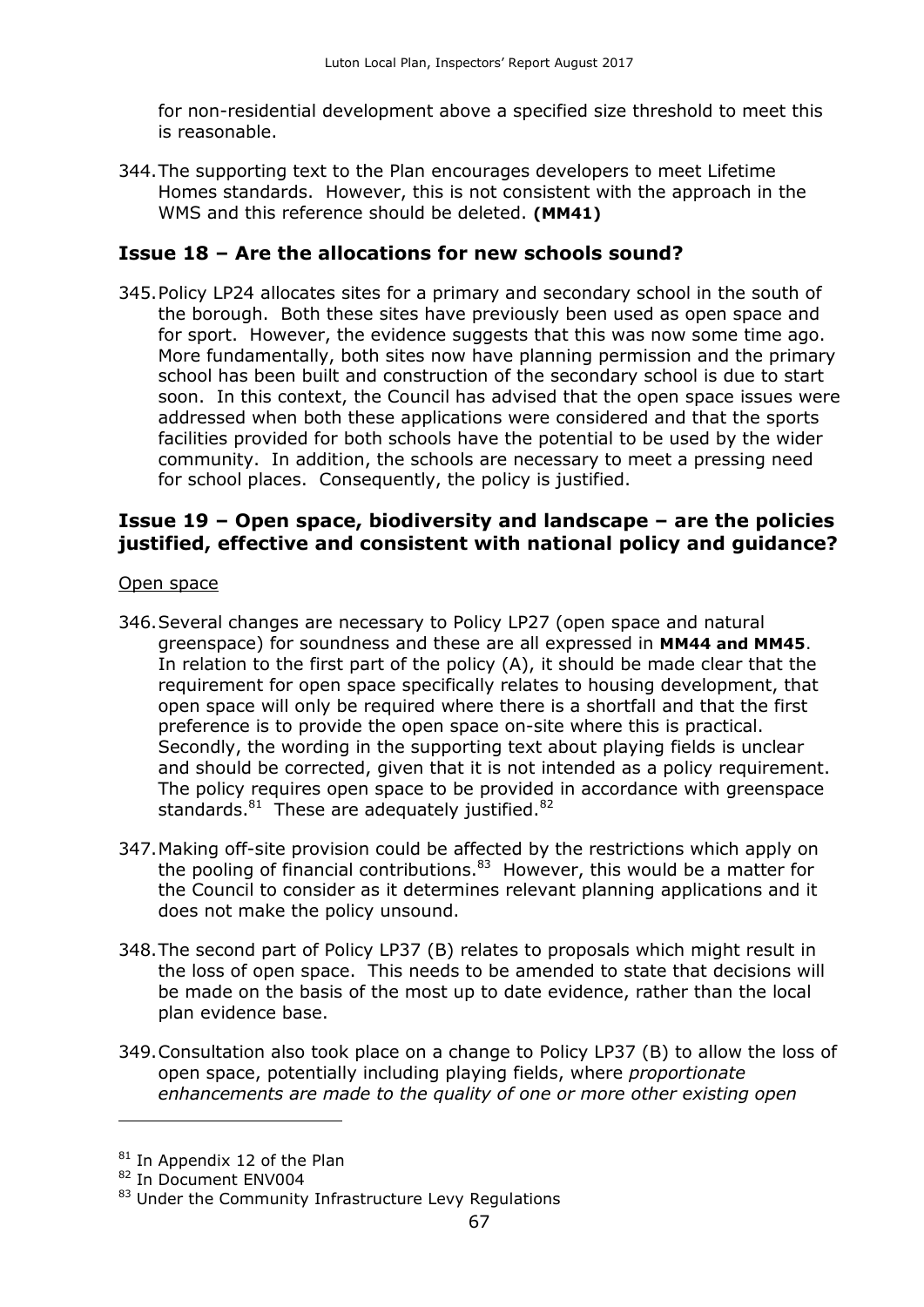for non-residential development above a specified size threshold to meet this is reasonable.

344. The supporting text to the Plan encourages developers to meet Lifetime Homes standards. However, this is not consistent with the approach in the WMS and this reference should be deleted. **(MM41)**

## Issue 18 – Are the allocations for new schools sound?

345. Policy LP24 allocates sites for a primary and secondary school in the south of the borough. Both these sites have previously been used as open space and for sport. However, the evidence suggests that this was now some time ago. More fundamentally, both sites now have planning permission and the primary school has been built and construction of the secondary school is due to start soon. In this context, the Council has advised that the open space issues were addressed when both these applications were considered and that the sports facilities provided for both schools have the potential to be used by the wider community. In addition, the schools are necessary to meet a pressing need for school places. Consequently, the policy is justified.

## Issue 19 – Open space, biodiversity and landscape – are the policies justified, effective and consistent with national policy and guidance?

Open space

346. Several changes are necessary to Policy LP27 (open space and natural greenspace) for soundness and these are all expressed in **MM44 and MM45**. In relation to the first part of the policy (A), it should be made clear that the requirement for open space specifically relates to housing development, that open space will only be required where there is a shortfall and that the first preference is to provide the open space on-site where this is practical. Secondly, the wording in the supporting text about playing fields is unclear and should be corrected, given that it is not intended as a policy requirement. The policy requires open space to be provided in accordance with greenspace standards.[81] These are adequately justified.[82]

347. Making off-site provision could be affected by the restrictions which apply on the pooling of financial contributions.[83] However, this would be a matter for the Council to consider as it determines relevant planning applications and it does not make the policy unsound.

348. The second part of Policy LP37 (B) relates to proposals which might result in the loss of open space. This needs to be amended to state that decisions will be made on the basis of the most up to date evidence, rather than the local plan evidence base.

349. Consultation also took place on a change to Policy LP37 (B) to allow the loss of open space, potentially including playing fields, where *proportionate enhancements are made to the quality of one or more other existing open*

---

[81] In Appendix 12 of the Plan

[82] In Document ENV004

[83] Under the Community Infrastructure Levy Regulations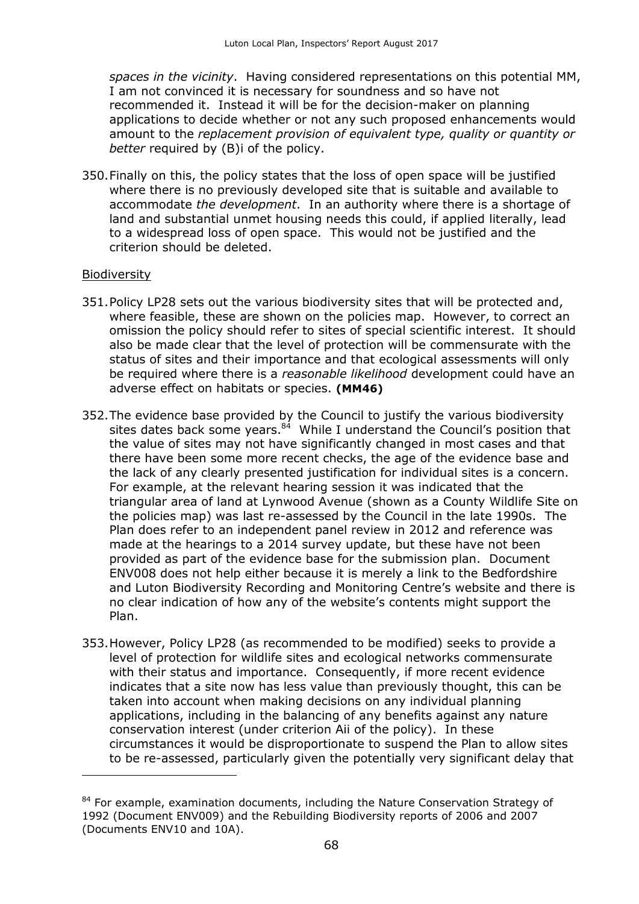*spaces in the vicinity*. Having considered representations on this potential MM, I am not convinced it is necessary for soundness and so have not recommended it. Instead it will be for the decision-maker on planning applications to decide whether or not any such proposed enhancements would amount to the *replacement provision of equivalent type, quality or quantity or better* required by (B)i of the policy.

350. Finally on this, the policy states that the loss of open space will be justified where there is no previously developed site that is suitable and available to accommodate *the development*. In an authority where there is a shortage of land and substantial unmet housing needs this could, if applied literally, lead to a widespread loss of open space. This would not be justified and the criterion should be deleted.

<u>Biodiversity</u>

351. Policy LP28 sets out the various biodiversity sites that will be protected and, where feasible, these are shown on the policies map. However, to correct an omission the policy should refer to sites of special scientific interest. It should also be made clear that the level of protection will be commensurate with the status of sites and their importance and that ecological assessments will only be required where there is a *reasonable likelihood* development could have an adverse effect on habitats or species. **(MM46)**

352. The evidence base provided by the Council to justify the various biodiversity sites dates back some years.[84] While I understand the Council's position that the value of sites may not have significantly changed in most cases and that there have been some more recent checks, the age of the evidence base and the lack of any clearly presented justification for individual sites is a concern. For example, at the relevant hearing session it was indicated that the triangular area of land at Lynwood Avenue (shown as a County Wildlife Site on the policies map) was last re-assessed by the Council in the late 1990s. The Plan does refer to an independent panel review in 2012 and reference was made at the hearings to a 2014 survey update, but these have not been provided as part of the evidence base for the submission plan. Document ENV008 does not help either because it is merely a link to the Bedfordshire and Luton Biodiversity Recording and Monitoring Centre's website and there is no clear indication of how any of the website's contents might support the Plan.

353. However, Policy LP28 (as recommended to be modified) seeks to provide a level of protection for wildlife sites and ecological networks commensurate with their status and importance. Consequently, if more recent evidence indicates that a site now has less value than previously thought, this can be taken into account when making decisions on any individual planning applications, including in the balancing of any benefits against any nature conservation interest (under criterion Aii of the policy). In these circumstances it would be disproportionate to suspend the Plan to allow sites to be re-assessed, particularly given the potentially very significant delay that

---

[84] For example, examination documents, including the Nature Conservation Strategy of 1992 (Document ENV009) and the Rebuilding Biodiversity reports of 2006 and 2007 (Documents ENV10 and 10A).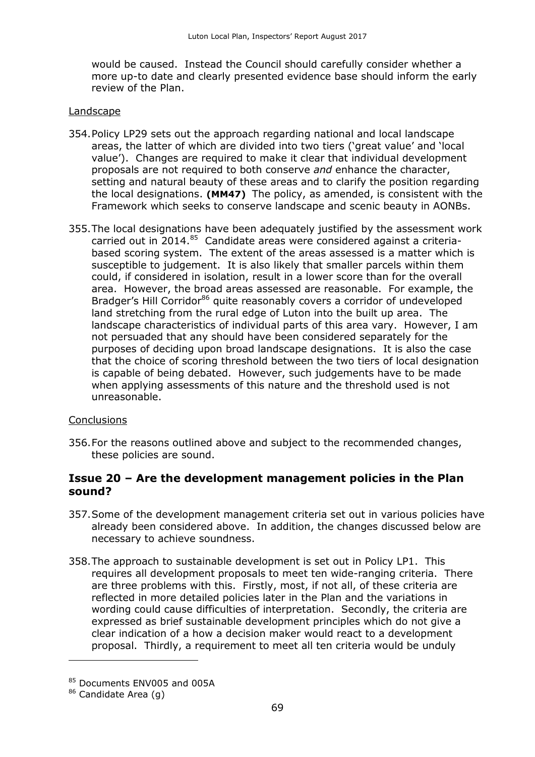would be caused. Instead the Council should carefully consider whether a more up-to date and clearly presented evidence base should inform the early review of the Plan.

Landscape

354. Policy LP29 sets out the approach regarding national and local landscape areas, the latter of which are divided into two tiers ('great value' and 'local value'). Changes are required to make it clear that individual development proposals are not required to both conserve *and* enhance the character, setting and natural beauty of these areas and to clarify the position regarding the local designations. **(MM47)** The policy, as amended, is consistent with the Framework which seeks to conserve landscape and scenic beauty in AONBs.

355. The local designations have been adequately justified by the assessment work carried out in 2014.[85] Candidate areas were considered against a criteria-based scoring system. The extent of the areas assessed is a matter which is susceptible to judgement. It is also likely that smaller parcels within them could, if considered in isolation, result in a lower score than for the overall area. However, the broad areas assessed are reasonable. For example, the Bradger's Hill Corridor[86] quite reasonably covers a corridor of undeveloped land stretching from the rural edge of Luton into the built up area. The landscape characteristics of individual parts of this area vary. However, I am not persuaded that any should have been considered separately for the purposes of deciding upon broad landscape designations. It is also the case that the choice of scoring threshold between the two tiers of local designation is capable of being debated. However, such judgements have to be made when applying assessments of this nature and the threshold used is not unreasonable.

Conclusions

356. For the reasons outlined above and subject to the recommended changes, these policies are sound.

## Issue 20 – Are the development management policies in the Plan sound?

357. Some of the development management criteria set out in various policies have already been considered above. In addition, the changes discussed below are necessary to achieve soundness.

358. The approach to sustainable development is set out in Policy LP1. This requires all development proposals to meet ten wide-ranging criteria. There are three problems with this. Firstly, most, if not all, of these criteria are reflected in more detailed policies later in the Plan and the variations in wording could cause difficulties of interpretation. Secondly, the criteria are expressed as brief sustainable development principles which do not give a clear indication of a how a decision maker would react to a development proposal. Thirdly, a requirement to meet all ten criteria would be unduly

[85] Documents ENV005 and 005A

[86] Candidate Area (g)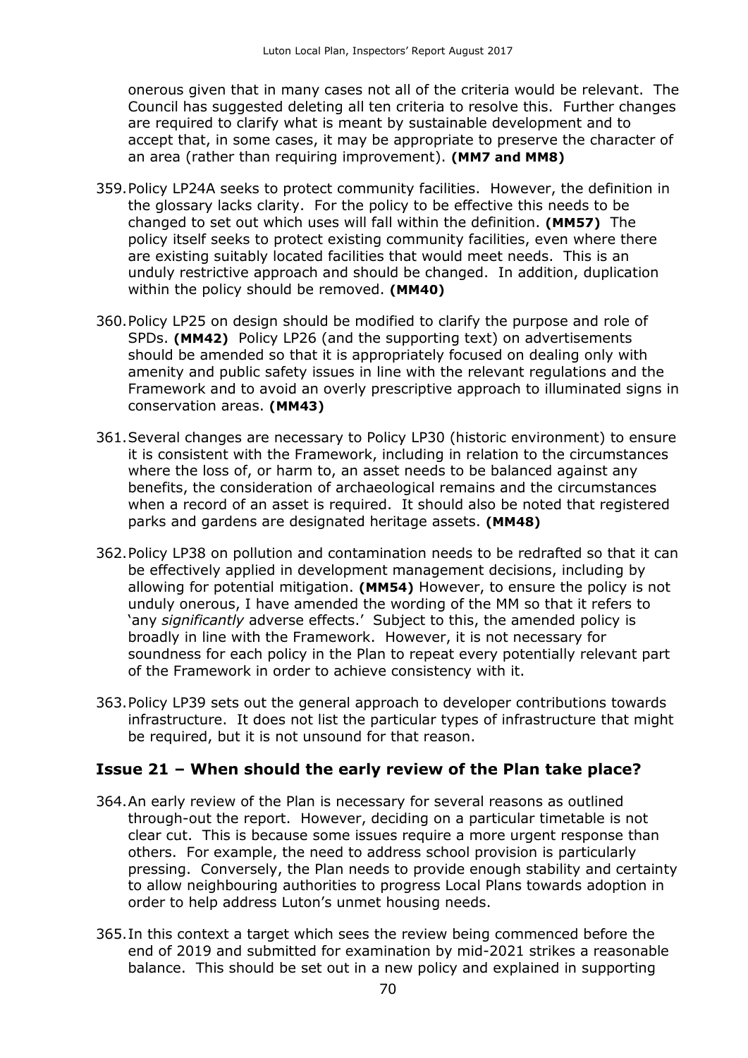onerous given that in many cases not all of the criteria would be relevant. The Council has suggested deleting all ten criteria to resolve this. Further changes are required to clarify what is meant by sustainable development and to accept that, in some cases, it may be appropriate to preserve the character of an area (rather than requiring improvement). **(MM7 and MM8)**

359. Policy LP24A seeks to protect community facilities. However, the definition in the glossary lacks clarity. For the policy to be effective this needs to be changed to set out which uses will fall within the definition. **(MM57)** The policy itself seeks to protect existing community facilities, even where there are existing suitably located facilities that would meet needs. This is an unduly restrictive approach and should be changed. In addition, duplication within the policy should be removed. **(MM40)**

360. Policy LP25 on design should be modified to clarify the purpose and role of SPDs. **(MM42)** Policy LP26 (and the supporting text) on advertisements should be amended so that it is appropriately focused on dealing only with amenity and public safety issues in line with the relevant regulations and the Framework and to avoid an overly prescriptive approach to illuminated signs in conservation areas. **(MM43)**

361. Several changes are necessary to Policy LP30 (historic environment) to ensure it is consistent with the Framework, including in relation to the circumstances where the loss of, or harm to, an asset needs to be balanced against any benefits, the consideration of archaeological remains and the circumstances when a record of an asset is required. It should also be noted that registered parks and gardens are designated heritage assets. **(MM48)**

362. Policy LP38 on pollution and contamination needs to be redrafted so that it can be effectively applied in development management decisions, including by allowing for potential mitigation. **(MM54)** However, to ensure the policy is not unduly onerous, I have amended the wording of the MM so that it refers to 'any *significantly* adverse effects.' Subject to this, the amended policy is broadly in line with the Framework. However, it is not necessary for soundness for each policy in the Plan to repeat every potentially relevant part of the Framework in order to achieve consistency with it.

363. Policy LP39 sets out the general approach to developer contributions towards infrastructure. It does not list the particular types of infrastructure that might be required, but it is not unsound for that reason.

## Issue 21 – When should the early review of the Plan take place?

364. An early review of the Plan is necessary for several reasons as outlined through-out the report. However, deciding on a particular timetable is not clear cut. This is because some issues require a more urgent response than others. For example, the need to address school provision is particularly pressing. Conversely, the Plan needs to provide enough stability and certainty to allow neighbouring authorities to progress Local Plans towards adoption in order to help address Luton's unmet housing needs.

365. In this context a target which sees the review being commenced before the end of 2019 and submitted for examination by mid-2021 strikes a reasonable balance. This should be set out in a new policy and explained in supporting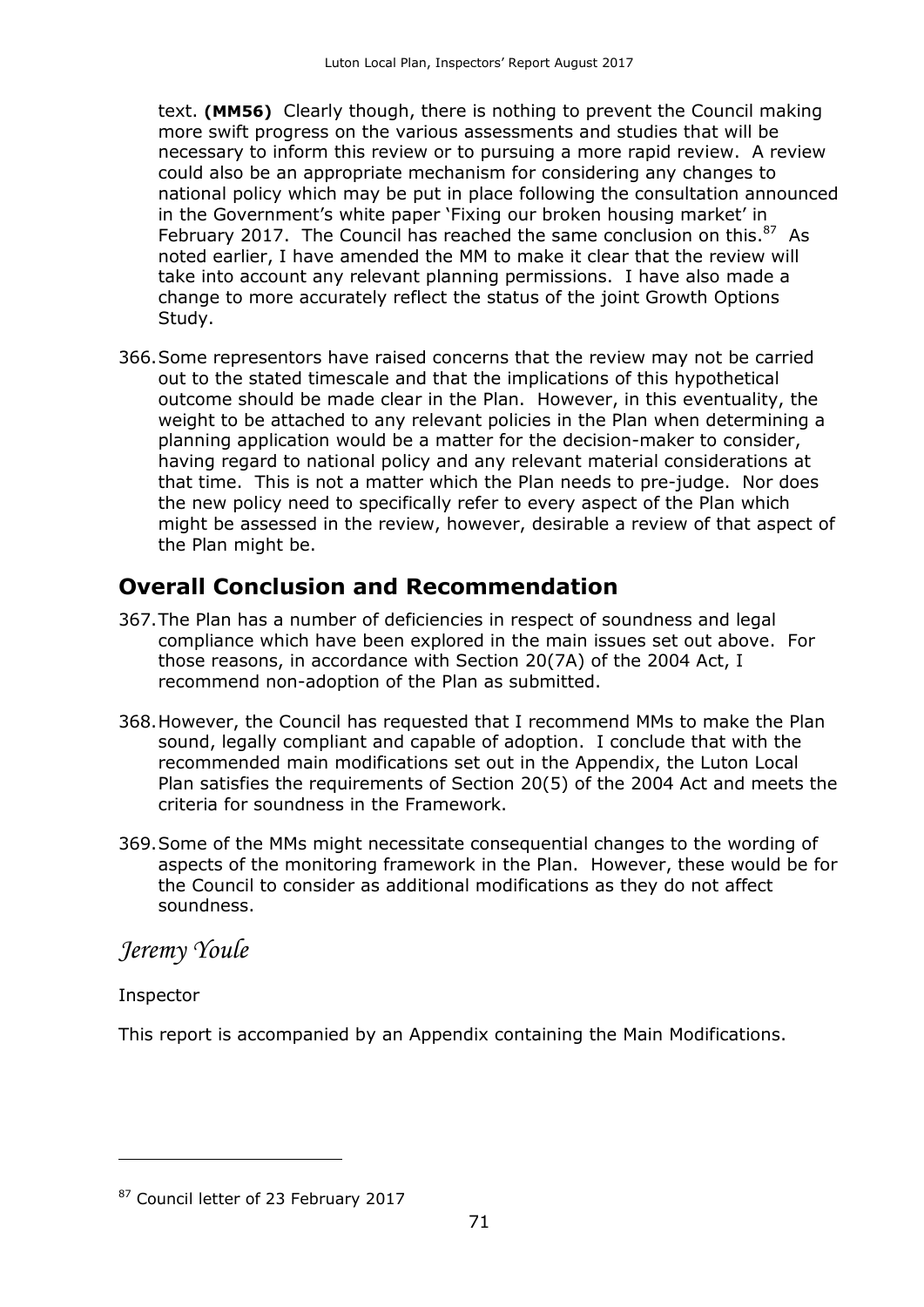text. **(MM56)** Clearly though, there is nothing to prevent the Council making more swift progress on the various assessments and studies that will be necessary to inform this review or to pursuing a more rapid review. A review could also be an appropriate mechanism for considering any changes to national policy which may be put in place following the consultation announced in the Government's white paper 'Fixing our broken housing market' in February 2017. The Council has reached the same conclusion on this.[87] As noted earlier, I have amended the MM to make it clear that the review will take into account any relevant planning permissions. I have also made a change to more accurately reflect the status of the joint Growth Options Study.

366. Some representors have raised concerns that the review may not be carried out to the stated timescale and that the implications of this hypothetical outcome should be made clear in the Plan. However, in this eventuality, the weight to be attached to any relevant policies in the Plan when determining a planning application would be a matter for the decision-maker to consider, having regard to national policy and any relevant material considerations at that time. This is not a matter which the Plan needs to pre-judge. Nor does the new policy need to specifically refer to every aspect of the Plan which might be assessed in the review, however, desirable a review of that aspect of the Plan might be.

## Overall Conclusion and Recommendation

367. The Plan has a number of deficiencies in respect of soundness and legal compliance which have been explored in the main issues set out above. For those reasons, in accordance with Section 20(7A) of the 2004 Act, I recommend non-adoption of the Plan as submitted.

368. However, the Council has requested that I recommend MMs to make the Plan sound, legally compliant and capable of adoption. I conclude that with the recommended main modifications set out in the Appendix, the Luton Local Plan satisfies the requirements of Section 20(5) of the 2004 Act and meets the criteria for soundness in the Framework.

369. Some of the MMs might necessitate consequential changes to the wording of aspects of the monitoring framework in the Plan. However, these would be for the Council to consider as additional modifications as they do not affect soundness.

*Jeremy Youle*

Inspector

This report is accompanied by an Appendix containing the Main Modifications.

---

[87] Council letter of 23 February 2017